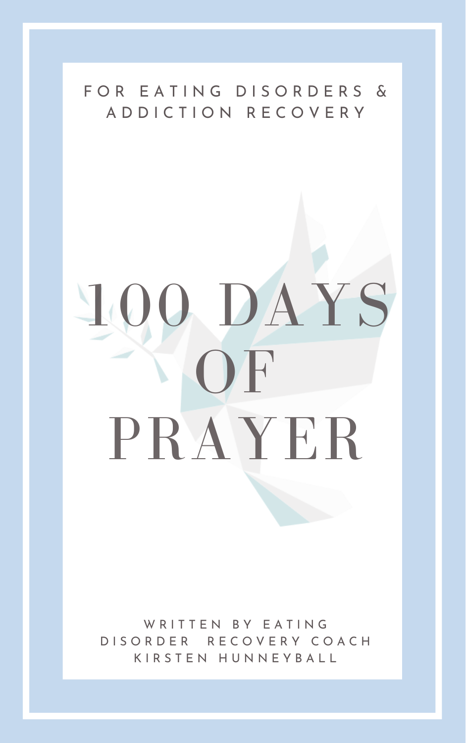FOR EATING DISORDERS & ADDICTION RECOVERY

# 100 DAYS OF PRAYER

WRITTEN BY EATING DISORDER RECOVERY COACH KIRSTEN HUNNEYBALL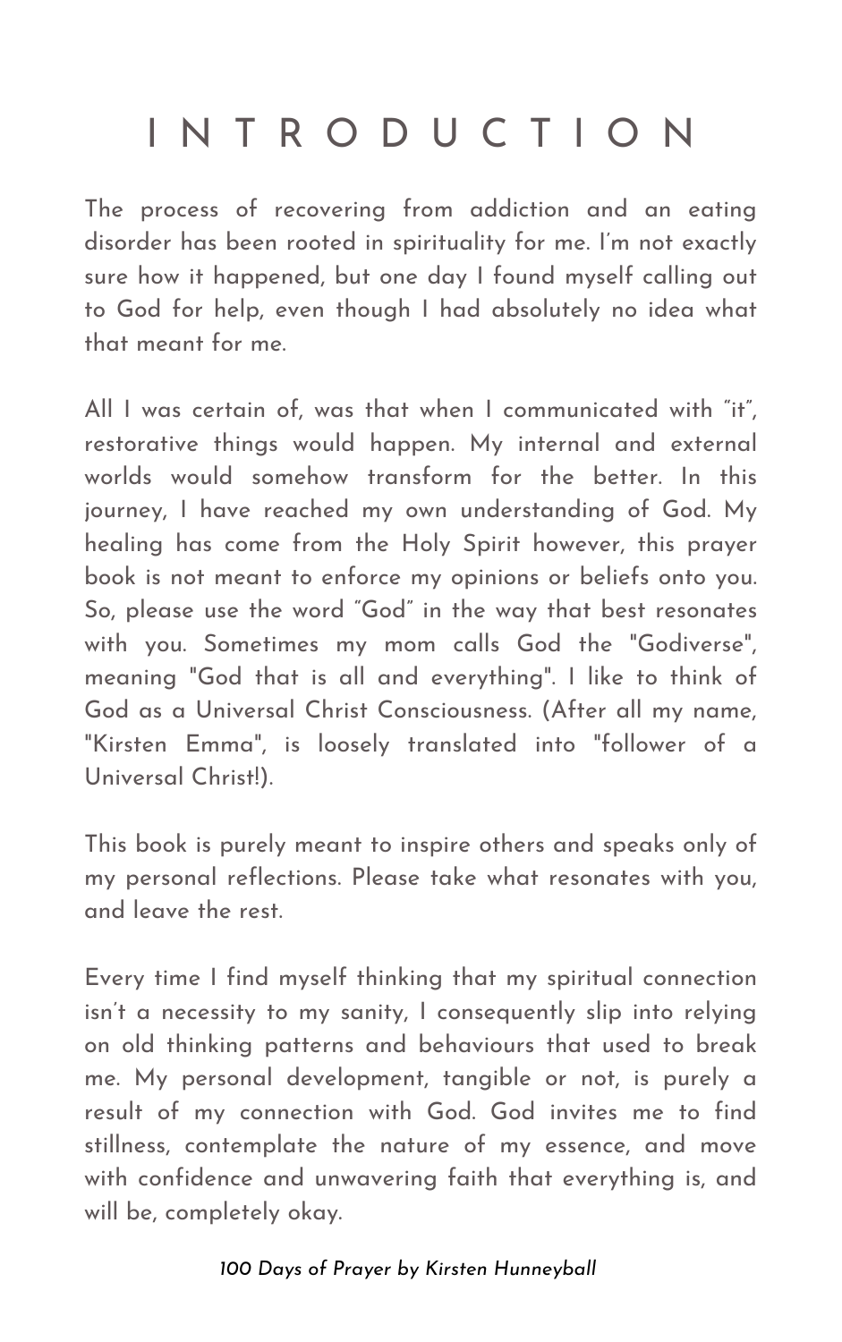# INTRODUCTION

The process of recovering from addiction and an eating disorder has been rooted in spirituality for me. I'm not exactly sure how it happened, but one day I found myself calling out to God for help, even though I had absolutely no idea what that meant for me.

All I was certain of, was that when I communicated with "it", restorative things would happen. My internal and external worlds would somehow transform for the better. In this journey, I have reached my own understanding of God. My healing has come from the Holy Spirit however, this prayer book is not meant to enforce my opinions or beliefs onto you. So, please use the word "God" in the way that best resonates with you. Sometimes my mom calls God the "Godiverse", meaning "God that is all and everything". I like to think of God as a Universal Christ Consciousness. (After all my name, "Kirsten Emma", is loosely translated into "follower of a Universal Christ!).

This book is purely meant to inspire others and speaks only of my personal reflections. Please take what resonates with you, and leave the rest.

Every time I find myself thinking that my spiritual connection isn't a necessity to my sanity, I consequently slip into relying on old thinking patterns and behaviours that used to break me. My personal development, tangible or not, is purely a result of my connection with God. God invites me to find stillness, contemplate the nature of my essence, and move with confidence and unwavering faith that everything is, and will be, completely okay.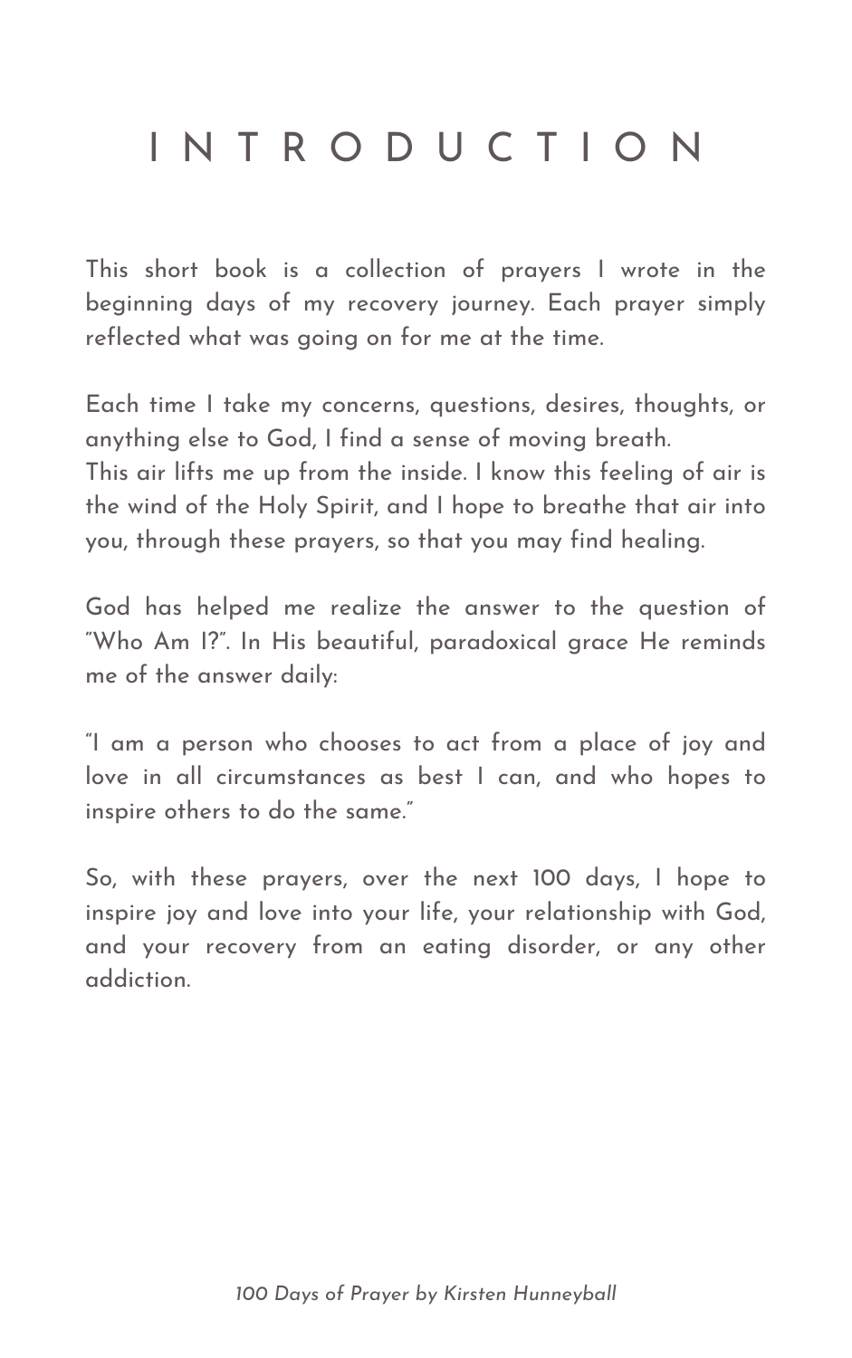# INTRODUCTION

This short book is a collection of prayers I wrote in the beginning days of my recovery journey. Each prayer simply reflected what was going on for me at the time.

Each time I take my concerns, questions, desires, thoughts, or anything else to God, I find a sense of moving breath.
This air lifts me up from the inside. I know this feeling of air is the wind of the Holy Spirit, and I hope to breathe that air into you, through these prayers, so that you may find healing.

God has helped me realize the answer to the question of "Who Am I?". In His beautiful, paradoxical grace He reminds me of the answer daily:

"I am a person who chooses to act from a place of joy and love in all circumstances as best I can, and who hopes to inspire others to do the same."

So, with these prayers, over the next 100 days, I hope to inspire joy and love into your life, your relationship with God, and your recovery from an eating disorder, or any other addiction.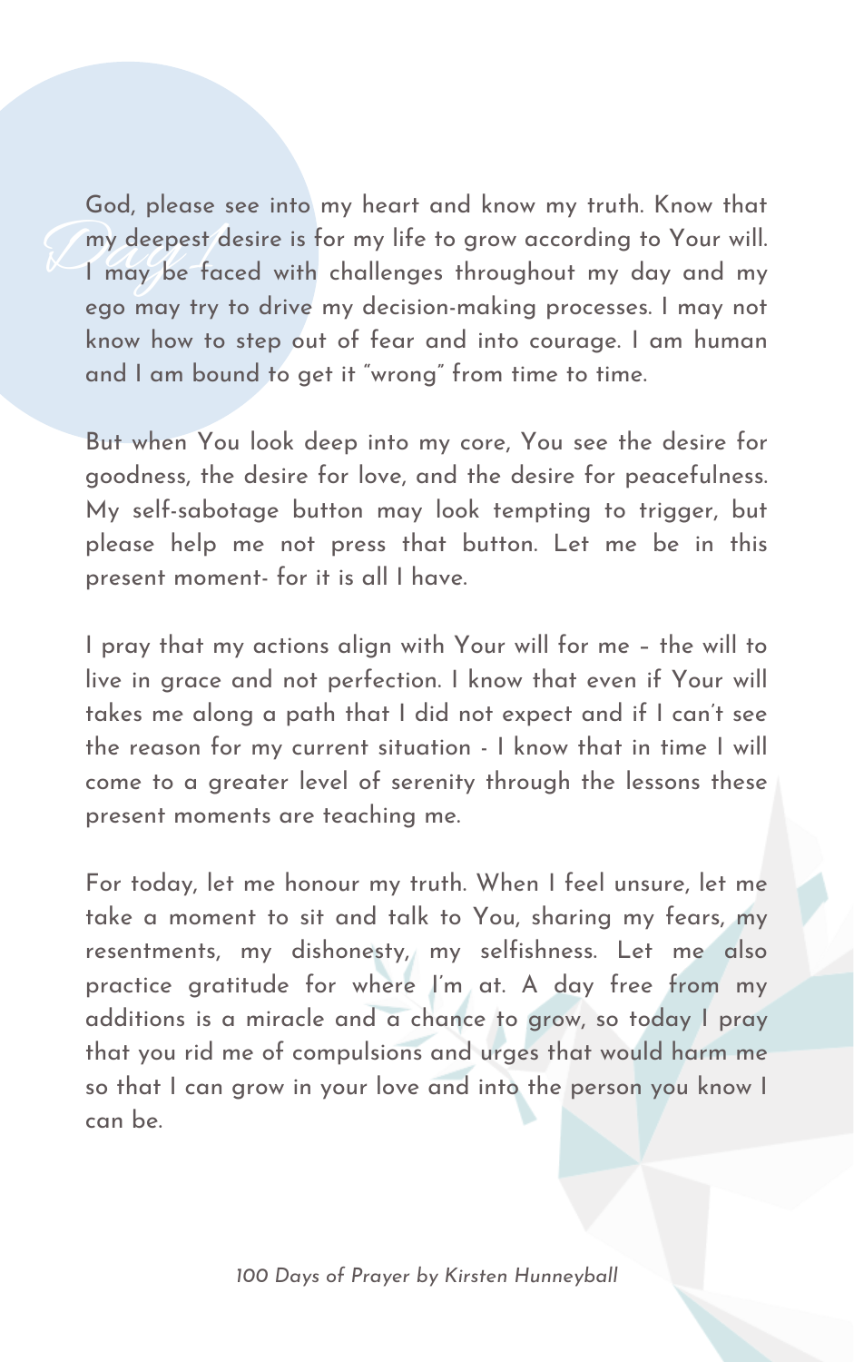# Day 1

God, please see into my heart and know my truth. Know that my deepest desire is for my life to grow according to Your will. I may be faced with challenges throughout my day and my ego may try to drive my decision-making processes. I may not know how to step out of fear and into courage. I am human and I am bound to get it "wrong" from time to time.

But when You look deep into my core, You see the desire for goodness, the desire for love, and the desire for peacefulness. My self-sabotage button may look tempting to trigger, but please help me not press that button. Let me be in this present moment- for it is all I have.

I pray that my actions align with Your will for me – the will to live in grace and not perfection. I know that even if Your will takes me along a path that I did not expect and if I can't see the reason for my current situation - I know that in time I will come to a greater level of serenity through the lessons these present moments are teaching me.

For today, let me honour my truth. When I feel unsure, let me take a moment to sit and talk to You, sharing my fears, my resentments, my dishonesty, my selfishness. Let me also practice gratitude for where I'm at. A day free from my additions is a miracle and a chance to grow, so today I pray that you rid me of compulsions and urges that would harm me so that I can grow in your love and into the person you know I can be.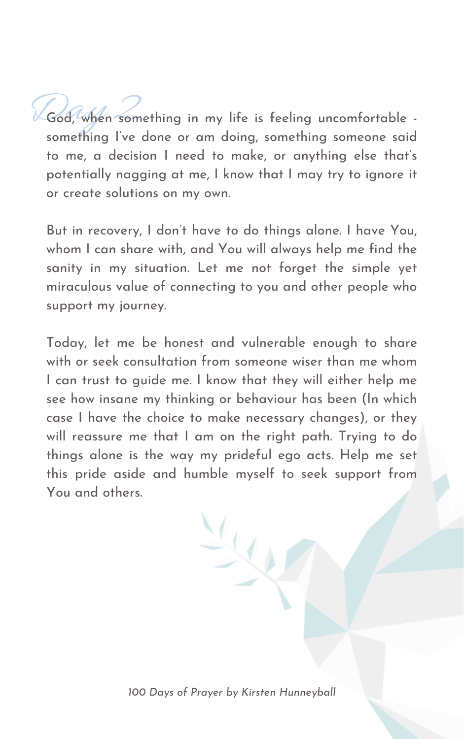## Day 2

God, when something in my life is feeling uncomfortable - something I've done or am doing, something someone said to me, a decision I need to make, or anything else that's potentially nagging at me, I know that I may try to ignore it or create solutions on my own.

But in recovery, I don't have to do things alone. I have You, whom I can share with, and You will always help me find the sanity in my situation. Let me not forget the simple yet miraculous value of connecting to you and other people who support my journey.

Today, let me be honest and vulnerable enough to share with or seek consultation from someone wiser than me whom I can trust to guide me. I know that they will either help me see how insane my thinking or behaviour has been (In which case I have the choice to make necessary changes), or they will reassure me that I am on the right path. Trying to do things alone is the way my prideful ego acts. Help me set this pride aside and humble myself to seek support from You and others.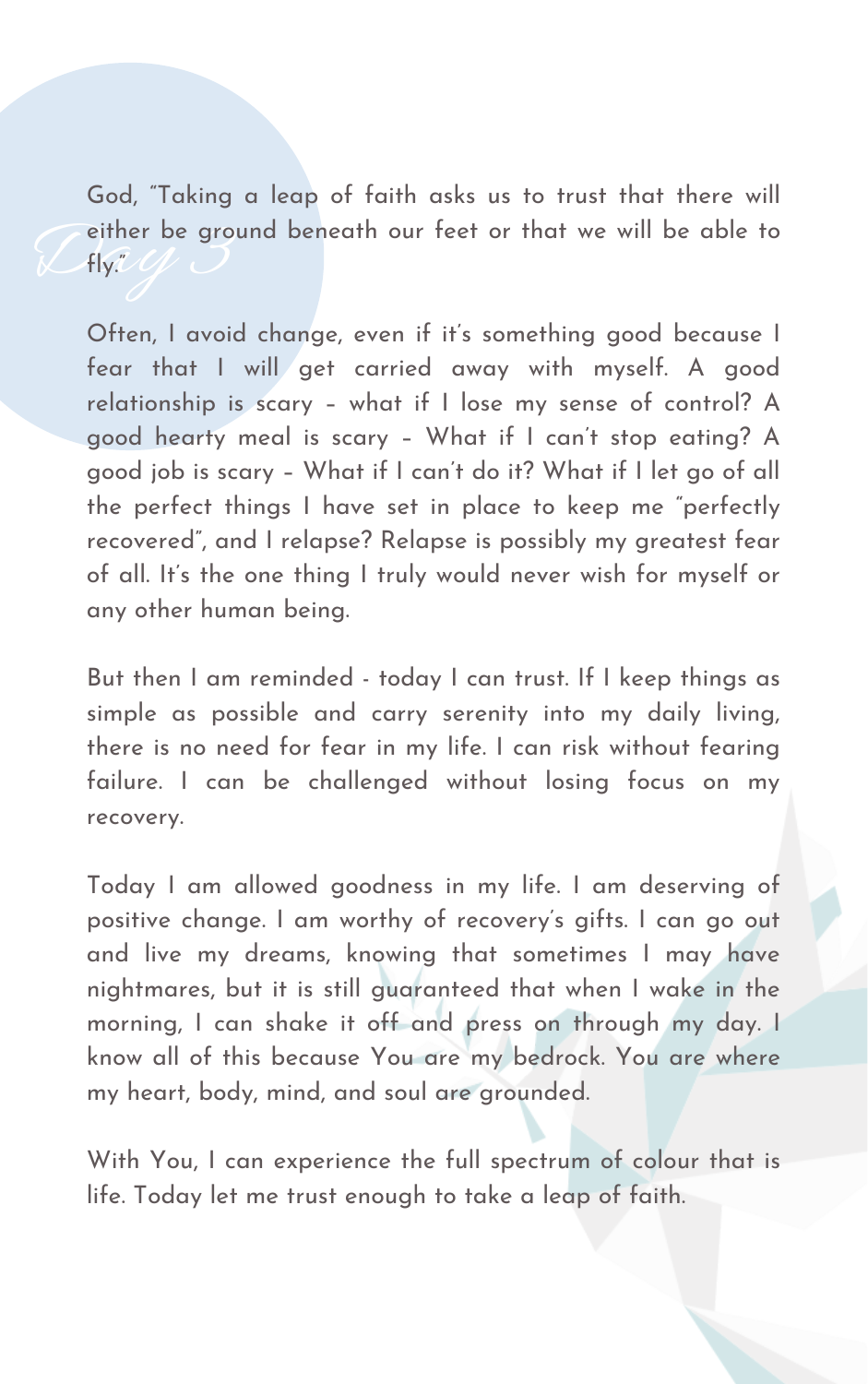*Day 3*

God, "Taking a leap of faith asks us to trust that there will either be ground beneath our feet or that we will be able to fly."

Often, I avoid change, even if it's something good because I fear that I will get carried away with myself. A good relationship is scary – what if I lose my sense of control? A good hearty meal is scary – What if I can't stop eating? A good job is scary – What if I can't do it? What if I let go of all the perfect things I have set in place to keep me "perfectly recovered", and I relapse? Relapse is possibly my greatest fear of all. It's the one thing I truly would never wish for myself or any other human being.

But then I am reminded - today I can trust. If I keep things as simple as possible and carry serenity into my daily living, there is no need for fear in my life. I can risk without fearing failure. I can be challenged without losing focus on my recovery.

Today I am allowed goodness in my life. I am deserving of positive change. I am worthy of recovery's gifts. I can go out and live my dreams, knowing that sometimes I may have nightmares, but it is still guaranteed that when I wake in the morning, I can shake it off and press on through my day. I know all of this because You are my bedrock. You are where my heart, body, mind, and soul are grounded.

With You, I can experience the full spectrum of colour that is life. Today let me trust enough to take a leap of faith.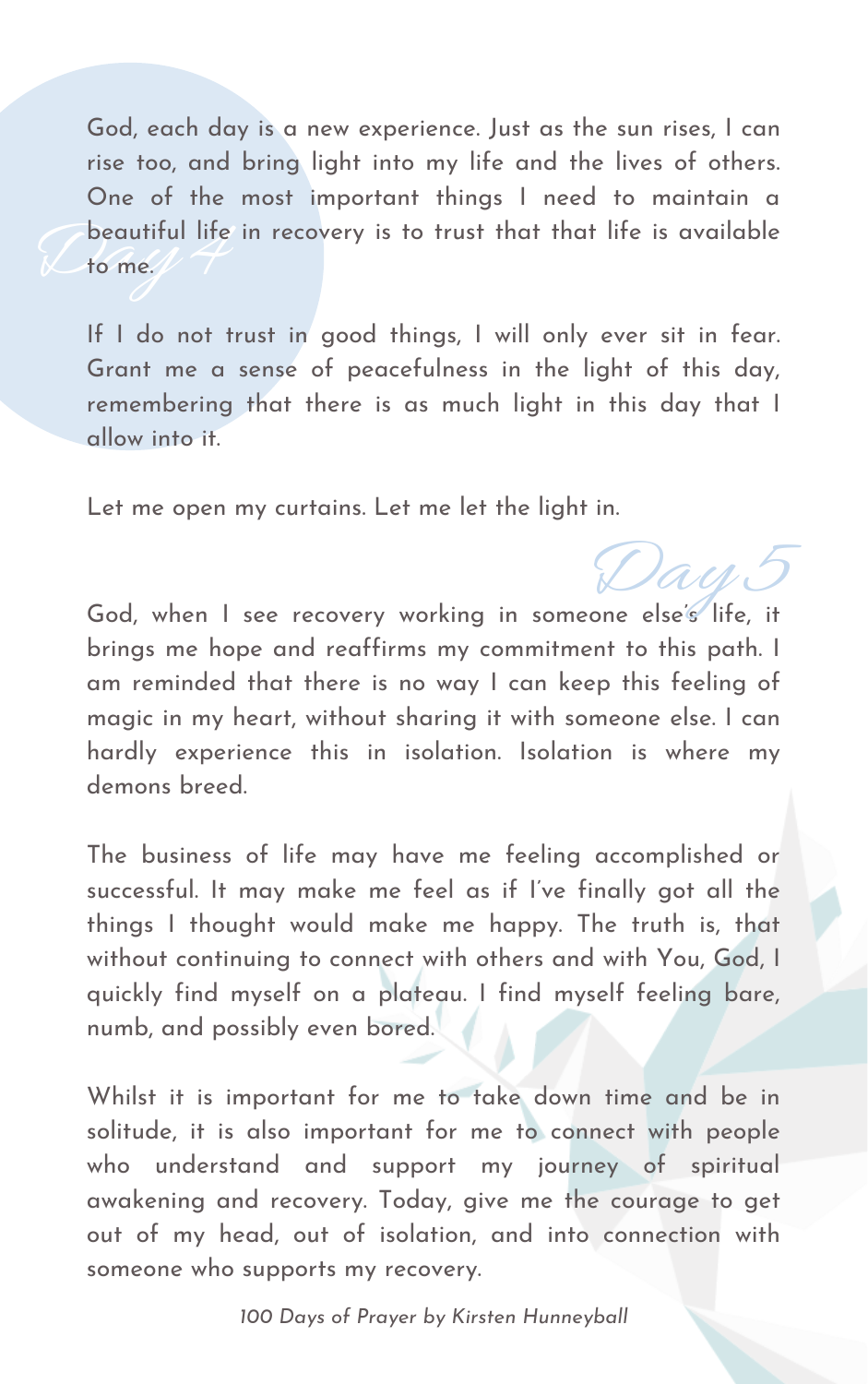## Day 4

God, each day is a new experience. Just as the sun rises, I can rise too, and bring light into my life and the lives of others. One of the most important things I need to maintain a beautiful life in recovery is to trust that that life is available to me.

If I do not trust in good things, I will only ever sit in fear. Grant me a sense of peacefulness in the light of this day, remembering that there is as much light in this day that I allow into it.

Let me open my curtains. Let me let the light in.

## Day 5

God, when I see recovery working in someone else's life, it brings me hope and reaffirms my commitment to this path. I am reminded that there is no way I can keep this feeling of magic in my heart, without sharing it with someone else. I can hardly experience this in isolation. Isolation is where my demons breed.

The business of life may have me feeling accomplished or successful. It may make me feel as if I've finally got all the things I thought would make me happy. The truth is, that without continuing to connect with others and with You, God, I quickly find myself on a plateau. I find myself feeling bare, numb, and possibly even bored.

Whilst it is important for me to take down time and be in solitude, it is also important for me to connect with people who understand and support my journey of spiritual awakening and recovery. Today, give me the courage to get out of my head, out of isolation, and into connection with someone who supports my recovery.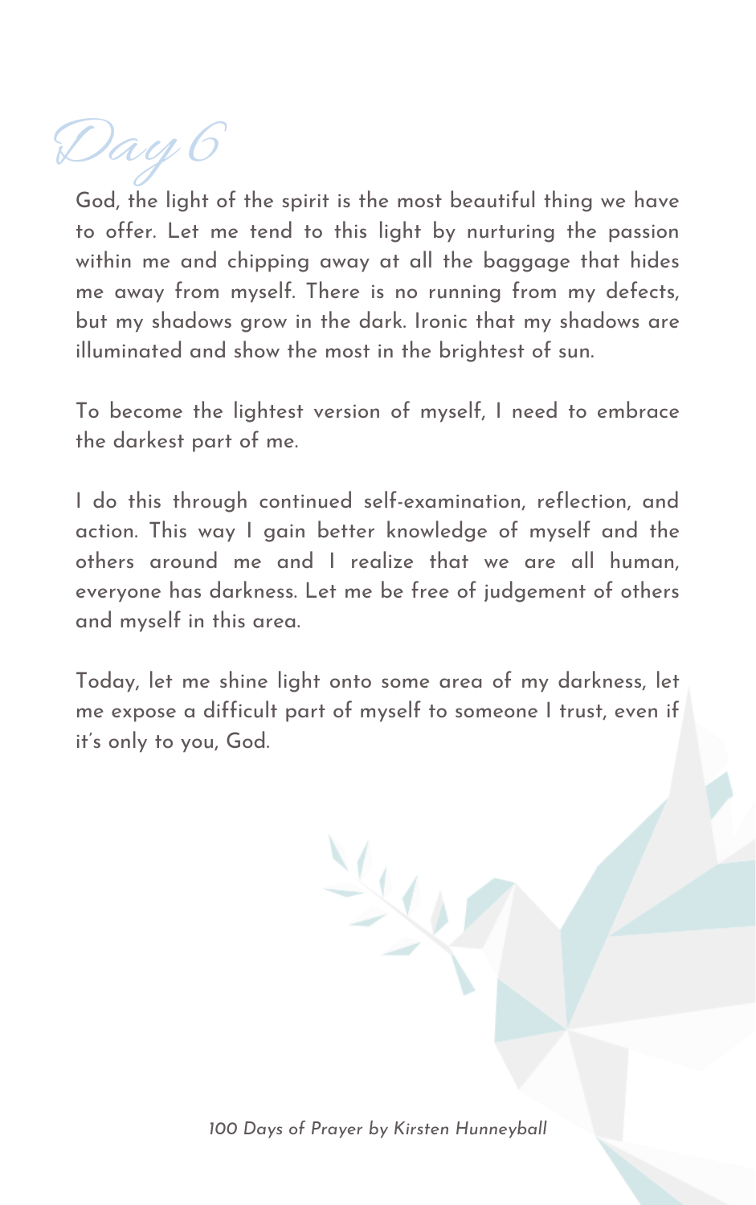# Day 6

God, the light of the spirit is the most beautiful thing we have to offer. Let me tend to this light by nurturing the passion within me and chipping away at all the baggage that hides me away from myself. There is no running from my defects, but my shadows grow in the dark. Ironic that my shadows are illuminated and show the most in the brightest of sun.

To become the lightest version of myself, I need to embrace the darkest part of me.

I do this through continued self-examination, reflection, and action. This way I gain better knowledge of myself and the others around me and I realize that we are all human, everyone has darkness. Let me be free of judgement of others and myself in this area.

Today, let me shine light onto some area of my darkness, let me expose a difficult part of myself to someone I trust, even if it's only to you, God.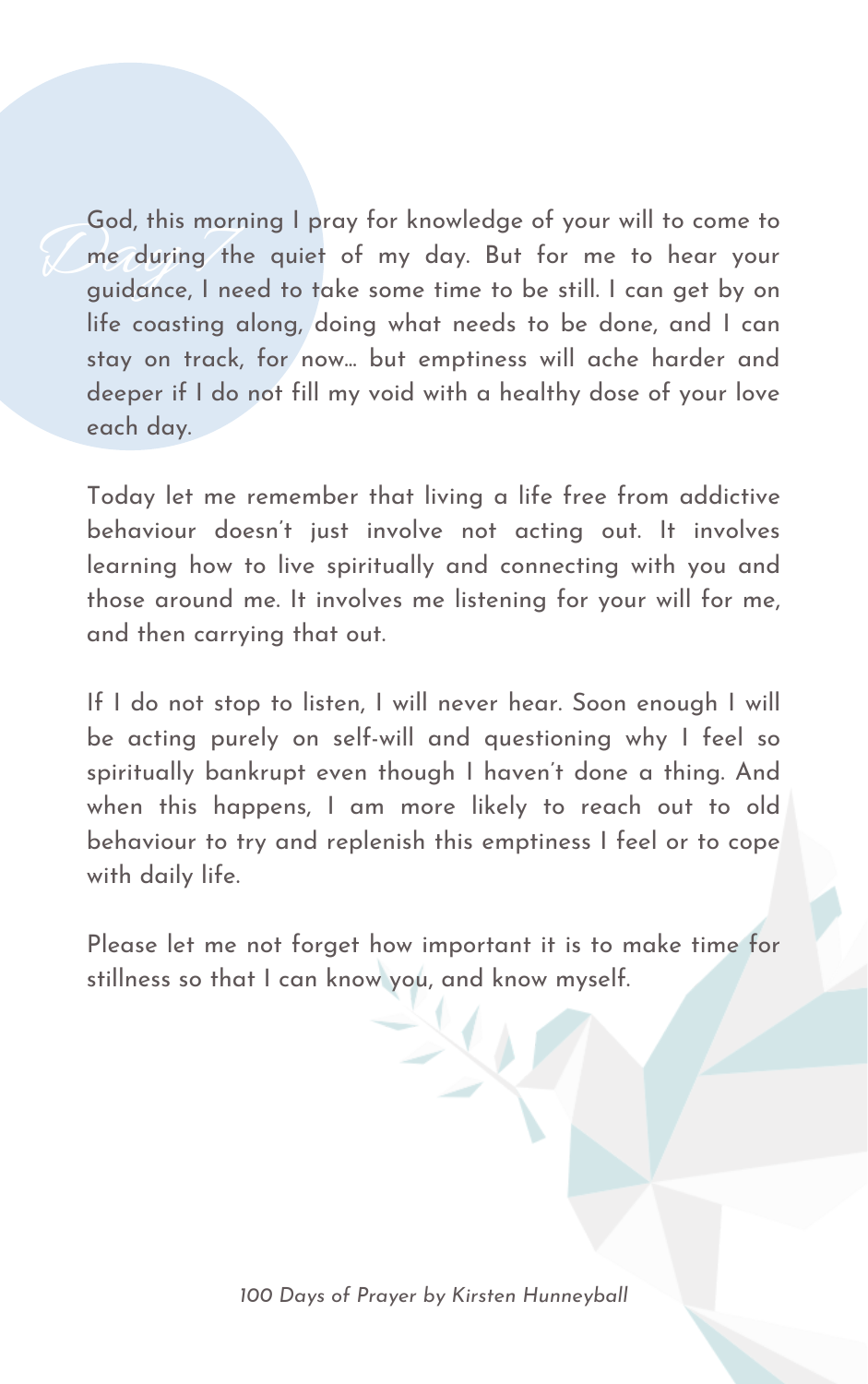# Day 7

God, this morning I pray for knowledge of your will to come to me during the quiet of my day. But for me to hear your guidance, I need to take some time to be still. I can get by on life coasting along, doing what needs to be done, and I can stay on track, for now… but emptiness will ache harder and deeper if I do not fill my void with a healthy dose of your love each day.

Today let me remember that living a life free from addictive behaviour doesn't just involve not acting out. It involves learning how to live spiritually and connecting with you and those around me. It involves me listening for your will for me, and then carrying that out.

If I do not stop to listen, I will never hear. Soon enough I will be acting purely on self-will and questioning why I feel so spiritually bankrupt even though I haven't done a thing. And when this happens, I am more likely to reach out to old behaviour to try and replenish this emptiness I feel or to cope with daily life.

Please let me not forget how important it is to make time for stillness so that I can know you, and know myself.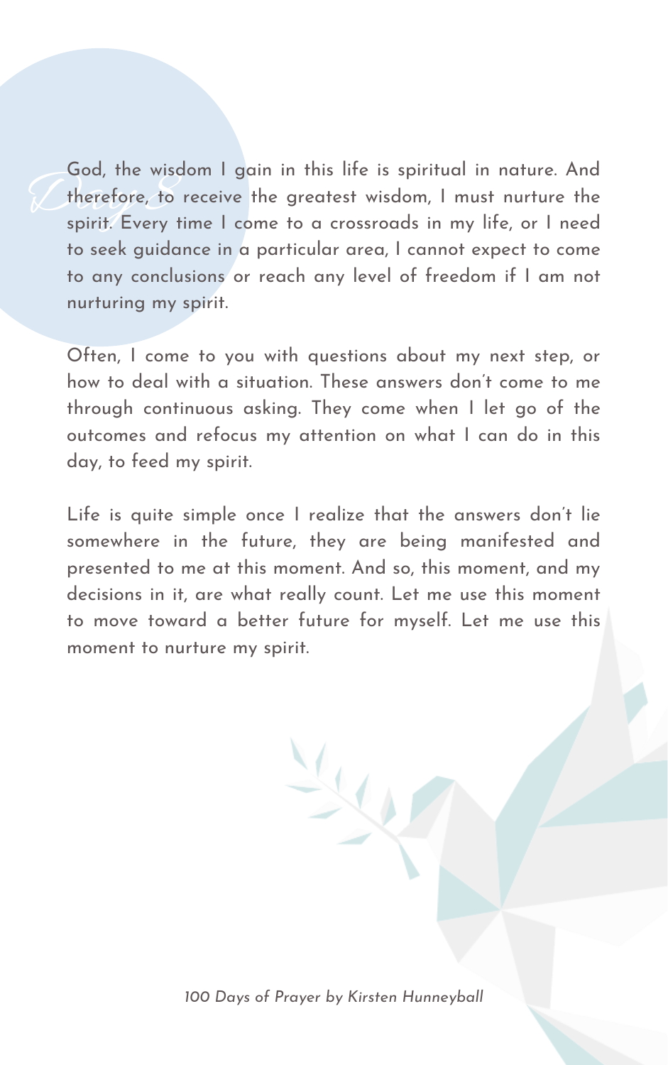*Day 8*

God, the wisdom I gain in this life is spiritual in nature. And therefore, to receive the greatest wisdom, I must nurture the spirit. Every time I come to a crossroads in my life, or I need to seek guidance in a particular area, I cannot expect to come to any conclusions or reach any level of freedom if I am not nurturing my spirit.

Often, I come to you with questions about my next step, or how to deal with a situation. These answers don't come to me through continuous asking. They come when I let go of the outcomes and refocus my attention on what I can do in this day, to feed my spirit.

Life is quite simple once I realize that the answers don't lie somewhere in the future, they are being manifested and presented to me at this moment. And so, this moment, and my decisions in it, are what really count. Let me use this moment to move toward a better future for myself. Let me use this moment to nurture my spirit.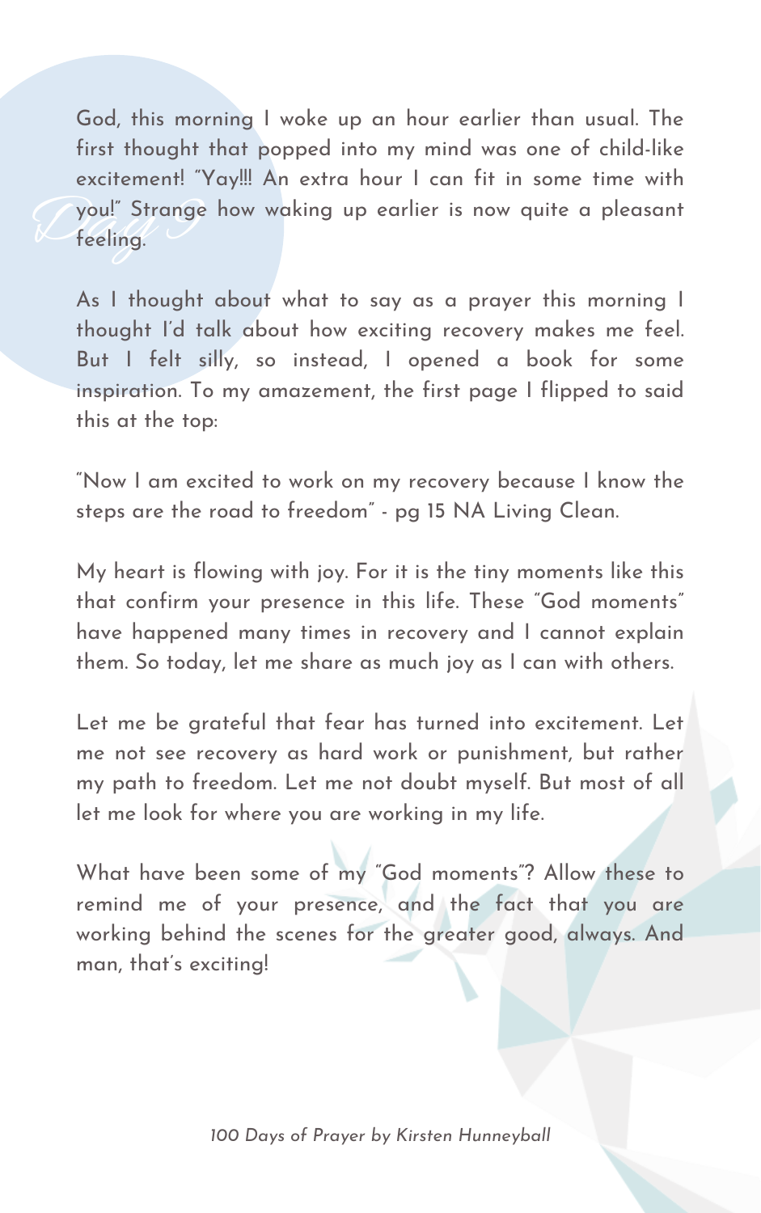# Day 9

God, this morning I woke up an hour earlier than usual. The first thought that popped into my mind was one of child-like excitement! "Yay!!! An extra hour I can fit in some time with you!" Strange how waking up earlier is now quite a pleasant feeling.

As I thought about what to say as a prayer this morning I thought I'd talk about how exciting recovery makes me feel. But I felt silly, so instead, I opened a book for some inspiration. To my amazement, the first page I flipped to said this at the top:

"Now I am excited to work on my recovery because I know the steps are the road to freedom" - pg 15 NA Living Clean.

My heart is flowing with joy. For it is the tiny moments like this that confirm your presence in this life. These "God moments" have happened many times in recovery and I cannot explain them. So today, let me share as much joy as I can with others.

Let me be grateful that fear has turned into excitement. Let me not see recovery as hard work or punishment, but rather my path to freedom. Let me not doubt myself. But most of all let me look for where you are working in my life.

What have been some of my "God moments"? Allow these to remind me of your presence, and the fact that you are working behind the scenes for the greater good, always. And man, that's exciting!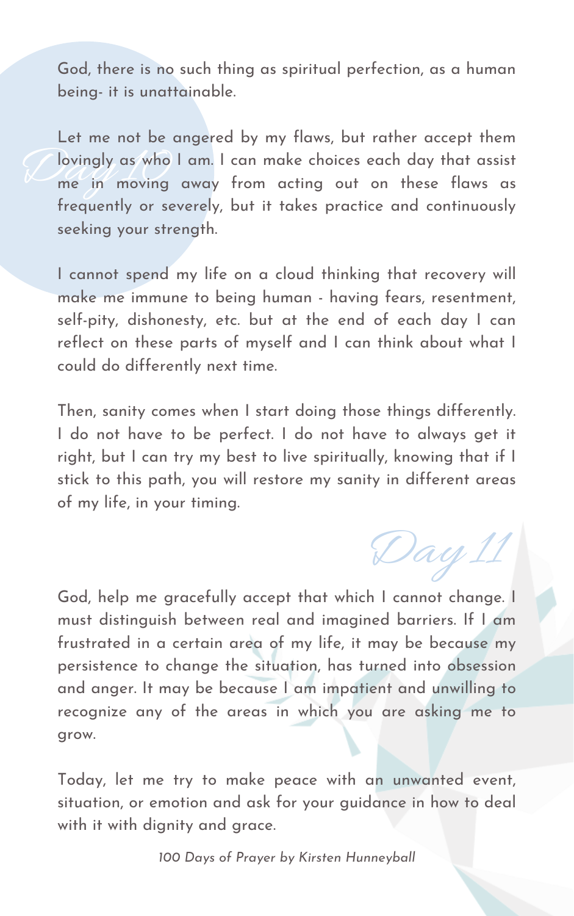# Day 10

God, there is no such thing as spiritual perfection, as a human being- it is unattainable.

Let me not be angered by my flaws, but rather accept them lovingly as who I am. I can make choices each day that assist me in moving away from acting out on these flaws as frequently or severely, but it takes practice and continuously seeking your strength.

I cannot spend my life on a cloud thinking that recovery will make me immune to being human - having fears, resentment, self-pity, dishonesty, etc. but at the end of each day I can reflect on these parts of myself and I can think about what I could do differently next time.

Then, sanity comes when I start doing those things differently. I do not have to be perfect. I do not have to always get it right, but I can try my best to live spiritually, knowing that if I stick to this path, you will restore my sanity in different areas of my life, in your timing.

# Day 11

God, help me gracefully accept that which I cannot change. I must distinguish between real and imagined barriers. If I am frustrated in a certain area of my life, it may be because my persistence to change the situation, has turned into obsession and anger. It may be because I am impatient and unwilling to recognize any of the areas in which you are asking me to grow.

Today, let me try to make peace with an unwanted event, situation, or emotion and ask for your guidance in how to deal with it with dignity and grace.

*100 Days of Prayer by Kirsten Hunneyball*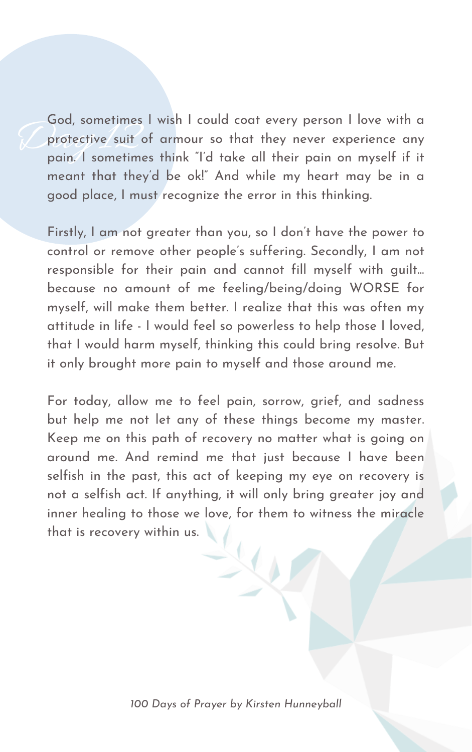## Day 12

God, sometimes I wish I could coat every person I love with a protective suit of armour so that they never experience any pain. I sometimes think "I'd take all their pain on myself if it meant that they'd be ok!" And while my heart may be in a good place, I must recognize the error in this thinking.

Firstly, I am not greater than you, so I don't have the power to control or remove other people's suffering. Secondly, I am not responsible for their pain and cannot fill myself with guilt... because no amount of me feeling/being/doing WORSE for myself, will make them better. I realize that this was often my attitude in life - I would feel so powerless to help those I loved, that I would harm myself, thinking this could bring resolve. But it only brought more pain to myself and those around me.

For today, allow me to feel pain, sorrow, grief, and sadness but help me not let any of these things become my master. Keep me on this path of recovery no matter what is going on around me. And remind me that just because I have been selfish in the past, this act of keeping my eye on recovery is not a selfish act. If anything, it will only bring greater joy and inner healing to those we love, for them to witness the miracle that is recovery within us.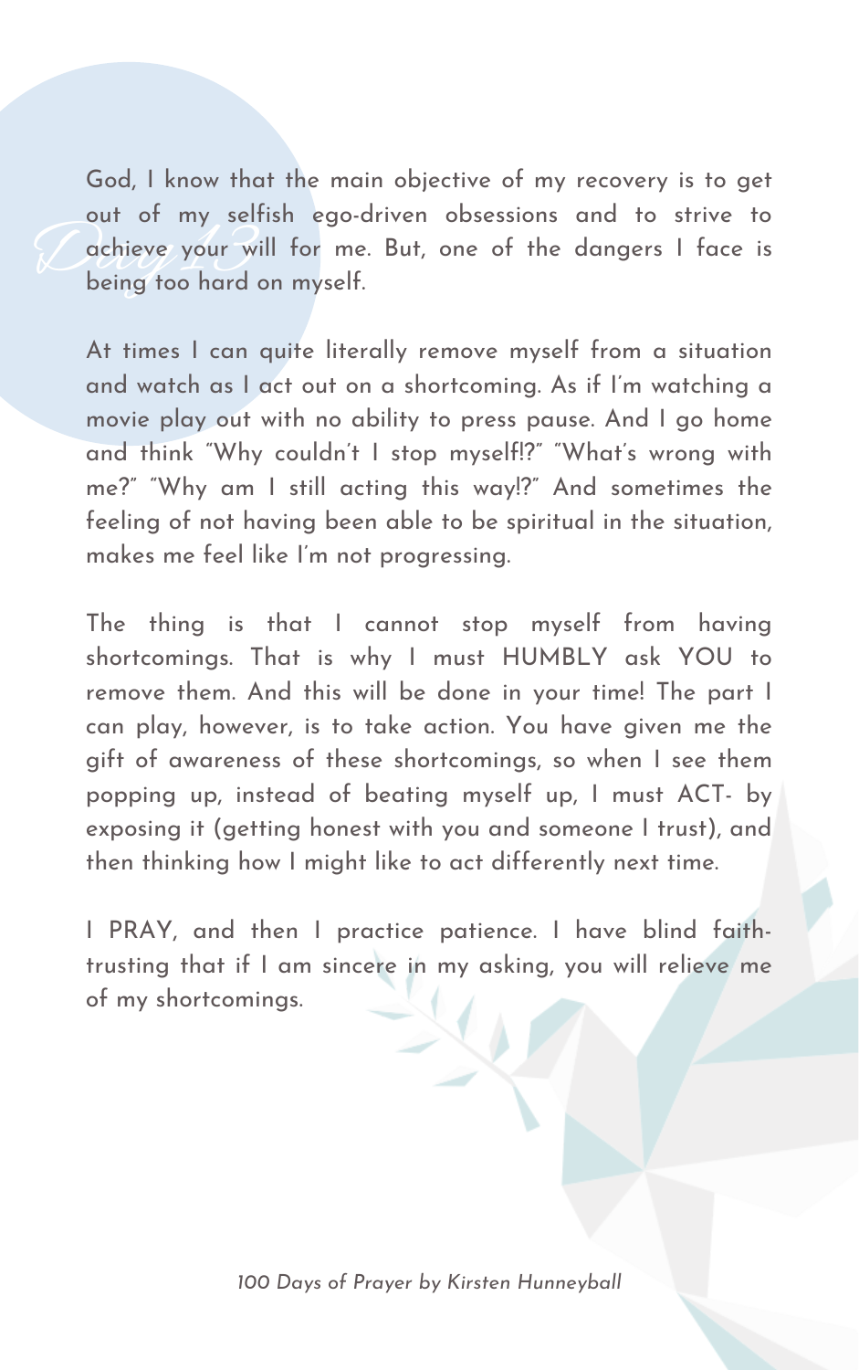## Day 13

God, I know that the main objective of my recovery is to get out of my selfish ego-driven obsessions and to strive to achieve your will for me. But, one of the dangers I face is being too hard on myself.

At times I can quite literally remove myself from a situation and watch as I act out on a shortcoming. As if I'm watching a movie play out with no ability to press pause. And I go home and think "Why couldn't I stop myself!?" "What's wrong with me?" "Why am I still acting this way!?" And sometimes the feeling of not having been able to be spiritual in the situation, makes me feel like I'm not progressing.

The thing is that I cannot stop myself from having shortcomings. That is why I must HUMBLY ask YOU to remove them. And this will be done in your time! The part I can play, however, is to take action. You have given me the gift of awareness of these shortcomings, so when I see them popping up, instead of beating myself up, I must ACT- by exposing it (getting honest with you and someone I trust), and then thinking how I might like to act differently next time.

I PRAY, and then I practice patience. I have blind faith- trusting that if I am sincere in my asking, you will relieve me of my shortcomings.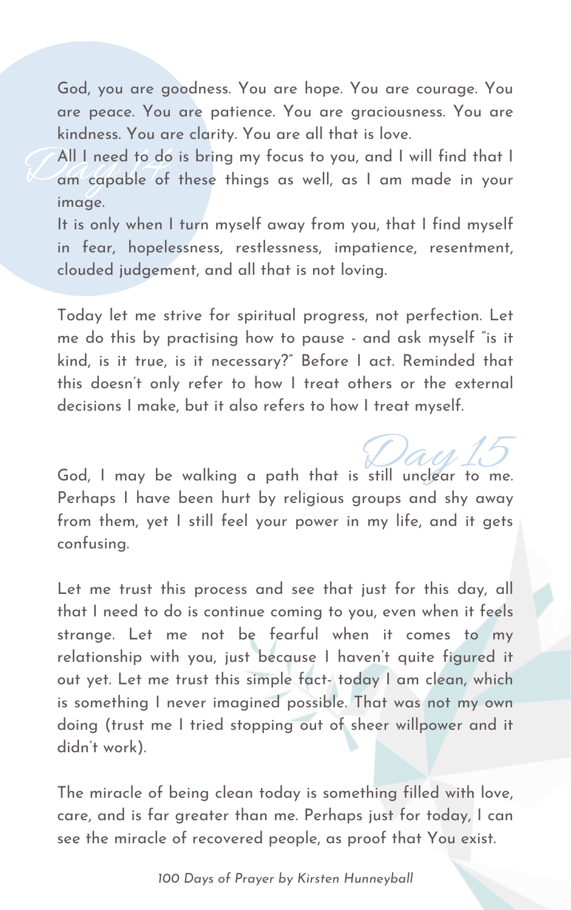## Day 14

God, you are goodness. You are hope. You are courage. You are peace. You are patience. You are graciousness. You are kindness. You are clarity. You are all that is love.

All I need to do is bring my focus to you, and I will find that I am capable of these things as well, as I am made in your image.

It is only when I turn myself away from you, that I find myself in fear, hopelessness, restlessness, impatience, resentment, clouded judgement, and all that is not loving.

Today let me strive for spiritual progress, not perfection. Let me do this by practising how to pause - and ask myself "is it kind, is it true, is it necessary?" Before I act. Reminded that this doesn't only refer to how I treat others or the external decisions I make, but it also refers to how I treat myself.

## Day 15

God, I may be walking a path that is still unclear to me. Perhaps I have been hurt by religious groups and shy away from them, yet I still feel your power in my life, and it gets confusing.

Let me trust this process and see that just for this day, all that I need to do is continue coming to you, even when it feels strange. Let me not be fearful when it comes to my relationship with you, just because I haven't quite figured it out yet. Let me trust this simple fact- today I am clean, which is something I never imagined possible. That was not my own doing (trust me I tried stopping out of sheer willpower and it didn't work).

The miracle of being clean today is something filled with love, care, and is far greater than me. Perhaps just for today, I can see the miracle of recovered people, as proof that You exist.

*100 Days of Prayer by Kirsten Hunneyball*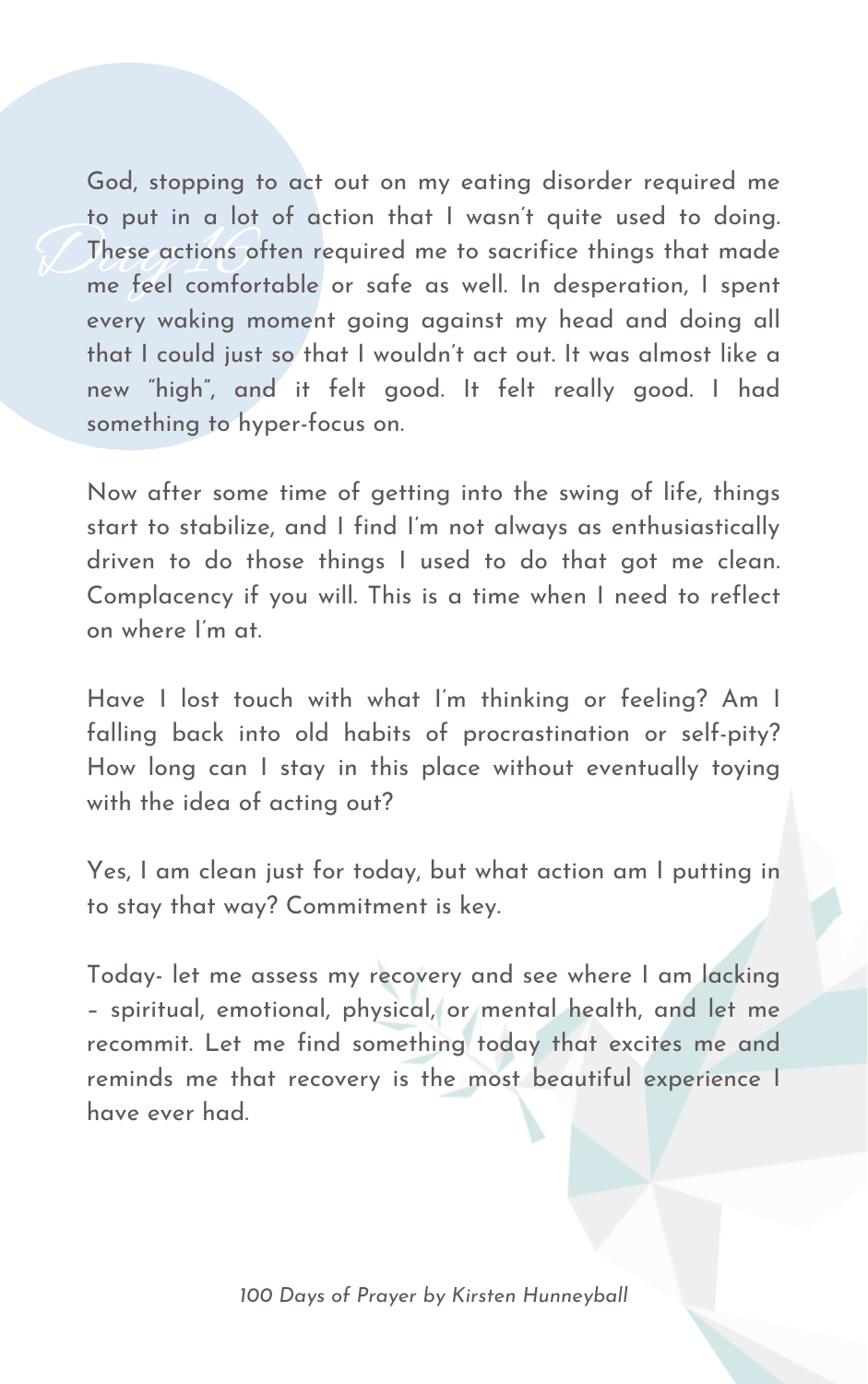# Day 10

God, stopping to act out on my eating disorder required me to put in a lot of action that I wasn't quite used to doing. These actions often required me to sacrifice things that made me feel comfortable or safe as well. In desperation, I spent every waking moment going against my head and doing all that I could just so that I wouldn't act out. It was almost like a new "high", and it felt good. It felt really good. I had something to hyper-focus on.

Now after some time of getting into the swing of life, things start to stabilize, and I find I'm not always as enthusiastically driven to do those things I used to do that got me clean. Complacency if you will. This is a time when I need to reflect on where I'm at.

Have I lost touch with what I'm thinking or feeling? Am I falling back into old habits of procrastination or self-pity? How long can I stay in this place without eventually toying with the idea of acting out?

Yes, I am clean just for today, but what action am I putting in to stay that way? Commitment is key.

Today- let me assess my recovery and see where I am lacking – spiritual, emotional, physical, or mental health, and let me recommit. Let me find something today that excites me and reminds me that recovery is the most beautiful experience I have ever had.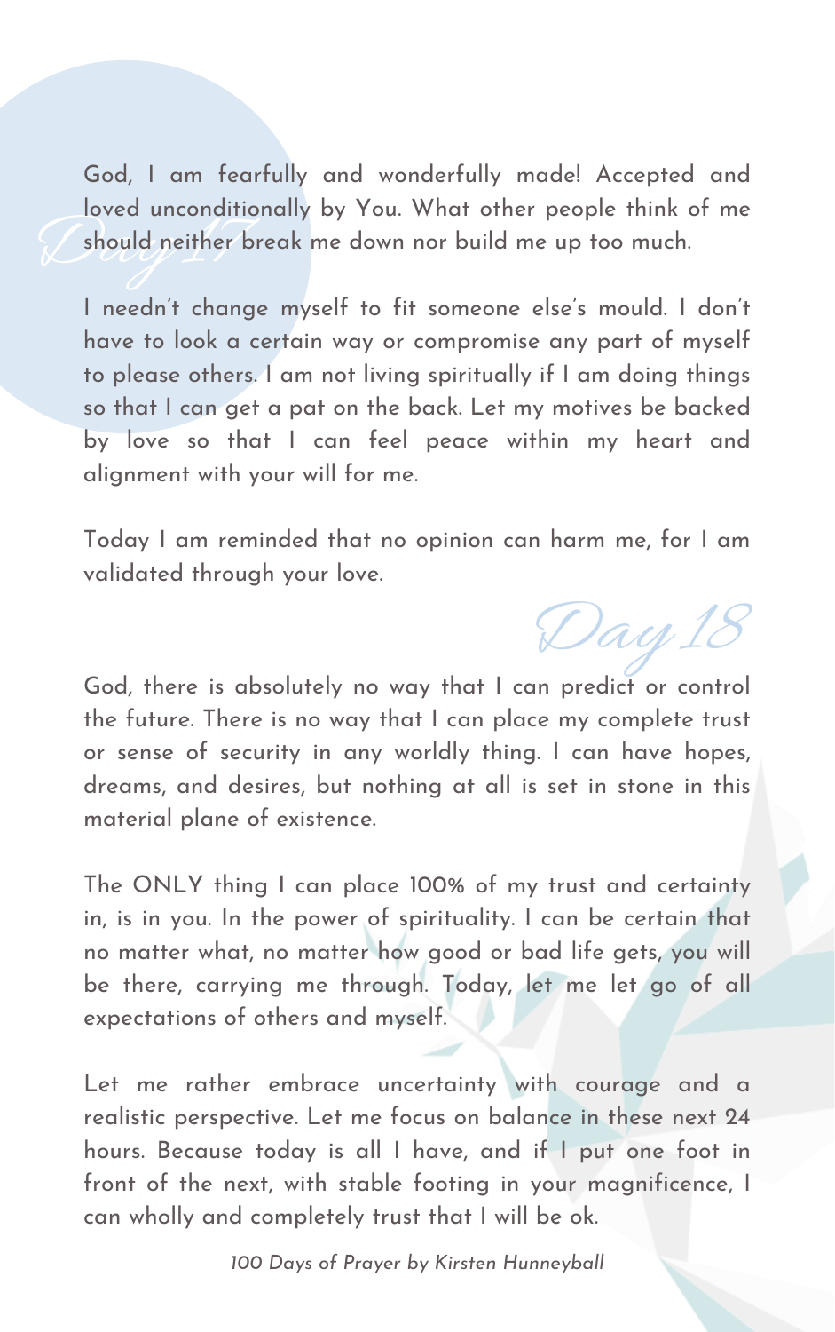## Day 17

God, I am fearfully and wonderfully made! Accepted and loved unconditionally by You. What other people think of me should neither break me down nor build me up too much.

I needn't change myself to fit someone else's mould. I don't have to look a certain way or compromise any part of myself to please others. I am not living spiritually if I am doing things so that I can get a pat on the back. Let my motives be backed by love so that I can feel peace within my heart and alignment with your will for me.

Today I am reminded that no opinion can harm me, for I am validated through your love.

## Day 18

God, there is absolutely no way that I can predict or control the future. There is no way that I can place my complete trust or sense of security in any worldly thing. I can have hopes, dreams, and desires, but nothing at all is set in stone in this material plane of existence.

The ONLY thing I can place 100% of my trust and certainty in, is in you. In the power of spirituality. I can be certain that no matter what, no matter how good or bad life gets, you will be there, carrying me through. Today, let me let go of all expectations of others and myself.

Let me rather embrace uncertainty with courage and a realistic perspective. Let me focus on balance in these next 24 hours. Because today is all I have, and if I put one foot in front of the next, with stable footing in your magnificence, I can wholly and completely trust that I will be ok.

*100 Days of Prayer by Kirsten Hunneyball*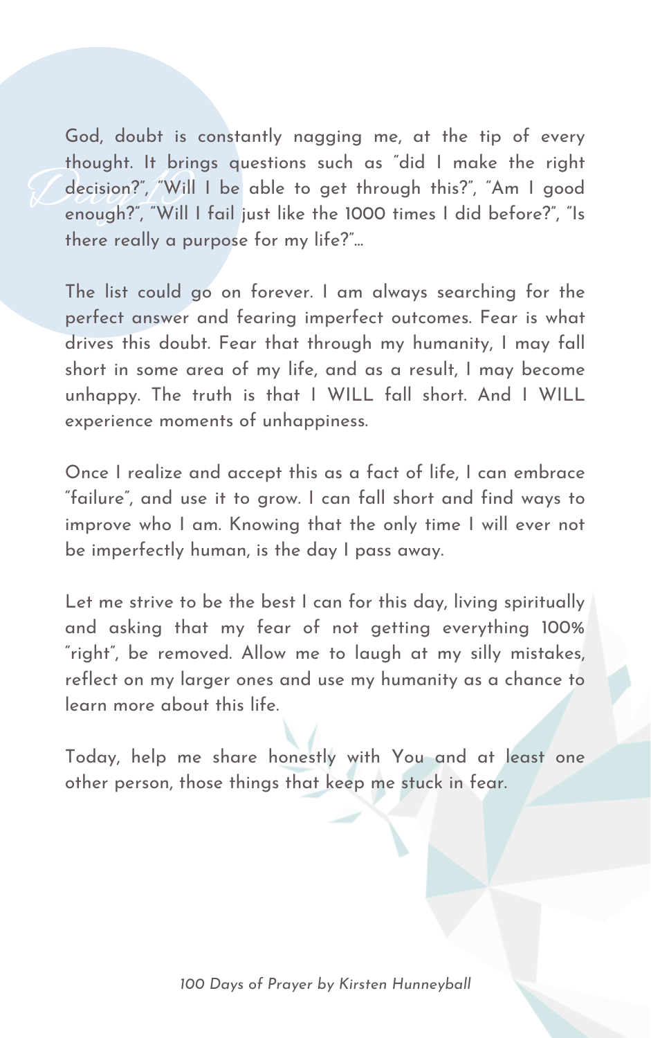# Day 10

God, doubt is constantly nagging me, at the tip of every thought. It brings questions such as "did I make the right decision?", "Will I be able to get through this?", "Am I good enough?", "Will I fail just like the 1000 times I did before?", "Is there really a purpose for my life?"...

The list could go on forever. I am always searching for the perfect answer and fearing imperfect outcomes. Fear is what drives this doubt. Fear that through my humanity, I may fall short in some area of my life, and as a result, I may become unhappy. The truth is that I WILL fall short. And I WILL experience moments of unhappiness.

Once I realize and accept this as a fact of life, I can embrace "failure", and use it to grow. I can fall short and find ways to improve who I am. Knowing that the only time I will ever not be imperfectly human, is the day I pass away.

Let me strive to be the best I can for this day, living spiritually and asking that my fear of not getting everything 100% "right", be removed. Allow me to laugh at my silly mistakes, reflect on my larger ones and use my humanity as a chance to learn more about this life.

Today, help me share honestly with You and at least one other person, those things that keep me stuck in fear.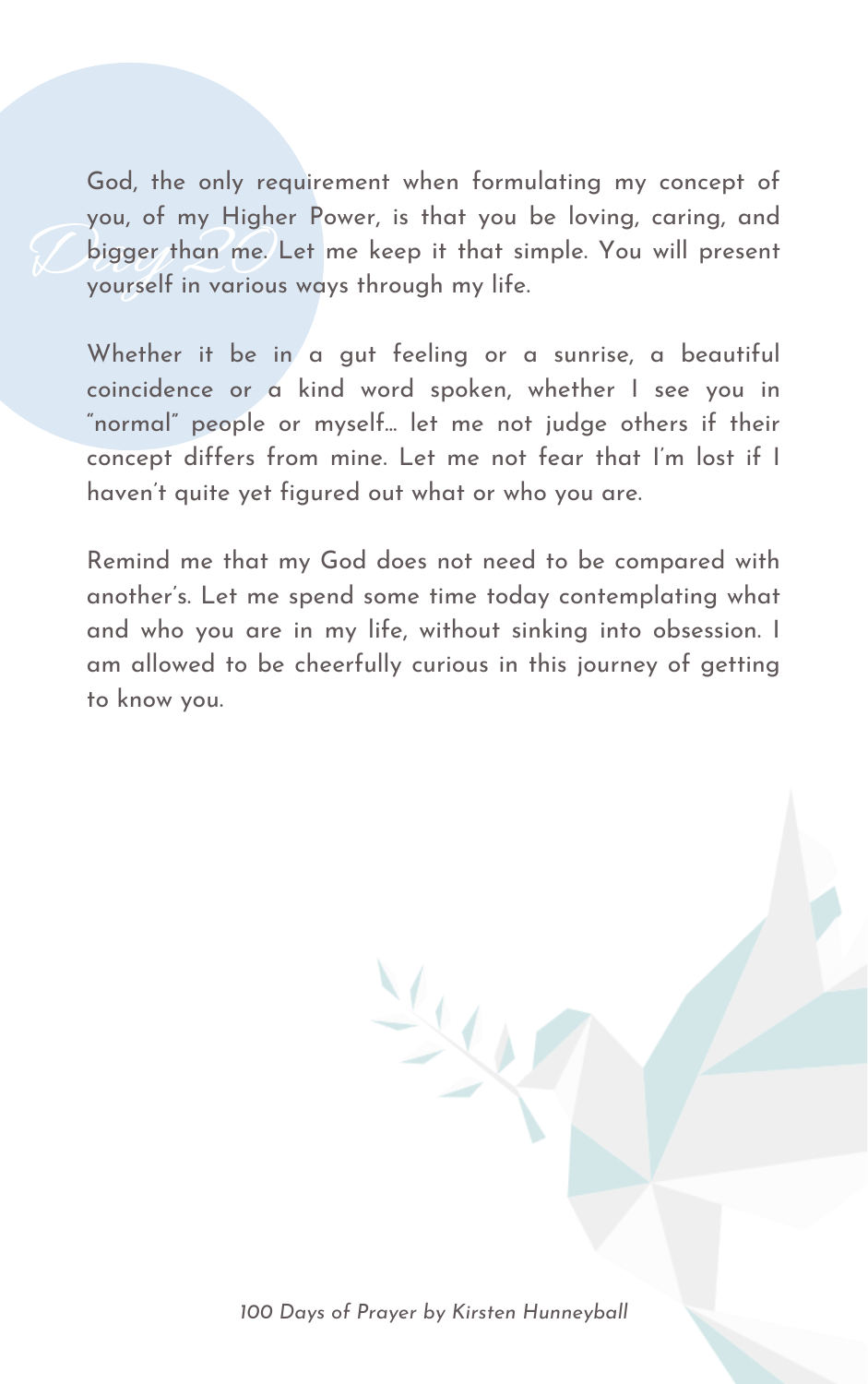# Day 20

God, the only requirement when formulating my concept of you, of my Higher Power, is that you be loving, caring, and bigger than me. Let me keep it that simple. You will present yourself in various ways through my life.

Whether it be in a gut feeling or a sunrise, a beautiful coincidence or a kind word spoken, whether I see you in "normal" people or myself... let me not judge others if their concept differs from mine. Let me not fear that I'm lost if I haven't quite yet figured out what or who you are.

Remind me that my God does not need to be compared with another's. Let me spend some time today contemplating what and who you are in my life, without sinking into obsession. I am allowed to be cheerfully curious in this journey of getting to know you.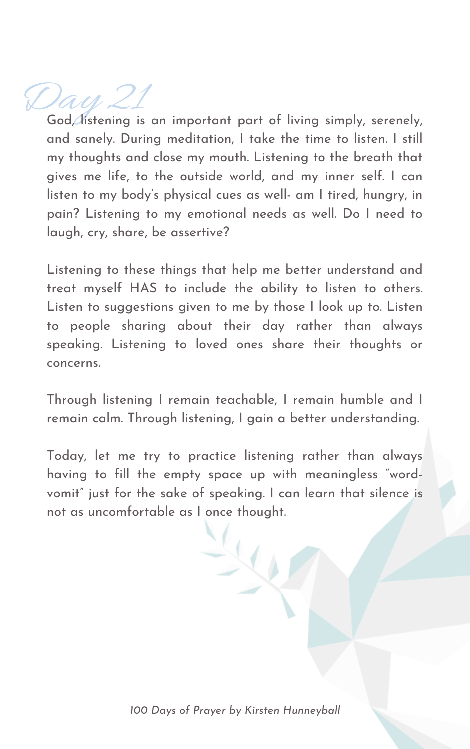# Day 21

God, listening is an important part of living simply, serenely, and sanely. During meditation, I take the time to listen. I still my thoughts and close my mouth. Listening to the breath that gives me life, to the outside world, and my inner self. I can listen to my body's physical cues as well- am I tired, hungry, in pain? Listening to my emotional needs as well. Do I need to laugh, cry, share, be assertive?

Listening to these things that help me better understand and treat myself HAS to include the ability to listen to others. Listen to suggestions given to me by those I look up to. Listen to people sharing about their day rather than always speaking. Listening to loved ones share their thoughts or concerns.

Through listening I remain teachable, I remain humble and I remain calm. Through listening, I gain a better understanding.

Today, let me try to practice listening rather than always having to fill the empty space up with meaningless "word-vomit" just for the sake of speaking. I can learn that silence is not as uncomfortable as I once thought.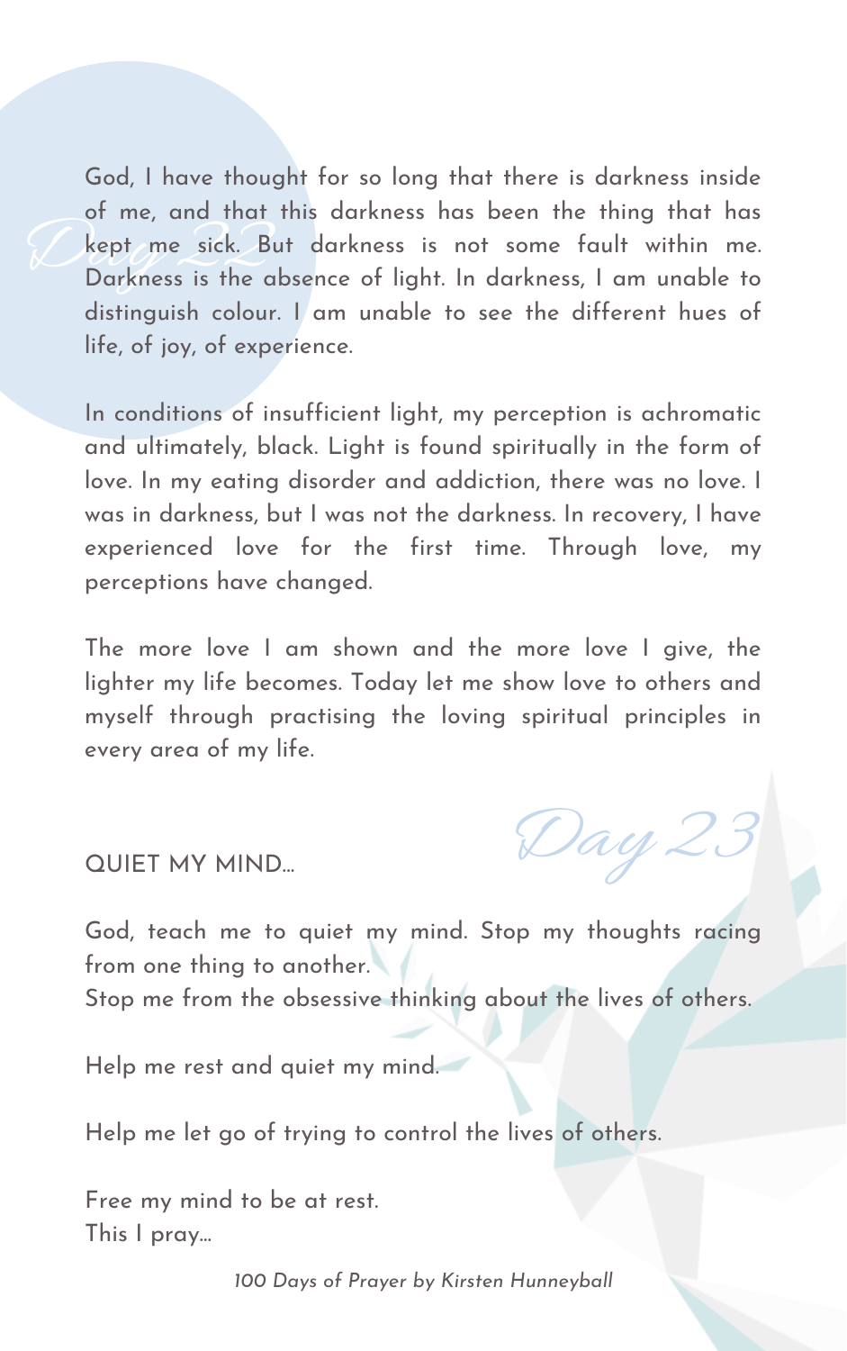*Day 22*

God, I have thought for so long that there is darkness inside of me, and that this darkness has been the thing that has kept me sick. But darkness is not some fault within me. Darkness is the absence of light. In darkness, I am unable to distinguish colour. I am unable to see the different hues of life, of joy, of experience.

In conditions of insufficient light, my perception is achromatic and ultimately, black. Light is found spiritually in the form of love. In my eating disorder and addiction, there was no love. I was in darkness, but I was not the darkness. In recovery, I have experienced love for the first time. Through love, my perceptions have changed.

The more love I am shown and the more love I give, the lighter my life becomes. Today let me show love to others and myself through practising the loving spiritual principles in every area of my life.

*Day 23*

## QUIET MY MIND...

God, teach me to quiet my mind. Stop my thoughts racing from one thing to another.
Stop me from the obsessive thinking about the lives of others.

Help me rest and quiet my mind.

Help me let go of trying to control the lives of others.

Free my mind to be at rest.
This I pray...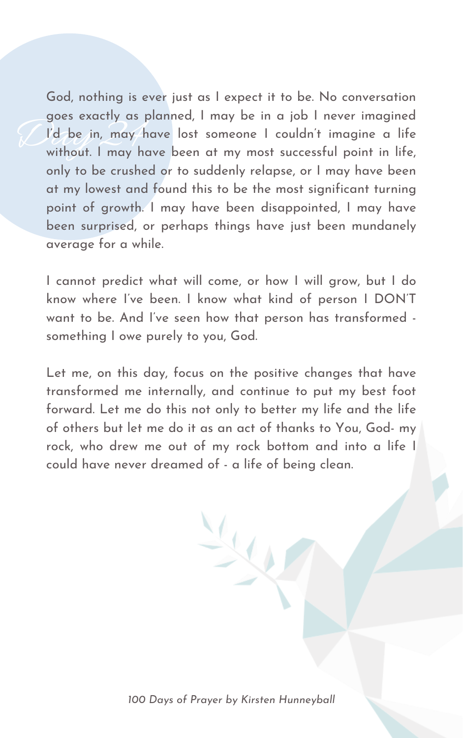*Day 21*

God, nothing is ever just as I expect it to be. No conversation goes exactly as planned, I may be in a job I never imagined I'd be in, may have lost someone I couldn't imagine a life without. I may have been at my most successful point in life, only to be crushed or to suddenly relapse, or I may have been at my lowest and found this to be the most significant turning point of growth. I may have been disappointed, I may have been surprised, or perhaps things have just been mundanely average for a while.

I cannot predict what will come, or how I will grow, but I do know where I've been. I know what kind of person I DON'T want to be. And I've seen how that person has transformed - something I owe purely to you, God.

Let me, on this day, focus on the positive changes that have transformed me internally, and continue to put my best foot forward. Let me do this not only to better my life and the life of others but let me do it as an act of thanks to You, God- my rock, who drew me out of my rock bottom and into a life I could have never dreamed of - a life of being clean.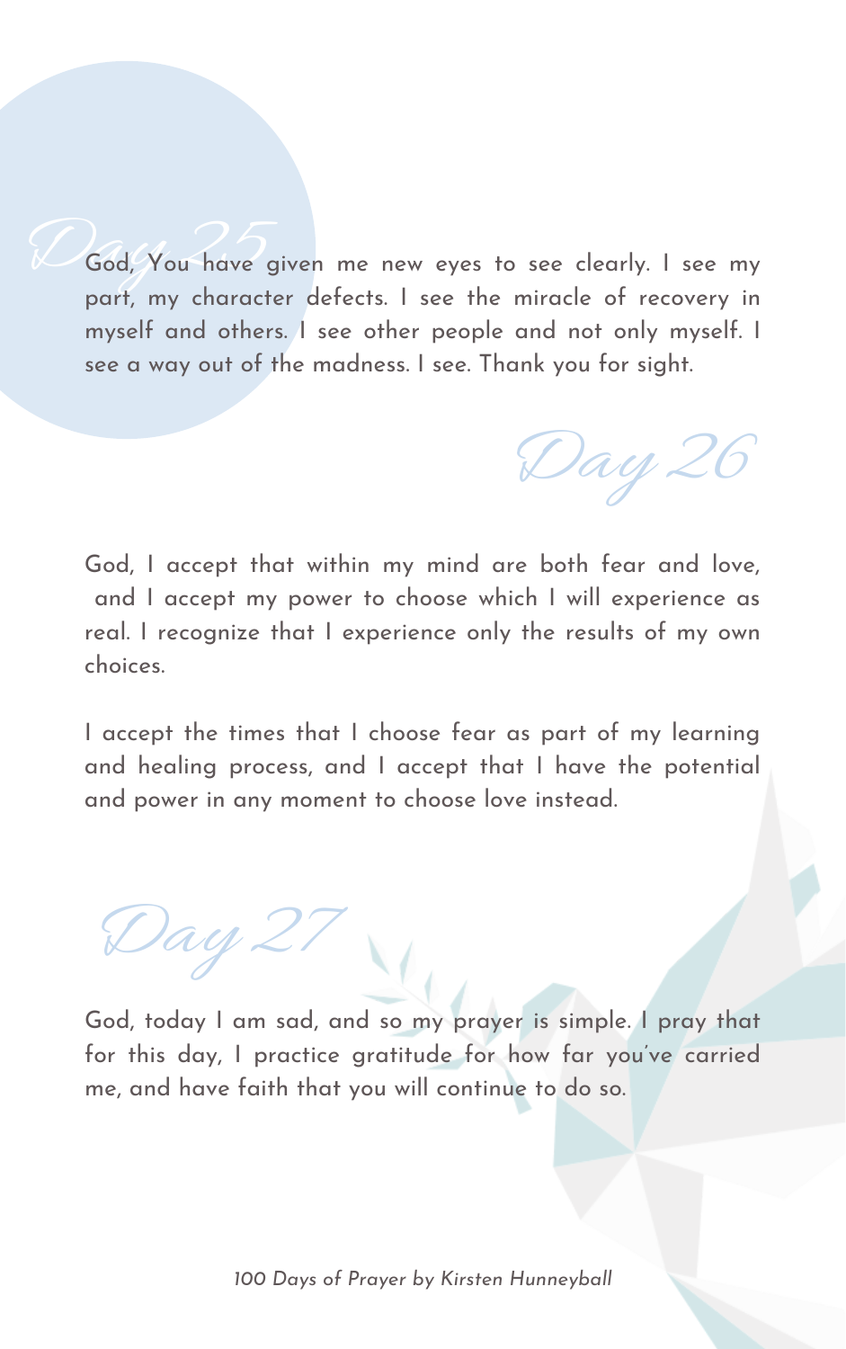## Day 25

God, You have given me new eyes to see clearly. I see my part, my character defects. I see the miracle of recovery in myself and others. I see other people and not only myself. I see a way out of the madness. I see. Thank you for sight.

## Day 26

God, I accept that within my mind are both fear and love, and I accept my power to choose which I will experience as real. I recognize that I experience only the results of my own choices.

I accept the times that I choose fear as part of my learning and healing process, and I accept that I have the potential and power in any moment to choose love instead.

## Day 27

God, today I am sad, and so my prayer is simple. I pray that for this day, I practice gratitude for how far you've carried me, and have faith that you will continue to do so.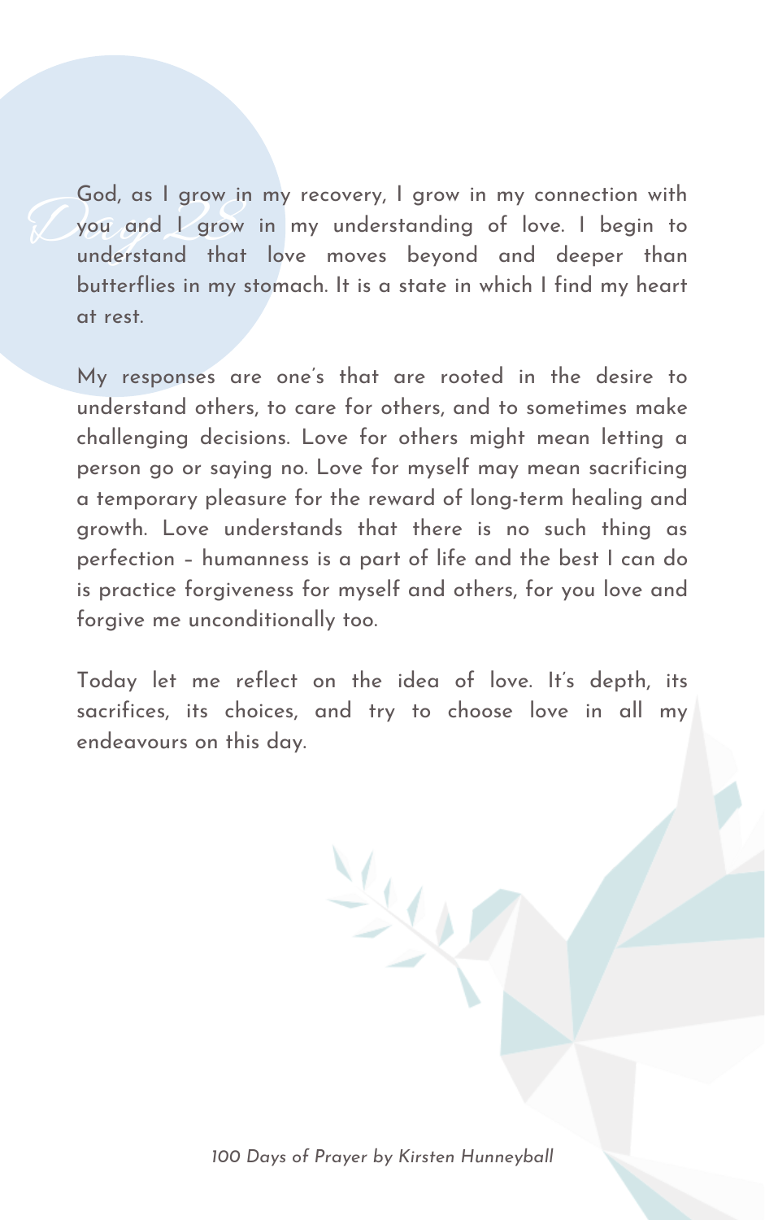# Day 28

God, as I grow in my recovery, I grow in my connection with you and I grow in my understanding of love. I begin to understand that love moves beyond and deeper than butterflies in my stomach. It is a state in which I find my heart at rest.

My responses are one's that are rooted in the desire to understand others, to care for others, and to sometimes make challenging decisions. Love for others might mean letting a person go or saying no. Love for myself may mean sacrificing a temporary pleasure for the reward of long-term healing and growth. Love understands that there is no such thing as perfection – humanness is a part of life and the best I can do is practice forgiveness for myself and others, for you love and forgive me unconditionally too.

Today let me reflect on the idea of love. It's depth, its sacrifices, its choices, and try to choose love in all my endeavours on this day.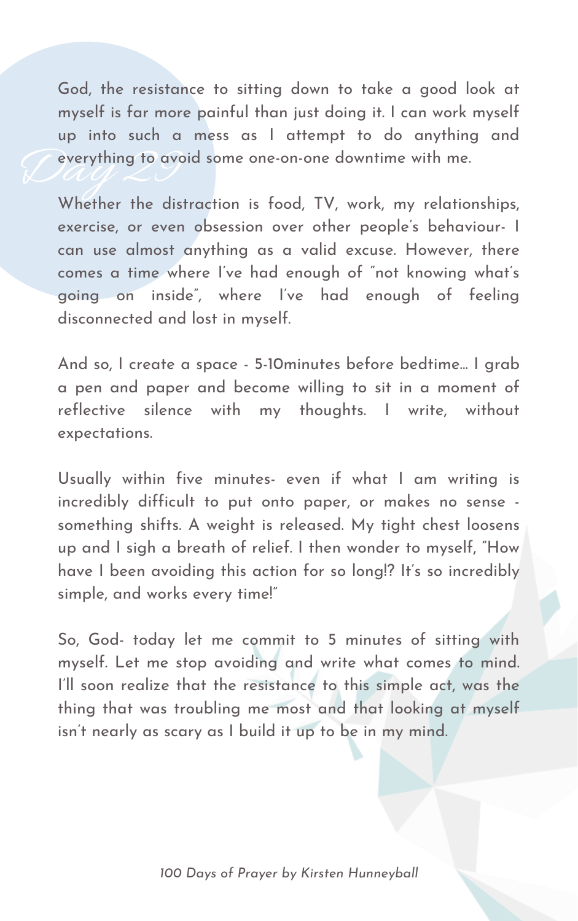# Day 29

God, the resistance to sitting down to take a good look at myself is far more painful than just doing it. I can work myself up into such a mess as I attempt to do anything and everything to avoid some one-on-one downtime with me.

Whether the distraction is food, TV, work, my relationships, exercise, or even obsession over other people's behaviour- I can use almost anything as a valid excuse. However, there comes a time where I've had enough of "not knowing what's going on inside", where I've had enough of feeling disconnected and lost in myself.

And so, I create a space - 5-10minutes before bedtime... I grab a pen and paper and become willing to sit in a moment of reflective silence with my thoughts. I write, without expectations.

Usually within five minutes- even if what I am writing is incredibly difficult to put onto paper, or makes no sense - something shifts. A weight is released. My tight chest loosens up and I sigh a breath of relief. I then wonder to myself, "How have I been avoiding this action for so long!? It's so incredibly simple, and works every time!"

So, God- today let me commit to 5 minutes of sitting with myself. Let me stop avoiding and write what comes to mind. I'll soon realize that the resistance to this simple act, was the thing that was troubling me most and that looking at myself isn't nearly as scary as I build it up to be in my mind.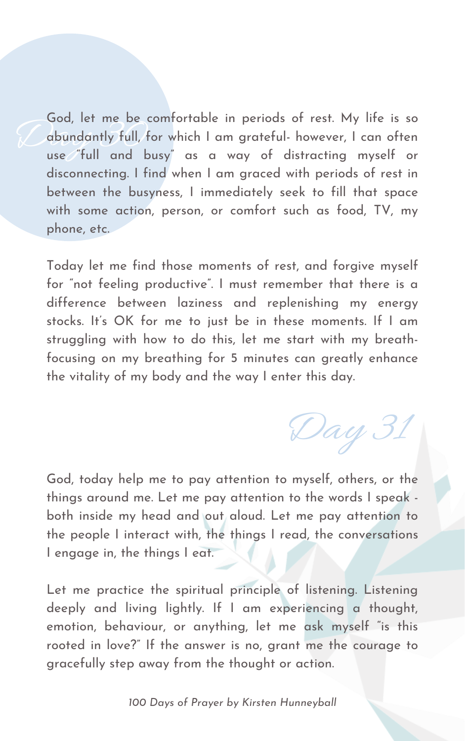## Day 30

God, let me be comfortable in periods of rest. My life is so abundantly full, for which I am grateful- however, I can often use "full and busy" as a way of distracting myself or disconnecting. I find when I am graced with periods of rest in between the busyness, I immediately seek to fill that space with some action, person, or comfort such as food, TV, my phone, etc.

Today let me find those moments of rest, and forgive myself for "not feeling productive". I must remember that there is a difference between laziness and replenishing my energy stocks. It's OK for me to just be in these moments. If I am struggling with how to do this, let me start with my breath- focusing on my breathing for 5 minutes can greatly enhance the vitality of my body and the way I enter this day.

## Day 31

God, today help me to pay attention to myself, others, or the things around me. Let me pay attention to the words I speak - both inside my head and out aloud. Let me pay attention to the people I interact with, the things I read, the conversations I engage in, the things I eat.

Let me practice the spiritual principle of listening. Listening deeply and living lightly. If I am experiencing a thought, emotion, behaviour, or anything, let me ask myself "is this rooted in love?" If the answer is no, grant me the courage to gracefully step away from the thought or action.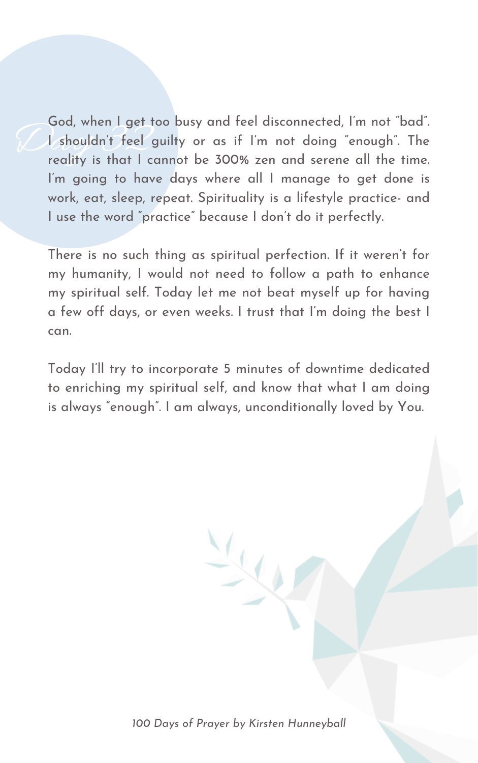# Day 32

God, when I get too busy and feel disconnected, I'm not "bad". I shouldn't feel guilty or as if I'm not doing "enough". The reality is that I cannot be 300% zen and serene all the time. I'm going to have days where all I manage to get done is work, eat, sleep, repeat. Spirituality is a lifestyle practice- and I use the word "practice" because I don't do it perfectly.

There is no such thing as spiritual perfection. If it weren't for my humanity, I would not need to follow a path to enhance my spiritual self. Today let me not beat myself up for having a few off days, or even weeks. I trust that I'm doing the best I can.

Today I'll try to incorporate 5 minutes of downtime dedicated to enriching my spiritual self, and know that what I am doing is always "enough". I am always, unconditionally loved by You.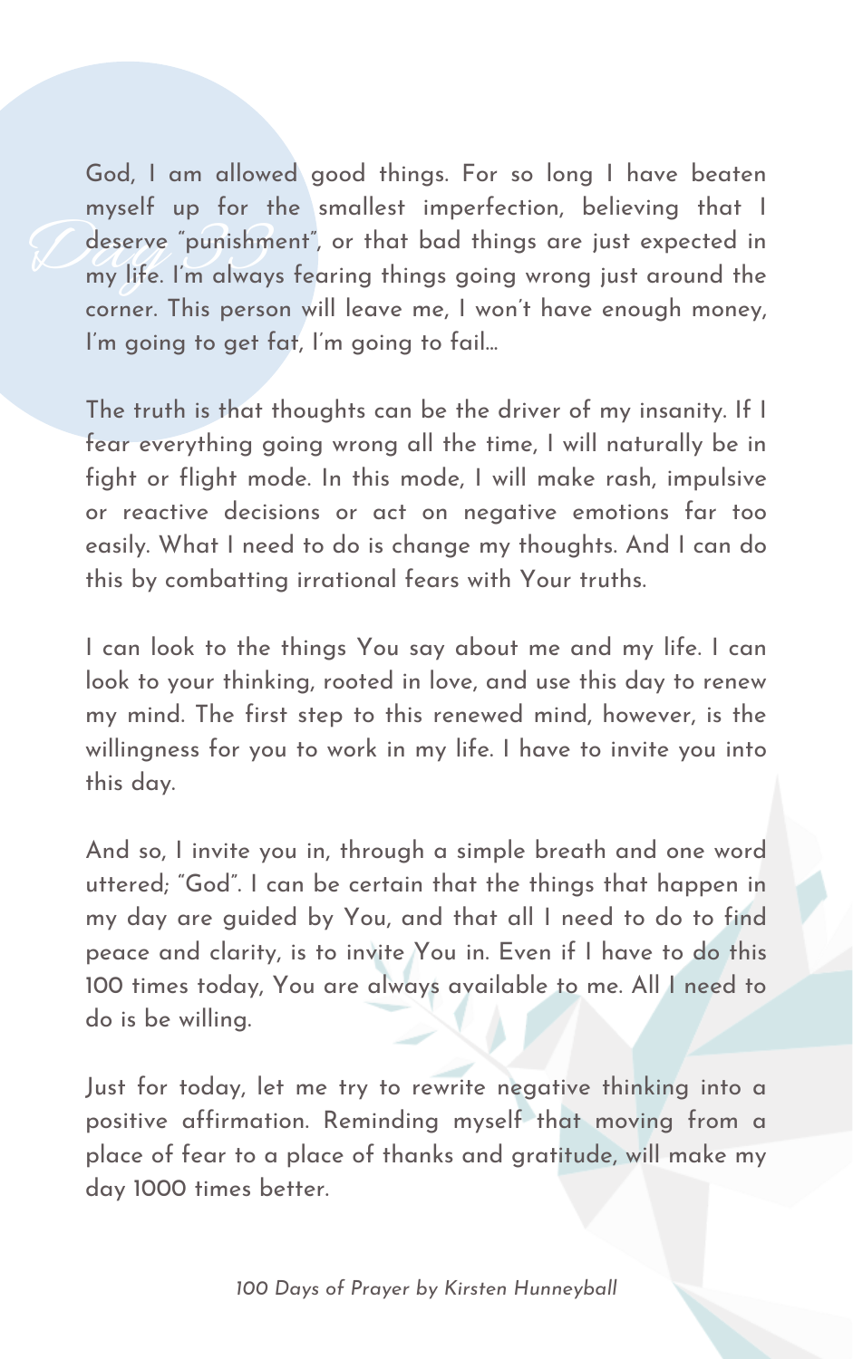# Day 33

God, I am allowed good things. For so long I have beaten myself up for the smallest imperfection, believing that I deserve "punishment", or that bad things are just expected in my life. I'm always fearing things going wrong just around the corner. This person will leave me, I won't have enough money, I'm going to get fat, I'm going to fail...

The truth is that thoughts can be the driver of my insanity. If I fear everything going wrong all the time, I will naturally be in fight or flight mode. In this mode, I will make rash, impulsive or reactive decisions or act on negative emotions far too easily. What I need to do is change my thoughts. And I can do this by combatting irrational fears with Your truths.

I can look to the things You say about me and my life. I can look to your thinking, rooted in love, and use this day to renew my mind. The first step to this renewed mind, however, is the willingness for you to work in my life. I have to invite you into this day.

And so, I invite you in, through a simple breath and one word uttered; "God". I can be certain that the things that happen in my day are guided by You, and that all I need to do to find peace and clarity, is to invite You in. Even if I have to do this 100 times today, You are always available to me. All I need to do is be willing.

Just for today, let me try to rewrite negative thinking into a positive affirmation. Reminding myself that moving from a place of fear to a place of thanks and gratitude, will make my day 1000 times better.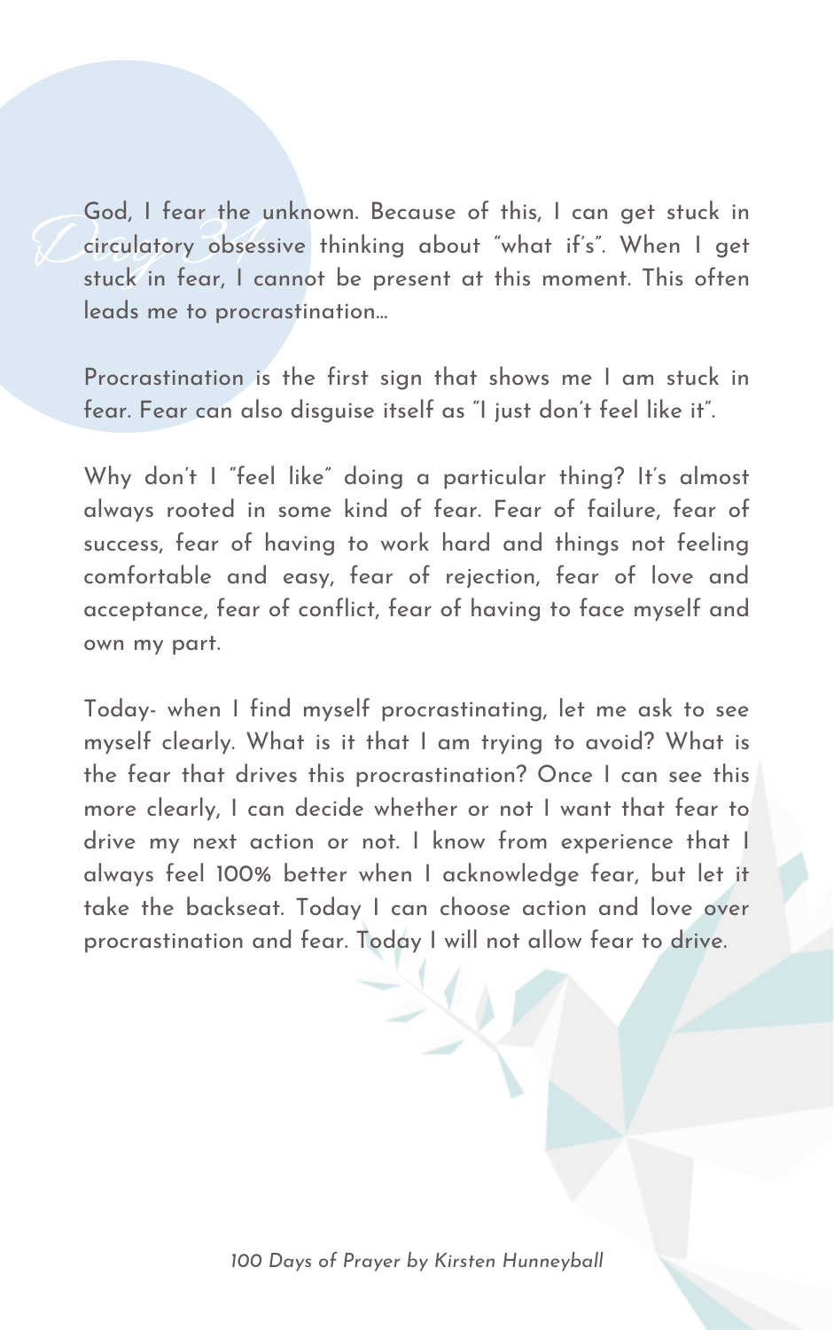## Day 31

God, I fear the unknown. Because of this, I can get stuck in circulatory obsessive thinking about "what if's". When I get stuck in fear, I cannot be present at this moment. This often leads me to procrastination...

Procrastination is the first sign that shows me I am stuck in fear. Fear can also disguise itself as "I just don't feel like it".

Why don't I "feel like" doing a particular thing? It's almost always rooted in some kind of fear. Fear of failure, fear of success, fear of having to work hard and things not feeling comfortable and easy, fear of rejection, fear of love and acceptance, fear of conflict, fear of having to face myself and own my part.

Today- when I find myself procrastinating, let me ask to see myself clearly. What is it that I am trying to avoid? What is the fear that drives this procrastination? Once I can see this more clearly, I can decide whether or not I want that fear to drive my next action or not. I know from experience that I always feel 100% better when I acknowledge fear, but let it take the backseat. Today I can choose action and love over procrastination and fear. Today I will not allow fear to drive.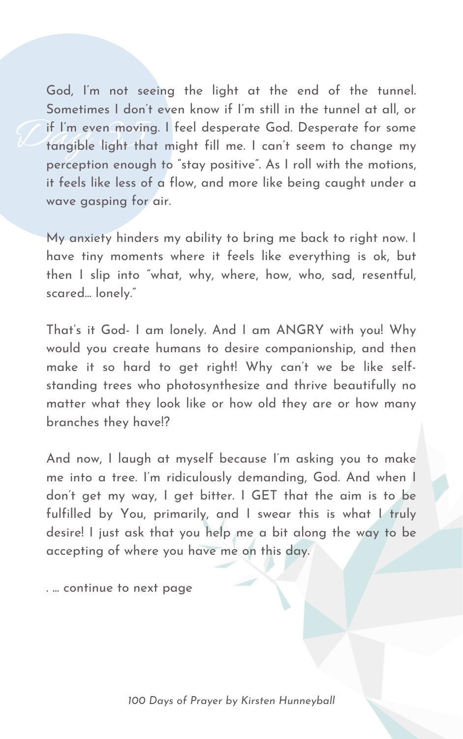God, I'm not seeing the light at the end of the tunnel. Sometimes I don't even know if I'm still in the tunnel at all, or if I'm even moving. I feel desperate God. Desperate for some tangible light that might fill me. I can't seem to change my perception enough to "stay positive". As I roll with the motions, it feels like less of a flow, and more like being caught under a wave gasping for air.

My anxiety hinders my ability to bring me back to right now. I have tiny moments where it feels like everything is ok, but then I slip into "what, why, where, how, who, sad, resentful, scared… lonely."

That's it God- I am lonely. And I am ANGRY with you! Why would you create humans to desire companionship, and then make it so hard to get right! Why can't we be like self-standing trees who photosynthesize and thrive beautifully no matter what they look like or how old they are or how many branches they have!?

And now, I laugh at myself because I'm asking you to make me into a tree. I'm ridiculously demanding, God. And when I don't get my way, I get bitter. I GET that the aim is to be fulfilled by You, primarily, and I swear this is what I truly desire! I just ask that you help me a bit along the way to be accepting of where you have me on this day.

. … continue to next page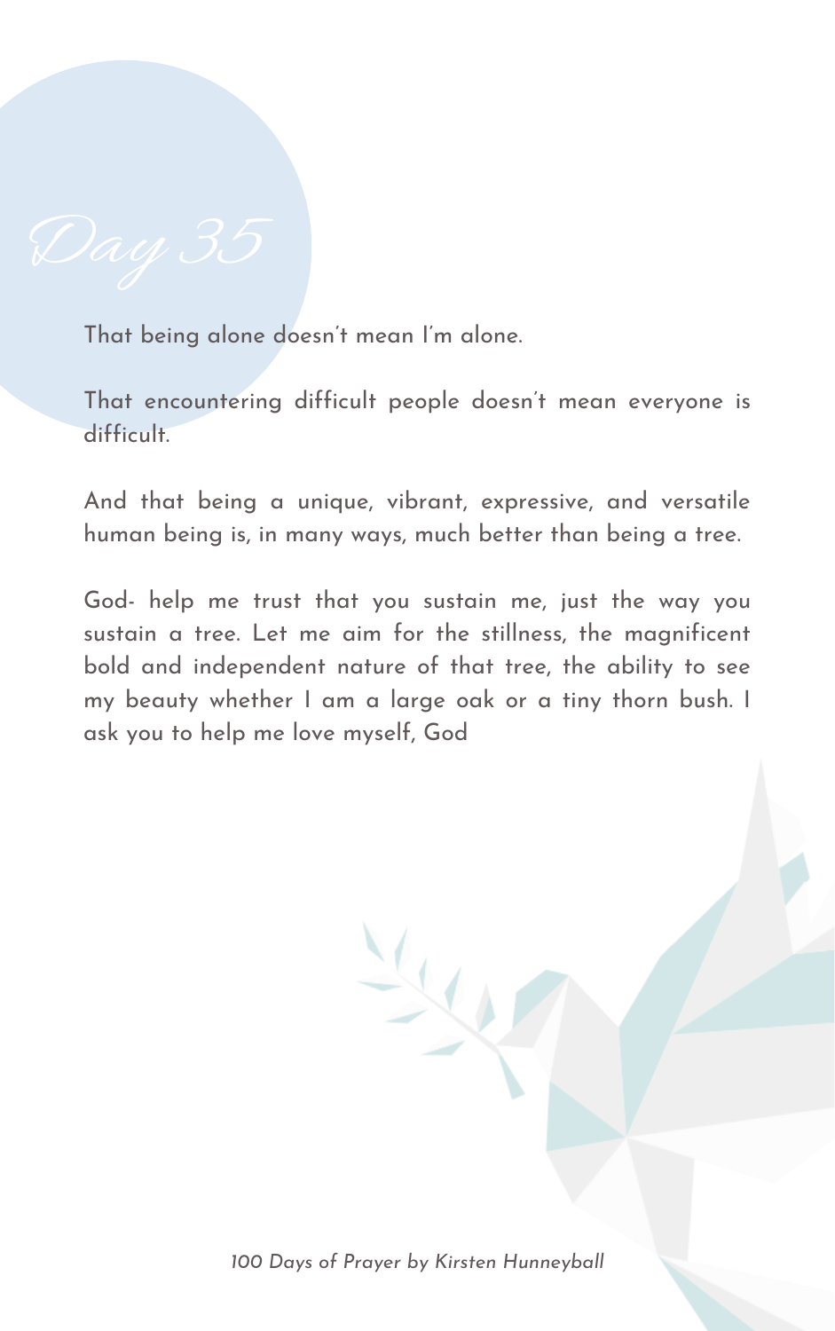# Day 35

That being alone doesn't mean I'm alone.

That encountering difficult people doesn't mean everyone is difficult.

And that being a unique, vibrant, expressive, and versatile human being is, in many ways, much better than being a tree.

God- help me trust that you sustain me, just the way you sustain a tree. Let me aim for the stillness, the magnificent bold and independent nature of that tree, the ability to see my beauty whether I am a large oak or a tiny thorn bush. I ask you to help me love myself, God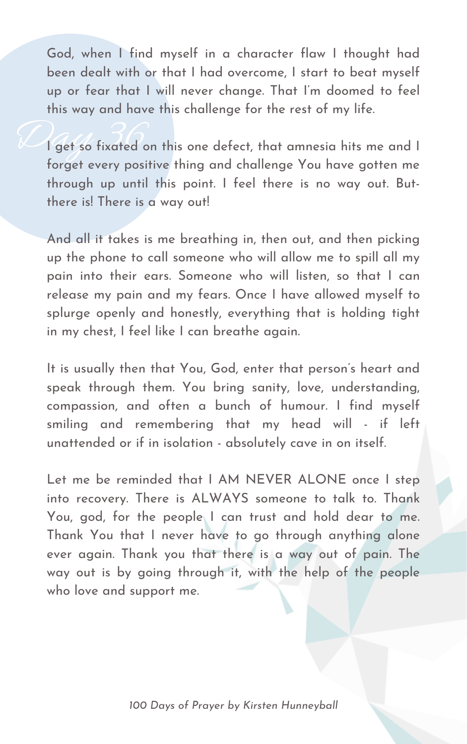# Day 36

God, when I find myself in a character flaw I thought had been dealt with or that I had overcome, I start to beat myself up or fear that I will never change. That I'm doomed to feel this way and have this challenge for the rest of my life.

I get so fixated on this one defect, that amnesia hits me and I forget every positive thing and challenge You have gotten me through up until this point. I feel there is no way out. But- there is! There is a way out!

And all it takes is me breathing in, then out, and then picking up the phone to call someone who will allow me to spill all my pain into their ears. Someone who will listen, so that I can release my pain and my fears. Once I have allowed myself to splurge openly and honestly, everything that is holding tight in my chest, I feel like I can breathe again.

It is usually then that You, God, enter that person's heart and speak through them. You bring sanity, love, understanding, compassion, and often a bunch of humour. I find myself smiling and remembering that my head will - if left unattended or if in isolation - absolutely cave in on itself.

Let me be reminded that I AM NEVER ALONE once I step into recovery. There is ALWAYS someone to talk to. Thank You, god, for the people I can trust and hold dear to me. Thank You that I never have to go through anything alone ever again. Thank you that there is a way out of pain. The way out is by going through it, with the help of the people who love and support me.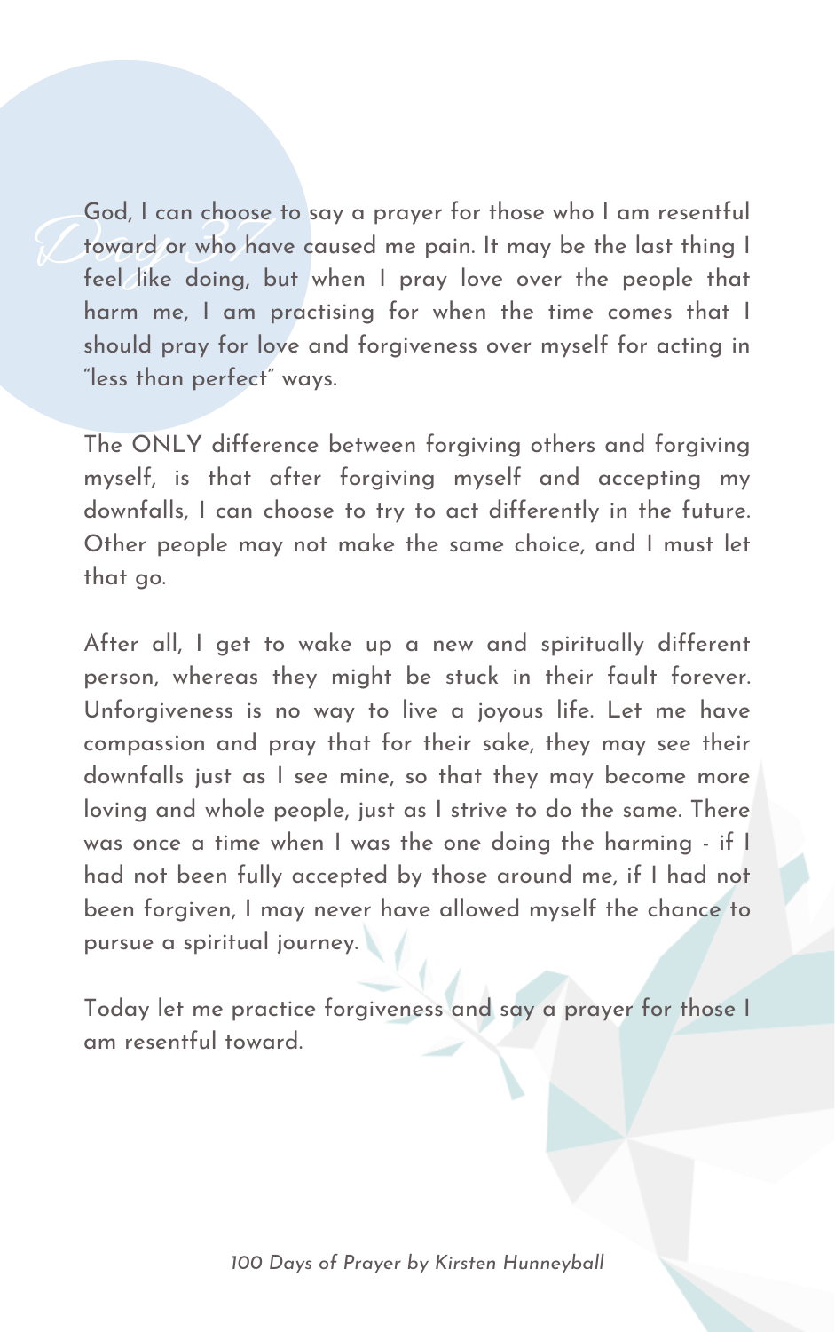# Day 37

God, I can choose to say a prayer for those who I am resentful toward or who have caused me pain. It may be the last thing I feel like doing, but when I pray love over the people that harm me, I am practising for when the time comes that I should pray for love and forgiveness over myself for acting in "less than perfect" ways.

The ONLY difference between forgiving others and forgiving myself, is that after forgiving myself and accepting my downfalls, I can choose to try to act differently in the future. Other people may not make the same choice, and I must let that go.

After all, I get to wake up a new and spiritually different person, whereas they might be stuck in their fault forever. Unforgiveness is no way to live a joyous life. Let me have compassion and pray that for their sake, they may see their downfalls just as I see mine, so that they may become more loving and whole people, just as I strive to do the same. There was once a time when I was the one doing the harming - if I had not been fully accepted by those around me, if I had not been forgiven, I may never have allowed myself the chance to pursue a spiritual journey.

Today let me practice forgiveness and say a prayer for those I am resentful toward.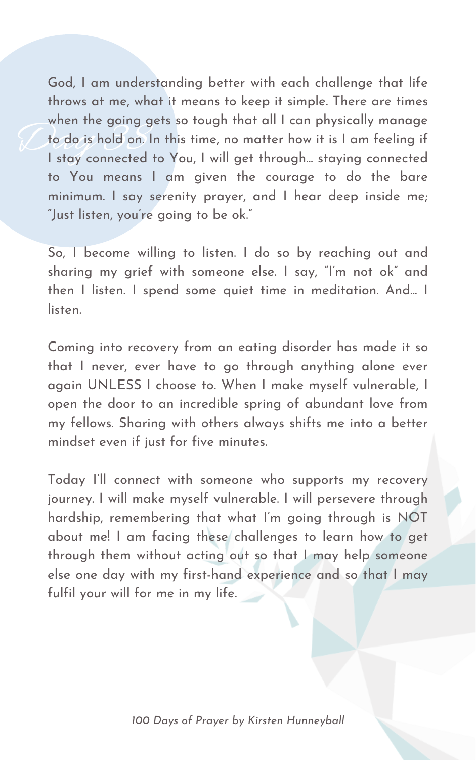## Day 33

God, I am understanding better with each challenge that life throws at me, what it means to keep it simple. There are times when the going gets so tough that all I can physically manage to do is hold on. In this time, no matter how it is I am feeling if I stay connected to You, I will get through… staying connected to You means I am given the courage to do the bare minimum. I say serenity prayer, and I hear deep inside me; "Just listen, you're going to be ok."

So, I become willing to listen. I do so by reaching out and sharing my grief with someone else. I say, "I'm not ok" and then I listen. I spend some quiet time in meditation. And… I listen.

Coming into recovery from an eating disorder has made it so that I never, ever have to go through anything alone ever again UNLESS I choose to. When I make myself vulnerable, I open the door to an incredible spring of abundant love from my fellows. Sharing with others always shifts me into a better mindset even if just for five minutes.

Today I'll connect with someone who supports my recovery journey. I will make myself vulnerable. I will persevere through hardship, remembering that what I'm going through is NOT about me! I am facing these challenges to learn how to get through them without acting out so that I may help someone else one day with my first-hand experience and so that I may fulfil your will for me in my life.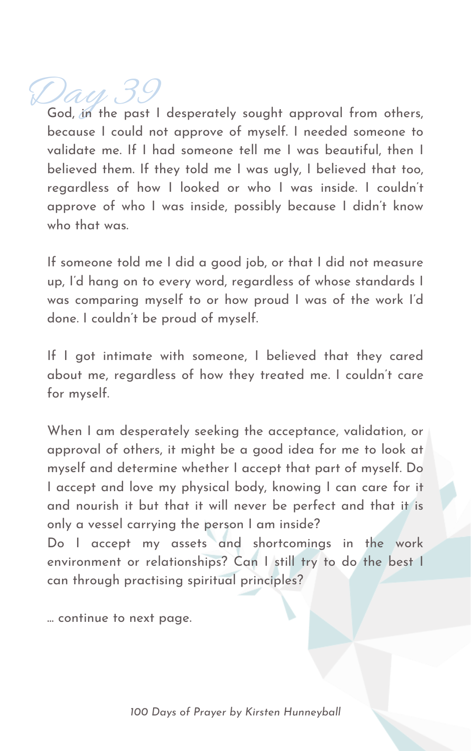# Day 39

God, in the past I desperately sought approval from others, because I could not approve of myself. I needed someone to validate me. If I had someone tell me I was beautiful, then I believed them. If they told me I was ugly, I believed that too, regardless of how I looked or who I was inside. I couldn't approve of who I was inside, possibly because I didn't know who that was.

If someone told me I did a good job, or that I did not measure up, I'd hang on to every word, regardless of whose standards I was comparing myself to or how proud I was of the work I'd done. I couldn't be proud of myself.

If I got intimate with someone, I believed that they cared about me, regardless of how they treated me. I couldn't care for myself.

When I am desperately seeking the acceptance, validation, or approval of others, it might be a good idea for me to look at myself and determine whether I accept that part of myself. Do I accept and love my physical body, knowing I can care for it and nourish it but that it will never be perfect and that it is only a vessel carrying the person I am inside?
Do I accept my assets and shortcomings in the work environment or relationships? Can I still try to do the best I can through practising spiritual principles?

… continue to next page.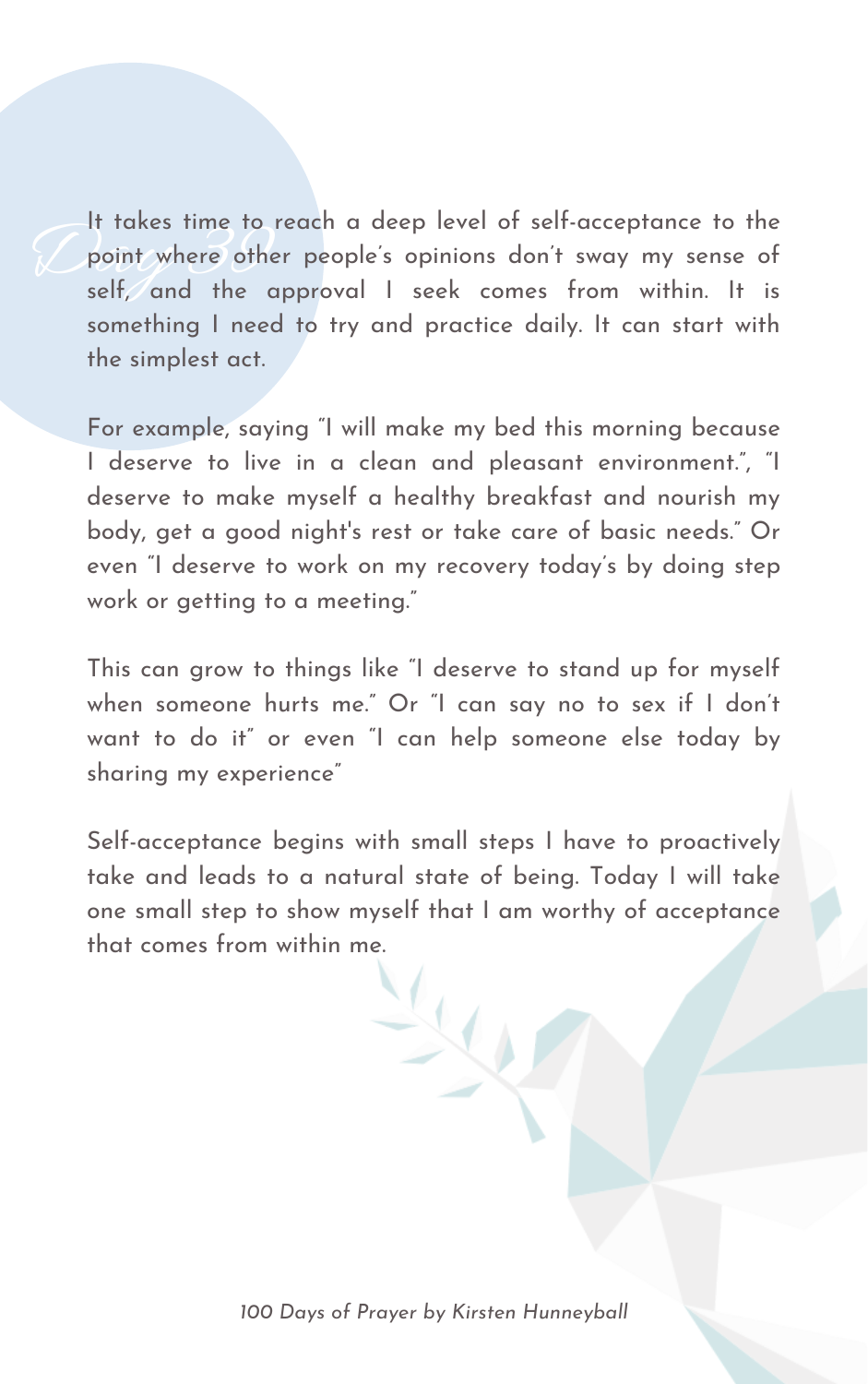# Day 30

It takes time to reach a deep level of self-acceptance to the point where other people's opinions don't sway my sense of self, and the approval I seek comes from within. It is something I need to try and practice daily. It can start with the simplest act.

For example, saying "I will make my bed this morning because I deserve to live in a clean and pleasant environment.", "I deserve to make myself a healthy breakfast and nourish my body, get a good night's rest or take care of basic needs." Or even "I deserve to work on my recovery today's by doing step work or getting to a meeting."

This can grow to things like "I deserve to stand up for myself when someone hurts me." Or "I can say no to sex if I don't want to do it" or even "I can help someone else today by sharing my experience"

Self-acceptance begins with small steps I have to proactively take and leads to a natural state of being. Today I will take one small step to show myself that I am worthy of acceptance that comes from within me.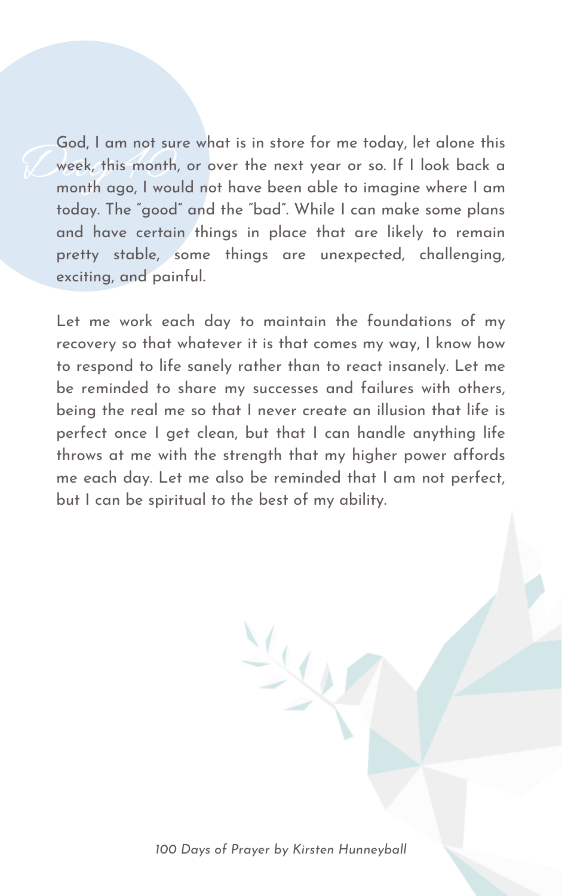# Day 40

God, I am not sure what is in store for me today, let alone this week, this month, or over the next year or so. If I look back a month ago, I would not have been able to imagine where I am today. The "good" and the "bad". While I can make some plans and have certain things in place that are likely to remain pretty stable, some things are unexpected, challenging, exciting, and painful.

Let me work each day to maintain the foundations of my recovery so that whatever it is that comes my way, I know how to respond to life sanely rather than to react insanely. Let me be reminded to share my successes and failures with others, being the real me so that I never create an illusion that life is perfect once I get clean, but that I can handle anything life throws at me with the strength that my higher power affords me each day. Let me also be reminded that I am not perfect, but I can be spiritual to the best of my ability.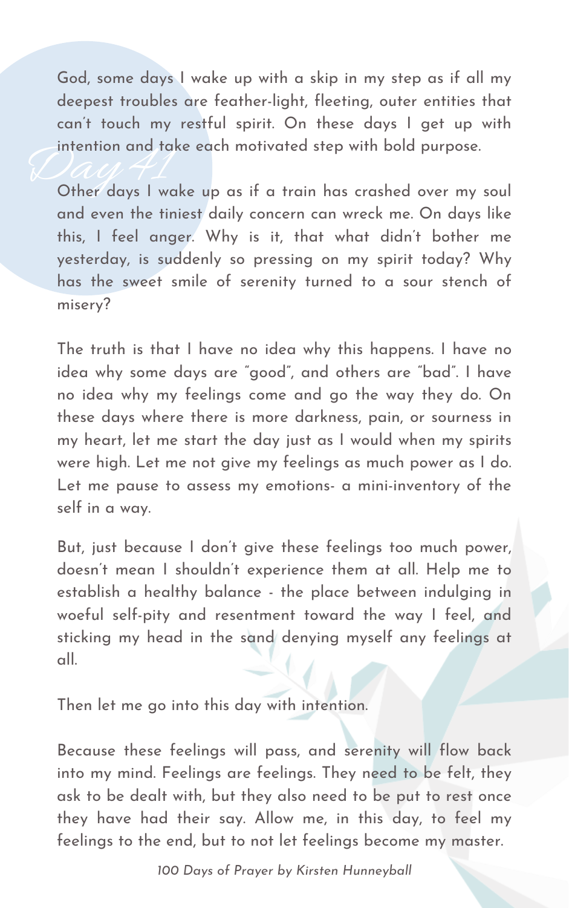# Day 41

God, some days I wake up with a skip in my step as if all my deepest troubles are feather-light, fleeting, outer entities that can't touch my restful spirit. On these days I get up with intention and take each motivated step with bold purpose.

Other days I wake up as if a train has crashed over my soul and even the tiniest daily concern can wreck me. On days like this, I feel anger. Why is it, that what didn't bother me yesterday, is suddenly so pressing on my spirit today? Why has the sweet smile of serenity turned to a sour stench of misery?

The truth is that I have no idea why this happens. I have no idea why some days are "good", and others are "bad". I have no idea why my feelings come and go the way they do. On these days where there is more darkness, pain, or sourness in my heart, let me start the day just as I would when my spirits were high. Let me not give my feelings as much power as I do. Let me pause to assess my emotions- a mini-inventory of the self in a way.

But, just because I don't give these feelings too much power, doesn't mean I shouldn't experience them at all. Help me to establish a healthy balance - the place between indulging in woeful self-pity and resentment toward the way I feel, and sticking my head in the sand denying myself any feelings at all.

Then let me go into this day with intention.

Because these feelings will pass, and serenity will flow back into my mind. Feelings are feelings. They need to be felt, they ask to be dealt with, but they also need to be put to rest once they have had their say. Allow me, in this day, to feel my feelings to the end, but to not let feelings become my master.

*100 Days of Prayer by Kirsten Hunneyball*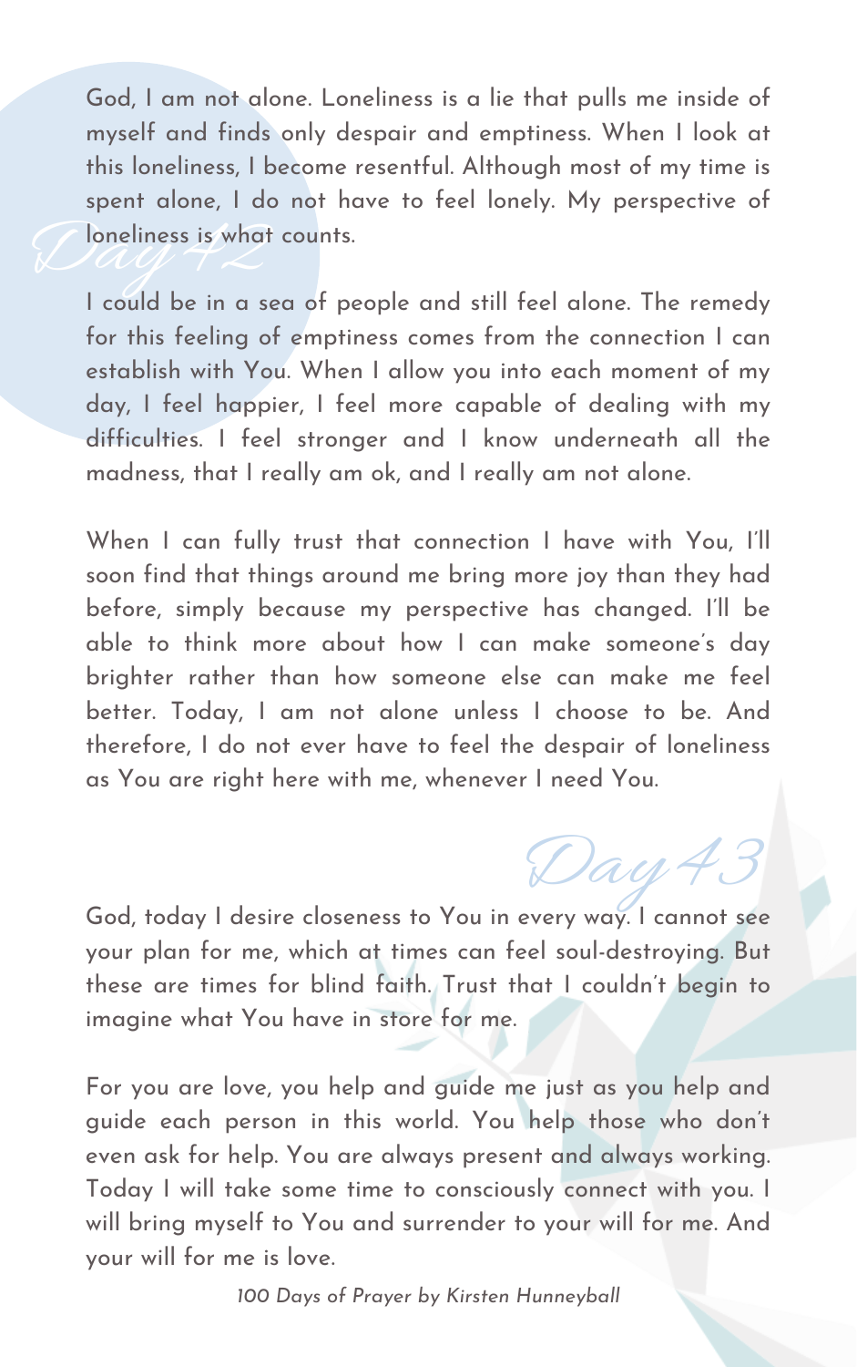## Day 42

God, I am not alone. Loneliness is a lie that pulls me inside of myself and finds only despair and emptiness. When I look at this loneliness, I become resentful. Although most of my time is spent alone, I do not have to feel lonely. My perspective of loneliness is what counts.

I could be in a sea of people and still feel alone. The remedy for this feeling of emptiness comes from the connection I can establish with You. When I allow you into each moment of my day, I feel happier, I feel more capable of dealing with my difficulties. I feel stronger and I know underneath all the madness, that I really am ok, and I really am not alone.

When I can fully trust that connection I have with You, I'll soon find that things around me bring more joy than they had before, simply because my perspective has changed. I'll be able to think more about how I can make someone's day brighter rather than how someone else can make me feel better. Today, I am not alone unless I choose to be. And therefore, I do not ever have to feel the despair of loneliness as You are right here with me, whenever I need You.

## Day 43

God, today I desire closeness to You in every way. I cannot see your plan for me, which at times can feel soul-destroying. But these are times for blind faith. Trust that I couldn't begin to imagine what You have in store for me.

For you are love, you help and guide me just as you help and guide each person in this world. You help those who don't even ask for help. You are always present and always working. Today I will take some time to consciously connect with you. I will bring myself to You and surrender to your will for me. And your will for me is love.

*100 Days of Prayer by Kirsten Hunneyball*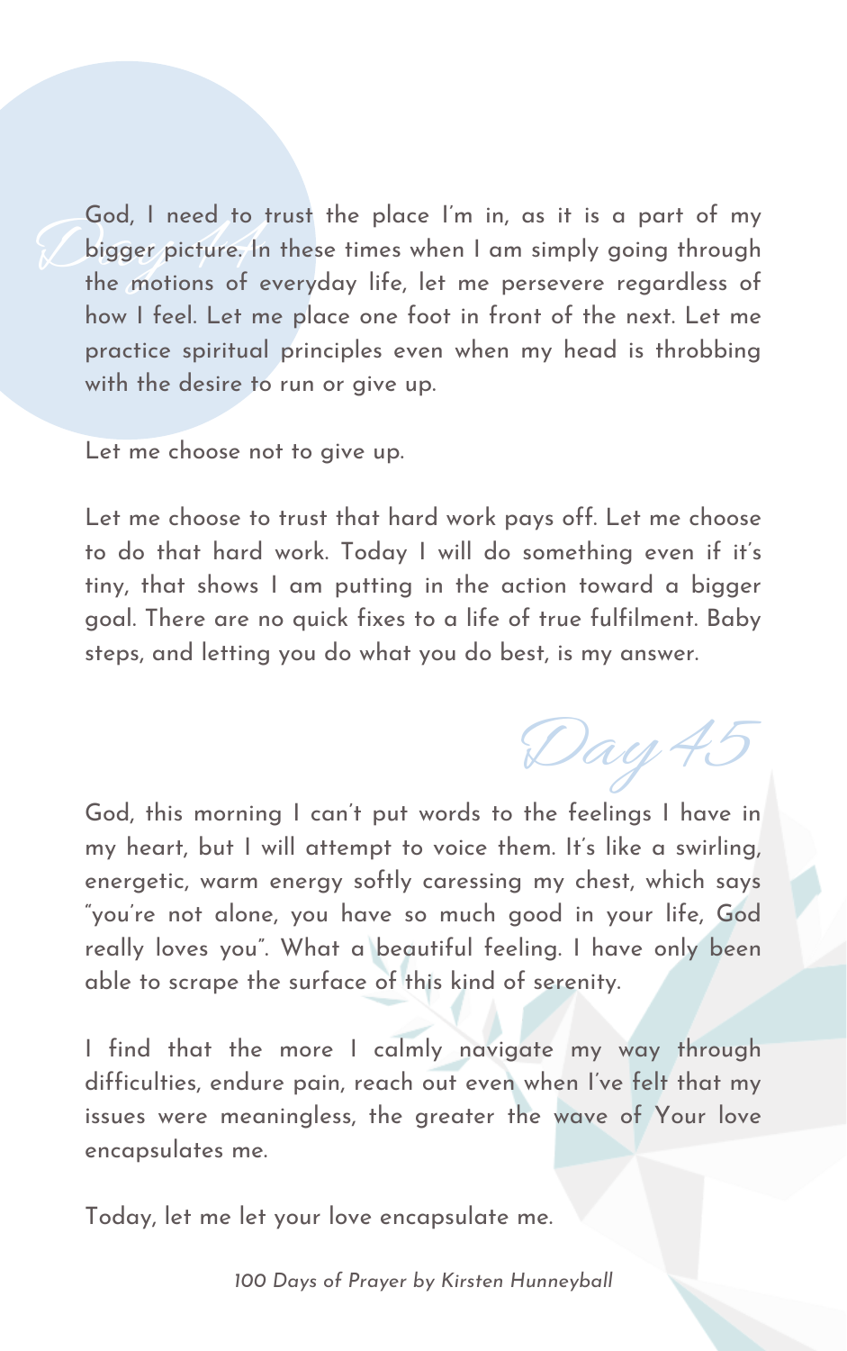## Day 44

God, I need to trust the place I'm in, as it is a part of my bigger picture. In these times when I am simply going through the motions of everyday life, let me persevere regardless of how I feel. Let me place one foot in front of the next. Let me practice spiritual principles even when my head is throbbing with the desire to run or give up.

Let me choose not to give up.

Let me choose to trust that hard work pays off. Let me choose to do that hard work. Today I will do something even if it's tiny, that shows I am putting in the action toward a bigger goal. There are no quick fixes to a life of true fulfilment. Baby steps, and letting you do what you do best, is my answer.

## Day 45

God, this morning I can't put words to the feelings I have in my heart, but I will attempt to voice them. It's like a swirling, energetic, warm energy softly caressing my chest, which says "you're not alone, you have so much good in your life, God really loves you". What a beautiful feeling. I have only been able to scrape the surface of this kind of serenity.

I find that the more I calmly navigate my way through difficulties, endure pain, reach out even when I've felt that my issues were meaningless, the greater the wave of Your love encapsulates me.

Today, let me let your love encapsulate me.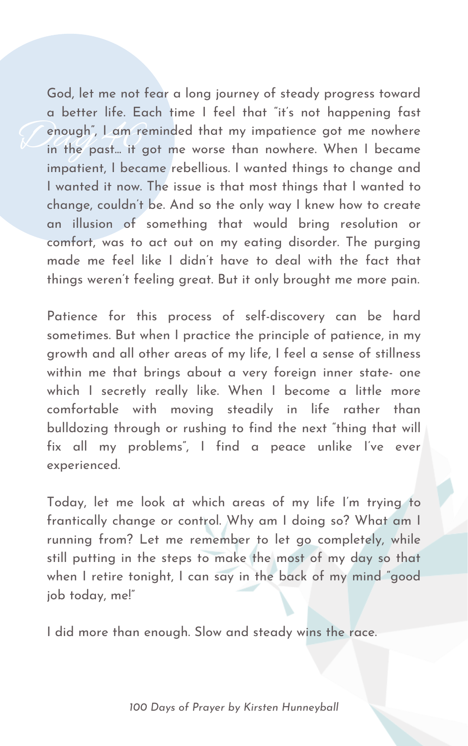# Day 40

God, let me not fear a long journey of steady progress toward a better life. Each time I feel that "it's not happening fast enough", I am reminded that my impatience got me nowhere in the past… it got me worse than nowhere. When I became impatient, I became rebellious. I wanted things to change and I wanted it now. The issue is that most things that I wanted to change, couldn't be. And so the only way I knew how to create an illusion of something that would bring resolution or comfort, was to act out on my eating disorder. The purging made me feel like I didn't have to deal with the fact that things weren't feeling great. But it only brought me more pain.

Patience for this process of self-discovery can be hard sometimes. But when I practice the principle of patience, in my growth and all other areas of my life, I feel a sense of stillness within me that brings about a very foreign inner state- one which I secretly really like. When I become a little more comfortable with moving steadily in life rather than bulldozing through or rushing to find the next "thing that will fix all my problems", I find a peace unlike I've ever experienced.

Today, let me look at which areas of my life I'm trying to frantically change or control. Why am I doing so? What am I running from? Let me remember to let go completely, while still putting in the steps to make the most of my day so that when I retire tonight, I can say in the back of my mind "good job today, me!"

I did more than enough. Slow and steady wins the race.

*100 Days of Prayer by Kirsten Hunneyball*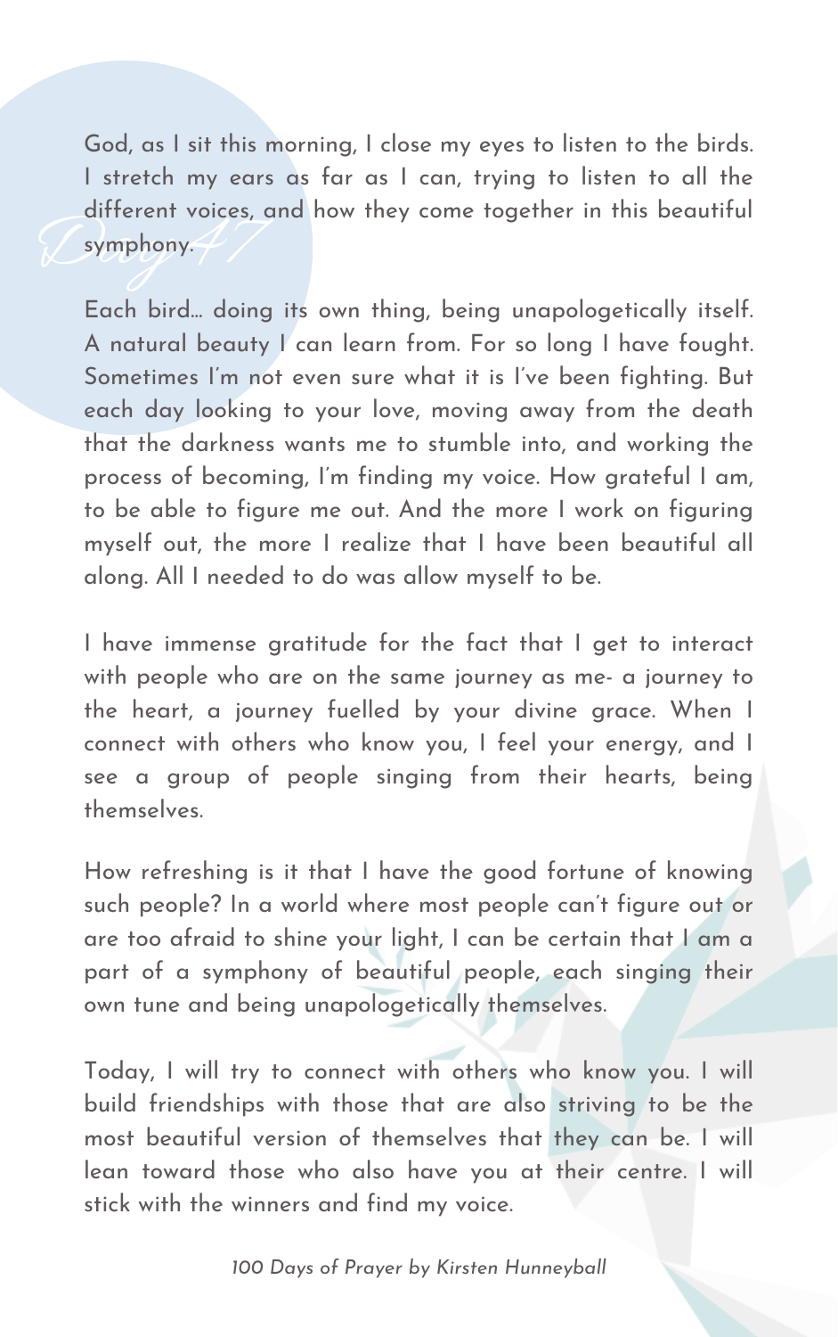# Day 47

God, as I sit this morning, I close my eyes to listen to the birds. I stretch my ears as far as I can, trying to listen to all the different voices, and how they come together in this beautiful symphony.

Each bird... doing its own thing, being unapologetically itself. A natural beauty I can learn from. For so long I have fought. Sometimes I'm not even sure what it is I've been fighting. But each day looking to your love, moving away from the death that the darkness wants me to stumble into, and working the process of becoming, I'm finding my voice. How grateful I am, to be able to figure me out. And the more I work on figuring myself out, the more I realize that I have been beautiful all along. All I needed to do was allow myself to be.

I have immense gratitude for the fact that I get to interact with people who are on the same journey as me- a journey to the heart, a journey fuelled by your divine grace. When I connect with others who know you, I feel your energy, and I see a group of people singing from their hearts, being themselves.

How refreshing is it that I have the good fortune of knowing such people? In a world where most people can't figure out or are too afraid to shine your light, I can be certain that I am a part of a symphony of beautiful people, each singing their own tune and being unapologetically themselves.

Today, I will try to connect with others who know you. I will build friendships with those that are also striving to be the most beautiful version of themselves that they can be. I will lean toward those who also have you at their centre. I will stick with the winners and find my voice.

*100 Days of Prayer by Kirsten Hunneyball*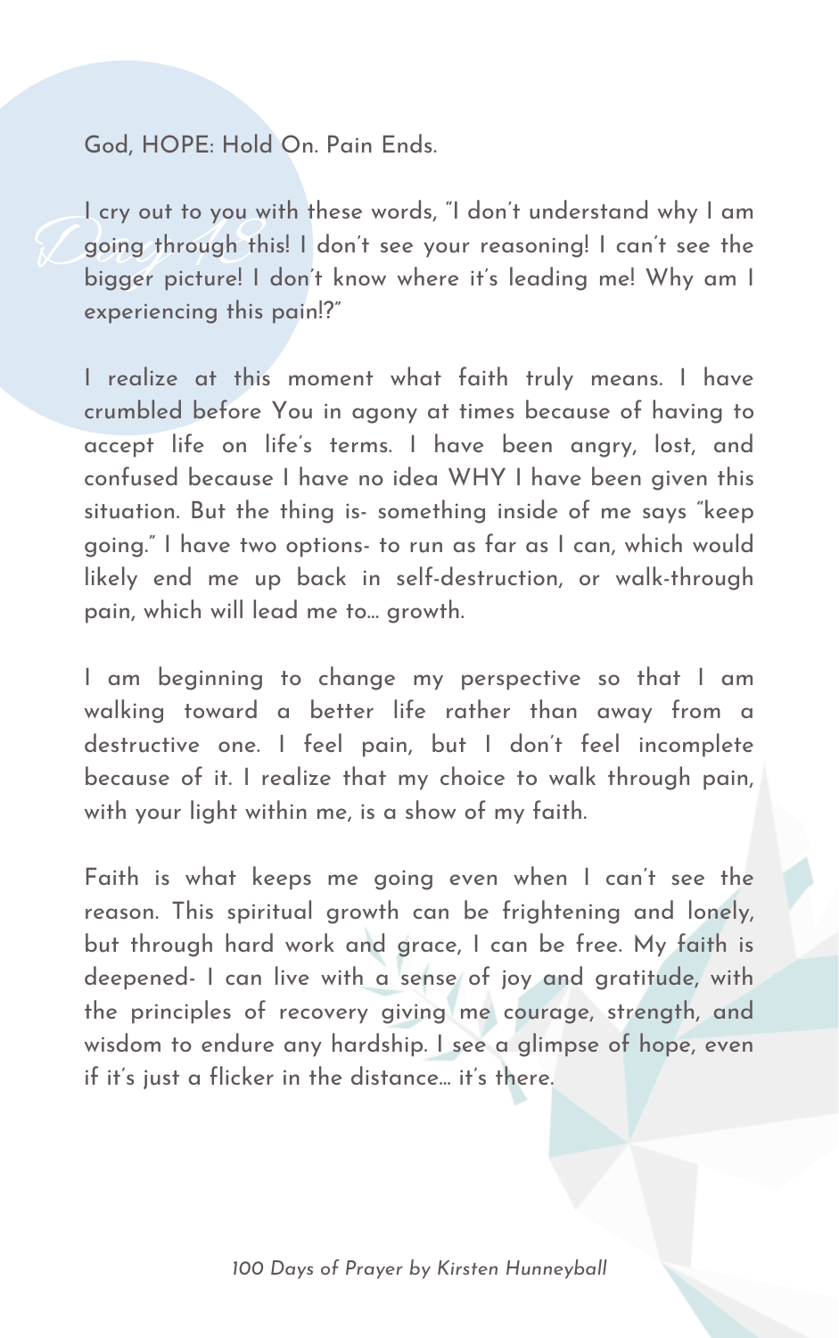*Day 18*

God, HOPE: Hold On. Pain Ends.

I cry out to you with these words, "I don't understand why I am going through this! I don't see your reasoning! I can't see the bigger picture! I don't know where it's leading me! Why am I experiencing this pain!?"

I realize at this moment what faith truly means. I have crumbled before You in agony at times because of having to accept life on life's terms. I have been angry, lost, and confused because I have no idea WHY I have been given this situation. But the thing is- something inside of me says "keep going." I have two options- to run as far as I can, which would likely end me up back in self-destruction, or walk-through pain, which will lead me to... growth.

I am beginning to change my perspective so that I am walking toward a better life rather than away from a destructive one. I feel pain, but I don't feel incomplete because of it. I realize that my choice to walk through pain, with your light within me, is a show of my faith.

Faith is what keeps me going even when I can't see the reason. This spiritual growth can be frightening and lonely, but through hard work and grace, I can be free. My faith is deepened- I can live with a sense of joy and gratitude, with the principles of recovery giving me courage, strength, and wisdom to endure any hardship. I see a glimpse of hope, even if it's just a flicker in the distance... it's there.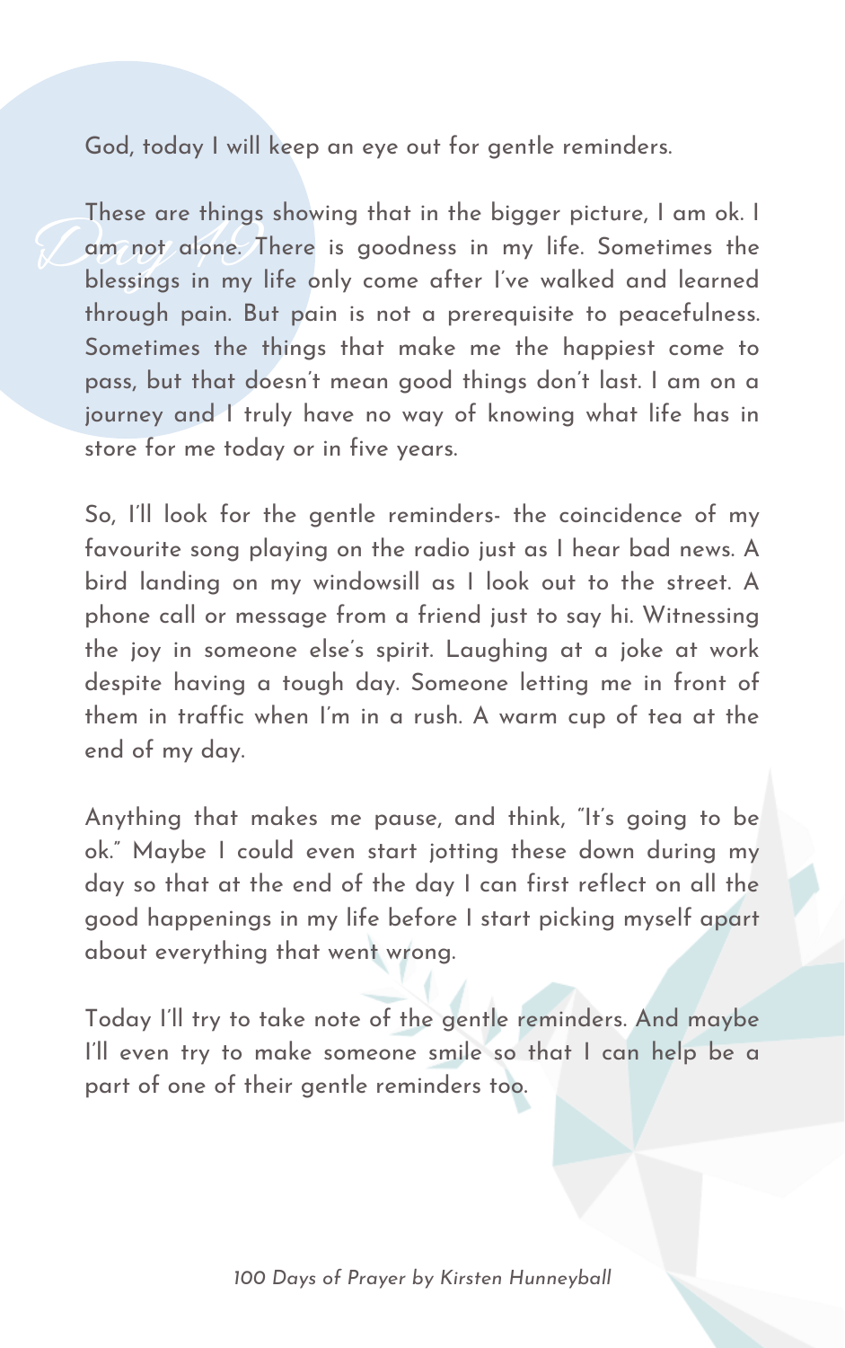# Day 19

God, today I will keep an eye out for gentle reminders.

These are things showing that in the bigger picture, I am ok. I am not alone. There is goodness in my life. Sometimes the blessings in my life only come after I've walked and learned through pain. But pain is not a prerequisite to peacefulness. Sometimes the things that make me the happiest come to pass, but that doesn't mean good things don't last. I am on a journey and I truly have no way of knowing what life has in store for me today or in five years.

So, I'll look for the gentle reminders- the coincidence of my favourite song playing on the radio just as I hear bad news. A bird landing on my windowsill as I look out to the street. A phone call or message from a friend just to say hi. Witnessing the joy in someone else's spirit. Laughing at a joke at work despite having a tough day. Someone letting me in front of them in traffic when I'm in a rush. A warm cup of tea at the end of my day.

Anything that makes me pause, and think, "It's going to be ok." Maybe I could even start jotting these down during my day so that at the end of the day I can first reflect on all the good happenings in my life before I start picking myself apart about everything that went wrong.

Today I'll try to take note of the gentle reminders. And maybe I'll even try to make someone smile so that I can help be a part of one of their gentle reminders too.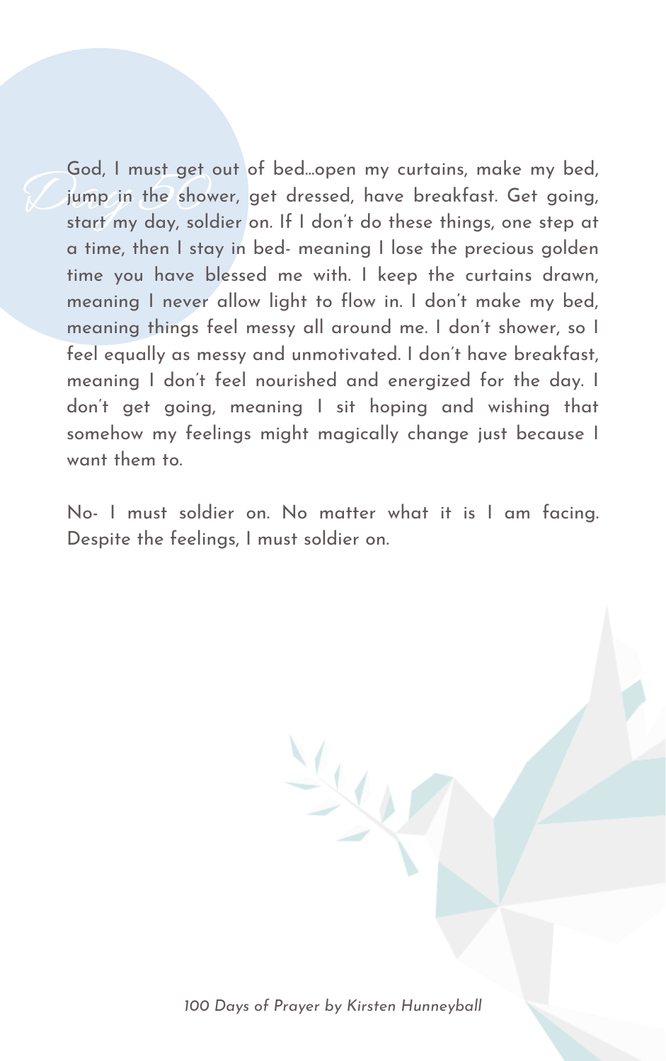# Day 56

God, I must get out of bed…open my curtains, make my bed, jump in the shower, get dressed, have breakfast. Get going, start my day, soldier on. If I don't do these things, one step at a time, then I stay in bed- meaning I lose the precious golden time you have blessed me with. I keep the curtains drawn, meaning I never allow light to flow in. I don't make my bed, meaning things feel messy all around me. I don't shower, so I feel equally as messy and unmotivated. I don't have breakfast, meaning I don't feel nourished and energized for the day. I don't get going, meaning I sit hoping and wishing that somehow my feelings might magically change just because I want them to.

No- I must soldier on. No matter what it is I am facing. Despite the feelings, I must soldier on.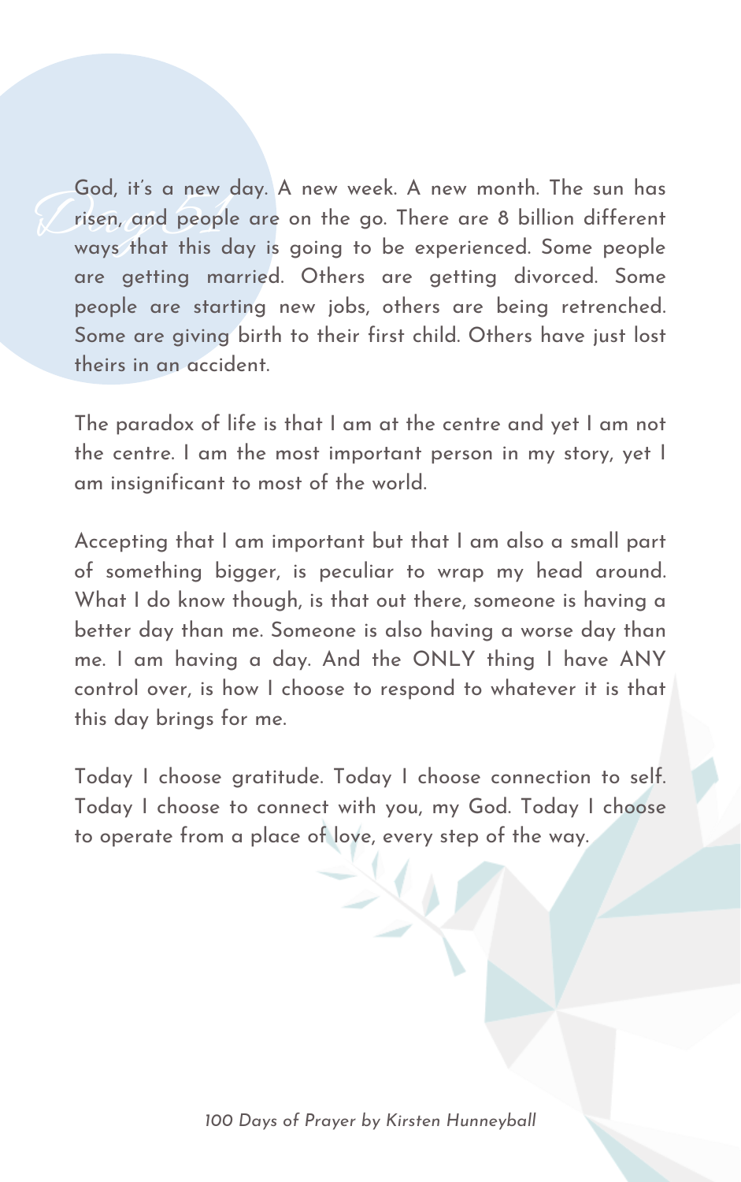# Day 51

God, it's a new day. A new week. A new month. The sun has risen, and people are on the go. There are 8 billion different ways that this day is going to be experienced. Some people are getting married. Others are getting divorced. Some people are starting new jobs, others are being retrenched. Some are giving birth to their first child. Others have just lost theirs in an accident.

The paradox of life is that I am at the centre and yet I am not the centre. I am the most important person in my story, yet I am insignificant to most of the world.

Accepting that I am important but that I am also a small part of something bigger, is peculiar to wrap my head around. What I do know though, is that out there, someone is having a better day than me. Someone is also having a worse day than me. I am having a day. And the ONLY thing I have ANY control over, is how I choose to respond to whatever it is that this day brings for me.

Today I choose gratitude. Today I choose connection to self. Today I choose to connect with you, my God. Today I choose to operate from a place of love, every step of the way.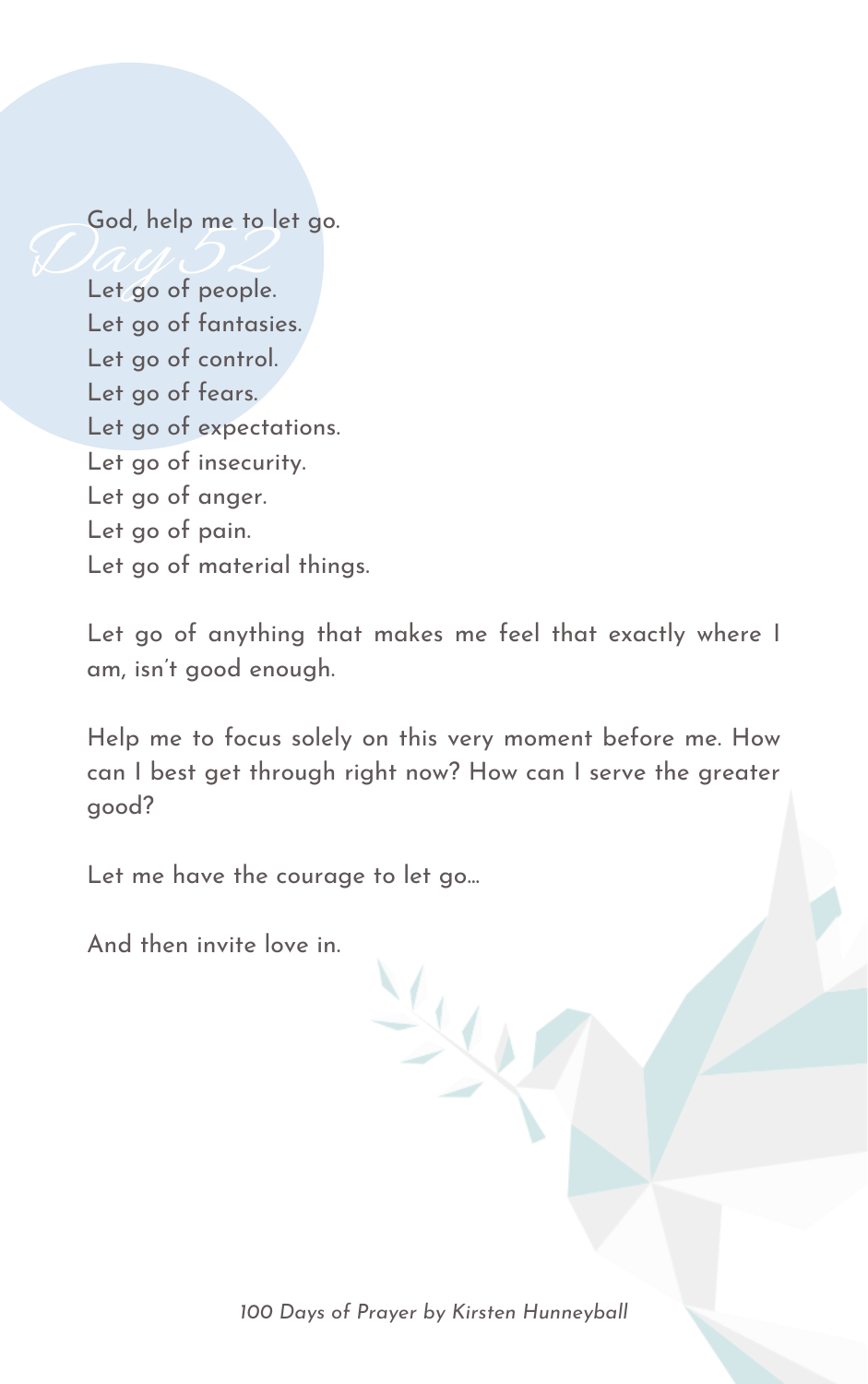# Day 52

God, help me to let go.

Let go of people.
Let go of fantasies.
Let go of control.
Let go of fears.
Let go of expectations.
Let go of insecurity.
Let go of anger.
Let go of pain.
Let go of material things.

Let go of anything that makes me feel that exactly where I am, isn't good enough.

Help me to focus solely on this very moment before me. How can I best get through right now? How can I serve the greater good?

Let me have the courage to let go...

And then invite love in.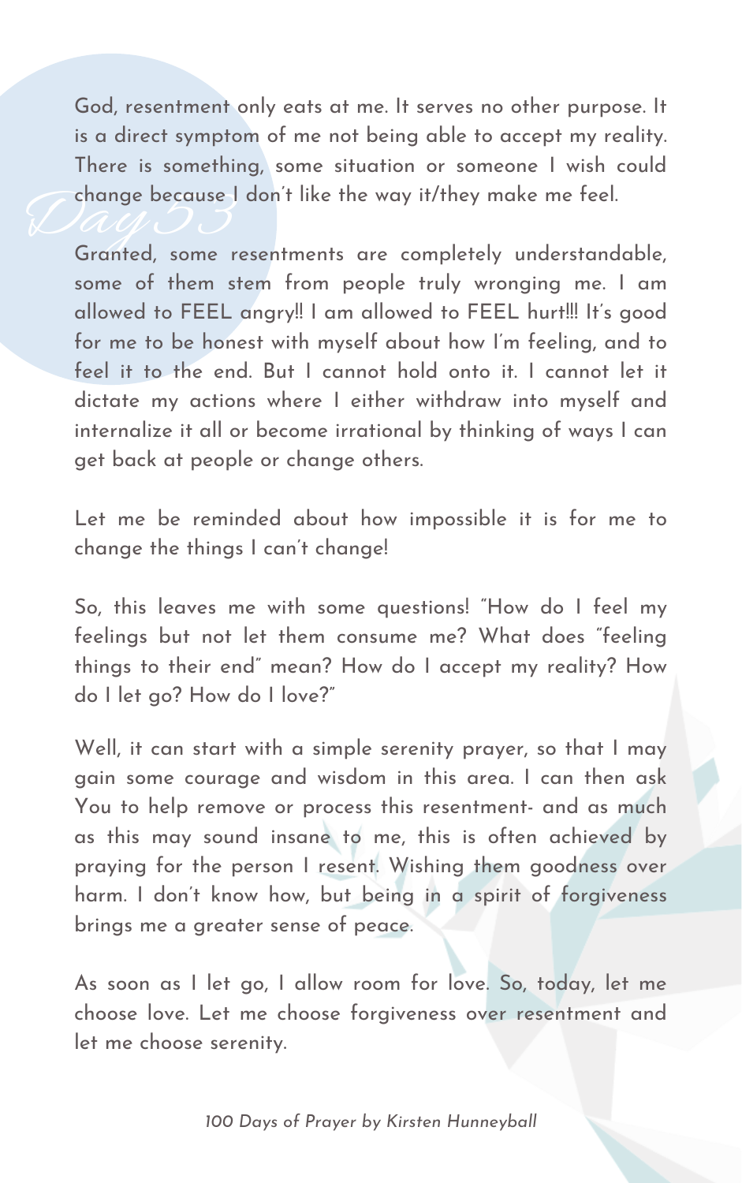# Day 53

God, resentment only eats at me. It serves no other purpose. It is a direct symptom of me not being able to accept my reality. There is something, some situation or someone I wish could change because I don't like the way it/they make me feel.

Granted, some resentments are completely understandable, some of them stem from people truly wronging me. I am allowed to FEEL angry!! I am allowed to FEEL hurt!!! It's good for me to be honest with myself about how I'm feeling, and to feel it to the end. But I cannot hold onto it. I cannot let it dictate my actions where I either withdraw into myself and internalize it all or become irrational by thinking of ways I can get back at people or change others.

Let me be reminded about how impossible it is for me to change the things I can't change!

So, this leaves me with some questions! "How do I feel my feelings but not let them consume me? What does "feeling things to their end" mean? How do I accept my reality? How do I let go? How do I love?"

Well, it can start with a simple serenity prayer, so that I may gain some courage and wisdom in this area. I can then ask You to help remove or process this resentment- and as much as this may sound insane to me, this is often achieved by praying for the person I resent. Wishing them goodness over harm. I don't know how, but being in a spirit of forgiveness brings me a greater sense of peace.

As soon as I let go, I allow room for love. So, today, let me choose love. Let me choose forgiveness over resentment and let me choose serenity.

*100 Days of Prayer by Kirsten Hunneyball*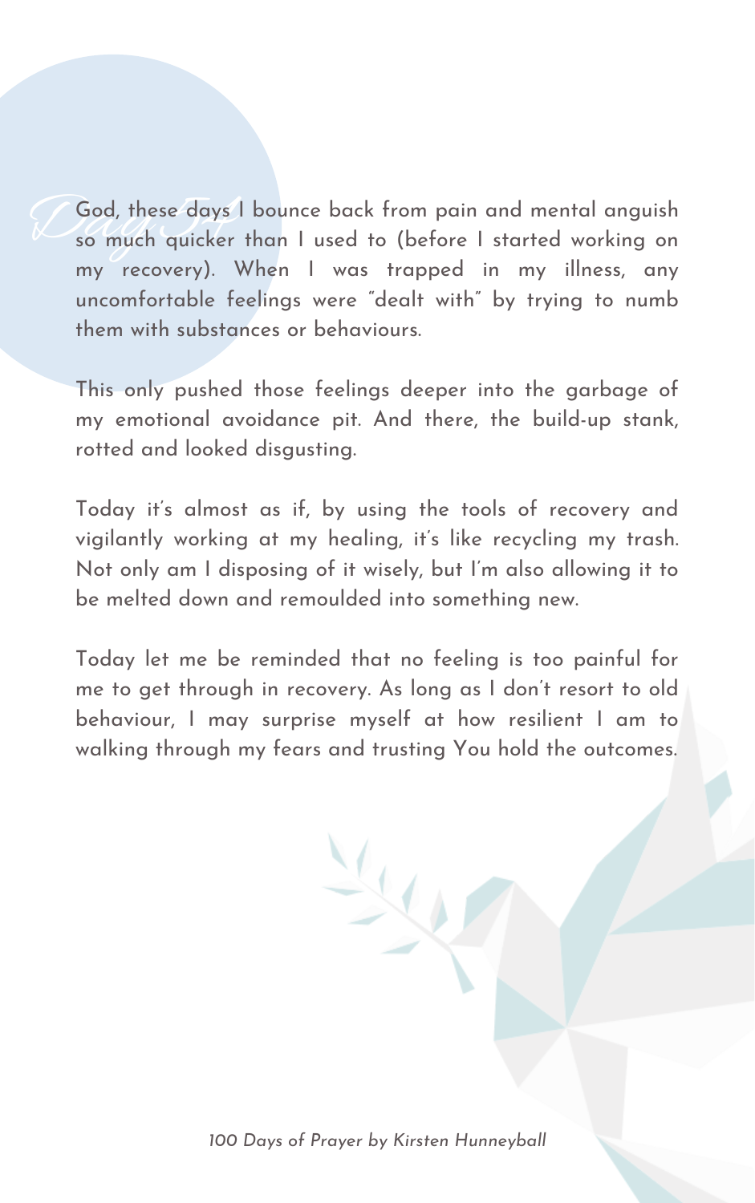## Day 54

God, these days I bounce back from pain and mental anguish so much quicker than I used to (before I started working on my recovery). When I was trapped in my illness, any uncomfortable feelings were "dealt with" by trying to numb them with substances or behaviours.

This only pushed those feelings deeper into the garbage of my emotional avoidance pit. And there, the build-up stank, rotted and looked disgusting.

Today it's almost as if, by using the tools of recovery and vigilantly working at my healing, it's like recycling my trash. Not only am I disposing of it wisely, but I'm also allowing it to be melted down and remoulded into something new.

Today let me be reminded that no feeling is too painful for me to get through in recovery. As long as I don't resort to old behaviour, I may surprise myself at how resilient I am to walking through my fears and trusting You hold the outcomes.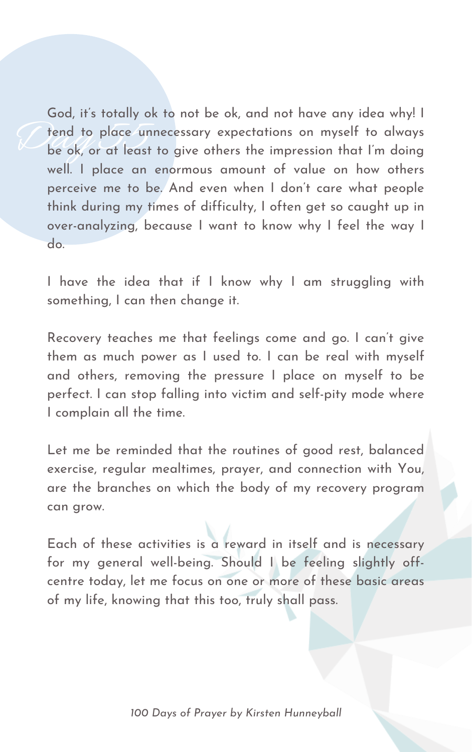*Day 55*

God, it's totally ok to not be ok, and not have any idea why! I tend to place unnecessary expectations on myself to always be ok, or at least to give others the impression that I'm doing well. I place an enormous amount of value on how others perceive me to be. And even when I don't care what people think during my times of difficulty, I often get so caught up in over-analyzing, because I want to know why I feel the way I do.

I have the idea that if I know why I am struggling with something, I can then change it.

Recovery teaches me that feelings come and go. I can't give them as much power as I used to. I can be real with myself and others, removing the pressure I place on myself to be perfect. I can stop falling into victim and self-pity mode where I complain all the time.

Let me be reminded that the routines of good rest, balanced exercise, regular mealtimes, prayer, and connection with You, are the branches on which the body of my recovery program can grow.

Each of these activities is a reward in itself and is necessary for my general well-being. Should I be feeling slightly off-centre today, let me focus on one or more of these basic areas of my life, knowing that this too, truly shall pass.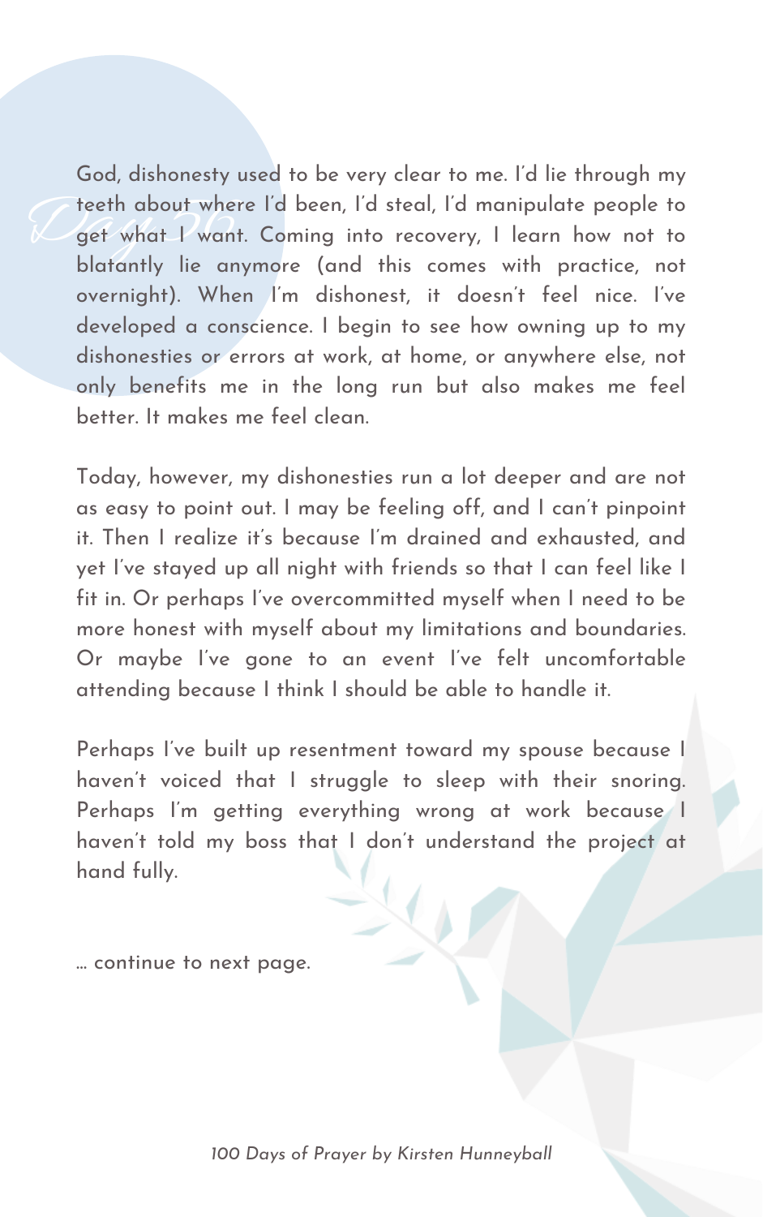## Day 26

God, dishonesty used to be very clear to me. I'd lie through my teeth about where I'd been, I'd steal, I'd manipulate people to get what I want. Coming into recovery, I learn how not to blatantly lie anymore (and this comes with practice, not overnight). When I'm dishonest, it doesn't feel nice. I've developed a conscience. I begin to see how owning up to my dishonesties or errors at work, at home, or anywhere else, not only benefits me in the long run but also makes me feel better. It makes me feel clean.

Today, however, my dishonesties run a lot deeper and are not as easy to point out. I may be feeling off, and I can't pinpoint it. Then I realize it's because I'm drained and exhausted, and yet I've stayed up all night with friends so that I can feel like I fit in. Or perhaps I've overcommitted myself when I need to be more honest with myself about my limitations and boundaries. Or maybe I've gone to an event I've felt uncomfortable attending because I think I should be able to handle it.

Perhaps I've built up resentment toward my spouse because I haven't voiced that I struggle to sleep with their snoring. Perhaps I'm getting everything wrong at work because I haven't told my boss that I don't understand the project at hand fully.

... continue to next page.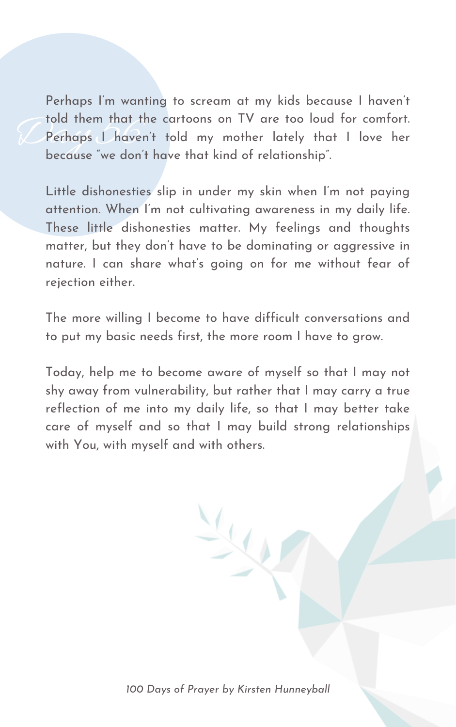# Day 56

Perhaps I'm wanting to scream at my kids because I haven't told them that the cartoons on TV are too loud for comfort. Perhaps I haven't told my mother lately that I love her because "we don't have that kind of relationship".

Little dishonesties slip in under my skin when I'm not paying attention. When I'm not cultivating awareness in my daily life. These little dishonesties matter. My feelings and thoughts matter, but they don't have to be dominating or aggressive in nature. I can share what's going on for me without fear of rejection either.

The more willing I become to have difficult conversations and to put my basic needs first, the more room I have to grow.

Today, help me to become aware of myself so that I may not shy away from vulnerability, but rather that I may carry a true reflection of me into my daily life, so that I may better take care of myself and so that I may build strong relationships with You, with myself and with others.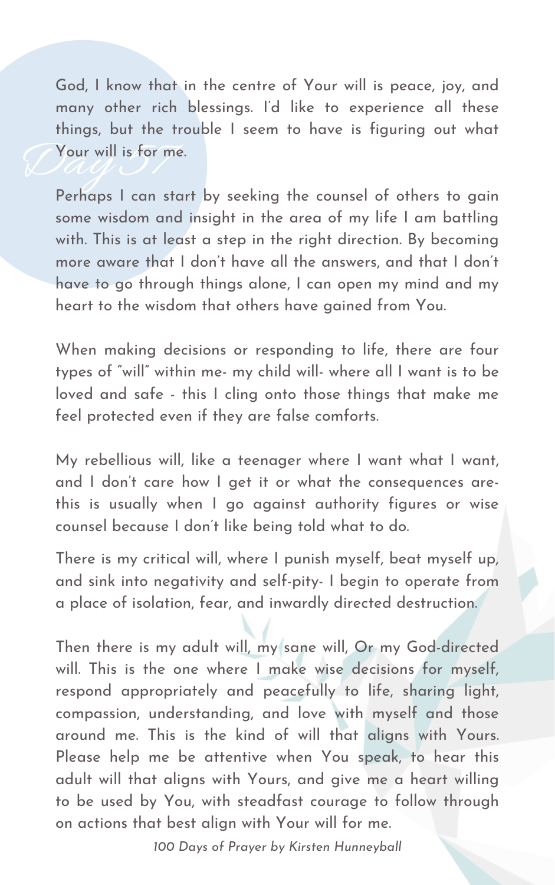## Day 57

God, I know that in the centre of Your will is peace, joy, and many other rich blessings. I'd like to experience all these things, but the trouble I seem to have is figuring out what Your will is for me.

Perhaps I can start by seeking the counsel of others to gain some wisdom and insight in the area of my life I am battling with. This is at least a step in the right direction. By becoming more aware that I don't have all the answers, and that I don't have to go through things alone, I can open my mind and my heart to the wisdom that others have gained from You.

When making decisions or responding to life, there are four types of "will" within me- my child will- where all I want is to be loved and safe - this I cling onto those things that make me feel protected even if they are false comforts.

My rebellious will, like a teenager where I want what I want, and I don't care how I get it or what the consequences are- this is usually when I go against authority figures or wise counsel because I don't like being told what to do.

There is my critical will, where I punish myself, beat myself up, and sink into negativity and self-pity- I begin to operate from a place of isolation, fear, and inwardly directed destruction.

Then there is my adult will, my sane will, Or my God-directed will. This is the one where I make wise decisions for myself, respond appropriately and peacefully to life, sharing light, compassion, understanding, and love with myself and those around me. This is the kind of will that aligns with Yours. Please help me be attentive when You speak, to hear this adult will that aligns with Yours, and give me a heart willing to be used by You, with steadfast courage to follow through on actions that best align with Your will for me.

*100 Days of Prayer by Kirsten Hunneyball*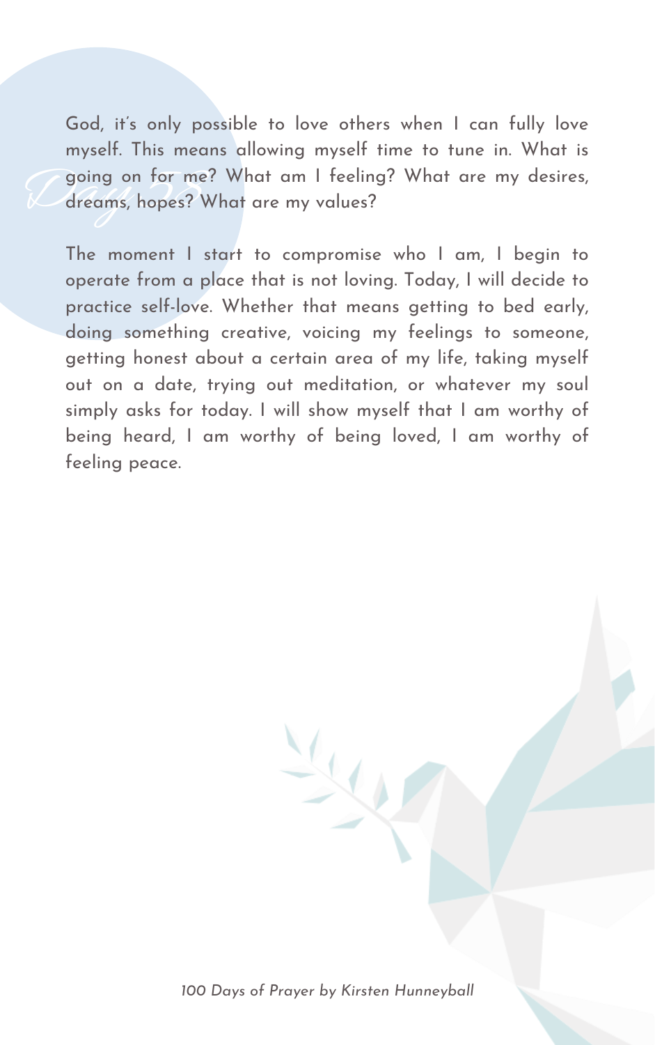## Day 53

God, it's only possible to love others when I can fully love myself. This means allowing myself time to tune in. What is going on for me? What am I feeling? What are my desires, dreams, hopes? What are my values?

The moment I start to compromise who I am, I begin to operate from a place that is not loving. Today, I will decide to practice self-love. Whether that means getting to bed early, doing something creative, voicing my feelings to someone, getting honest about a certain area of my life, taking myself out on a date, trying out meditation, or whatever my soul simply asks for today. I will show myself that I am worthy of being heard, I am worthy of being loved, I am worthy of feeling peace.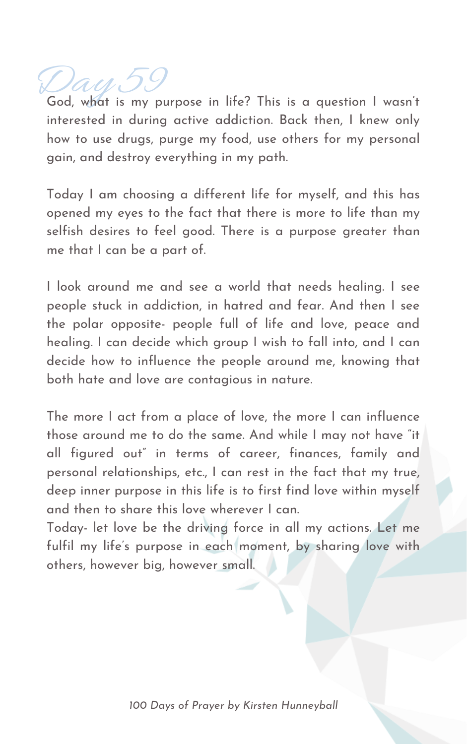# Day 59

God, what is my purpose in life? This is a question I wasn't interested in during active addiction. Back then, I knew only how to use drugs, purge my food, use others for my personal gain, and destroy everything in my path.

Today I am choosing a different life for myself, and this has opened my eyes to the fact that there is more to life than my selfish desires to feel good. There is a purpose greater than me that I can be a part of.

I look around me and see a world that needs healing. I see people stuck in addiction, in hatred and fear. And then I see the polar opposite- people full of life and love, peace and healing. I can decide which group I wish to fall into, and I can decide how to influence the people around me, knowing that both hate and love are contagious in nature.

The more I act from a place of love, the more I can influence those around me to do the same. And while I may not have "it all figured out" in terms of career, finances, family and personal relationships, etc., I can rest in the fact that my true, deep inner purpose in this life is to first find love within myself and then to share this love wherever I can.

Today- let love be the driving force in all my actions. Let me fulfil my life's purpose in each moment, by sharing love with others, however big, however small.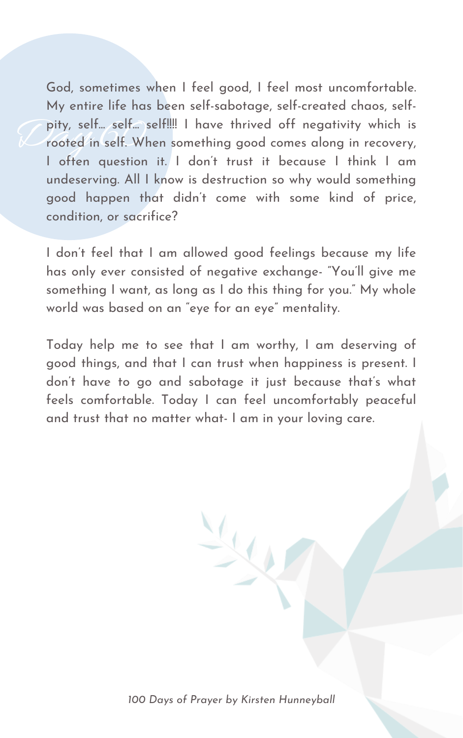*Day 60*

God, sometimes when I feel good, I feel most uncomfortable. My entire life has been self-sabotage, self-created chaos, self-pity, self… self… self!!!! I have thrived off negativity which is rooted in self. When something good comes along in recovery, I often question it. I don't trust it because I think I am undeserving. All I know is destruction so why would something good happen that didn't come with some kind of price, condition, or sacrifice?

I don't feel that I am allowed good feelings because my life has only ever consisted of negative exchange- "You'll give me something I want, as long as I do this thing for you." My whole world was based on an "eye for an eye" mentality.

Today help me to see that I am worthy, I am deserving of good things, and that I can trust when happiness is present. I don't have to go and sabotage it just because that's what feels comfortable. Today I can feel uncomfortably peaceful and trust that no matter what- I am in your loving care.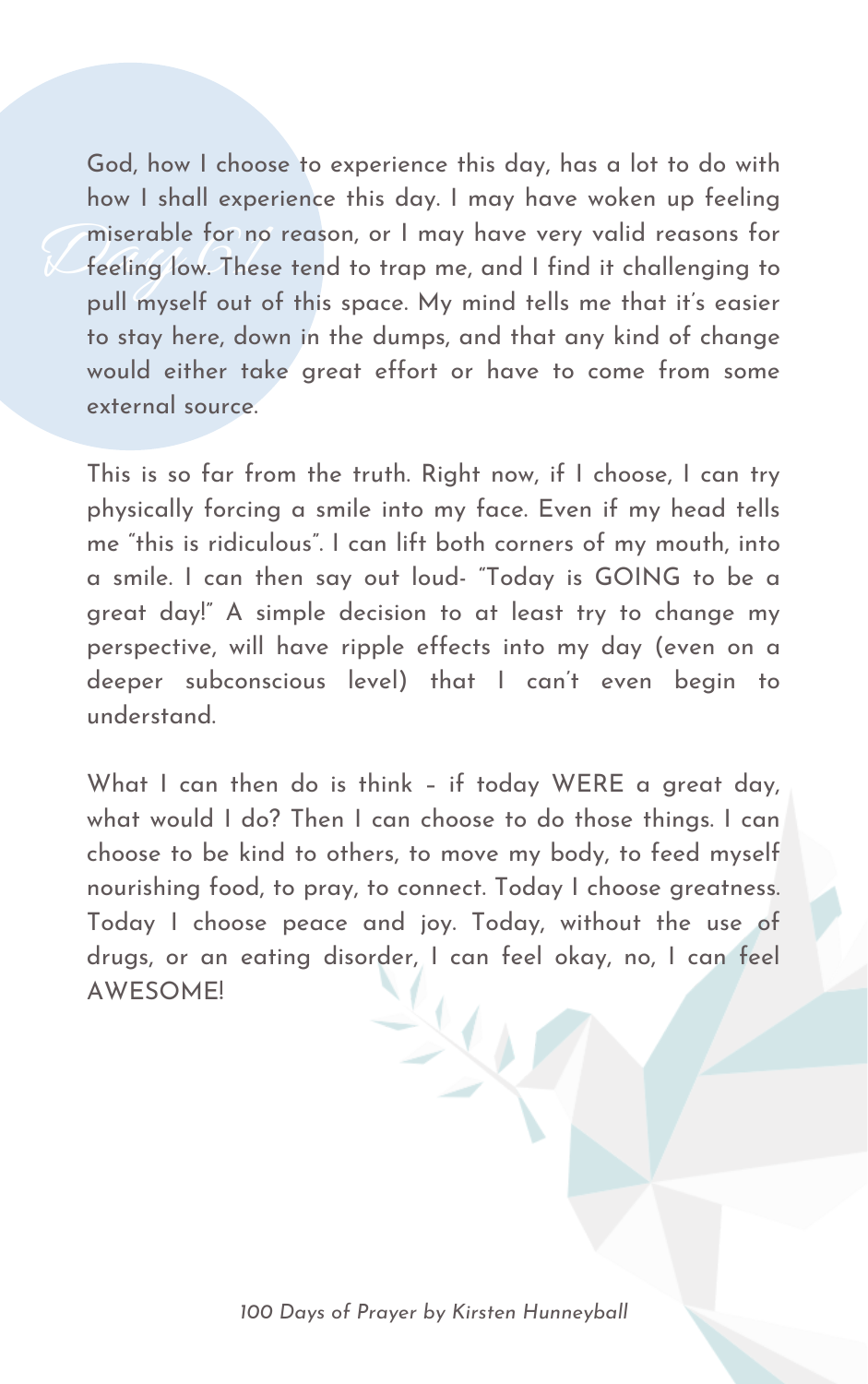God, how I choose to experience this day, has a lot to do with how I shall experience this day. I may have woken up feeling miserable for no reason, or I may have very valid reasons for feeling low. These tend to trap me, and I find it challenging to pull myself out of this space. My mind tells me that it's easier to stay here, down in the dumps, and that any kind of change would either take great effort or have to come from some external source.

This is so far from the truth. Right now, if I choose, I can try physically forcing a smile into my face. Even if my head tells me "this is ridiculous". I can lift both corners of my mouth, into a smile. I can then say out loud- "Today is GOING to be a great day!" A simple decision to at least try to change my perspective, will have ripple effects into my day (even on a deeper subconscious level) that I can't even begin to understand.

What I can then do is think – if today WERE a great day, what would I do? Then I can choose to do those things. I can choose to be kind to others, to move my body, to feed myself nourishing food, to pray, to connect. Today I choose greatness. Today I choose peace and joy. Today, without the use of drugs, or an eating disorder, I can feel okay, no, I can feel AWESOME!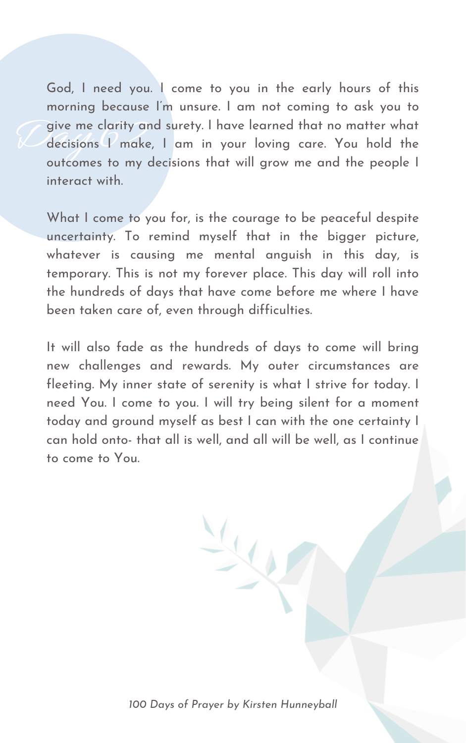*Day 62*

God, I need you. I come to you in the early hours of this morning because I'm unsure. I am not coming to ask you to give me clarity and surety. I have learned that no matter what decisions I make, I am in your loving care. You hold the outcomes to my decisions that will grow me and the people I interact with.

What I come to you for, is the courage to be peaceful despite uncertainty. To remind myself that in the bigger picture, whatever is causing me mental anguish in this day, is temporary. This is not my forever place. This day will roll into the hundreds of days that have come before me where I have been taken care of, even through difficulties.

It will also fade as the hundreds of days to come will bring new challenges and rewards. My outer circumstances are fleeting. My inner state of serenity is what I strive for today. I need You. I come to you. I will try being silent for a moment today and ground myself as best I can with the one certainty I can hold onto- that all is well, and all will be well, as I continue to come to You.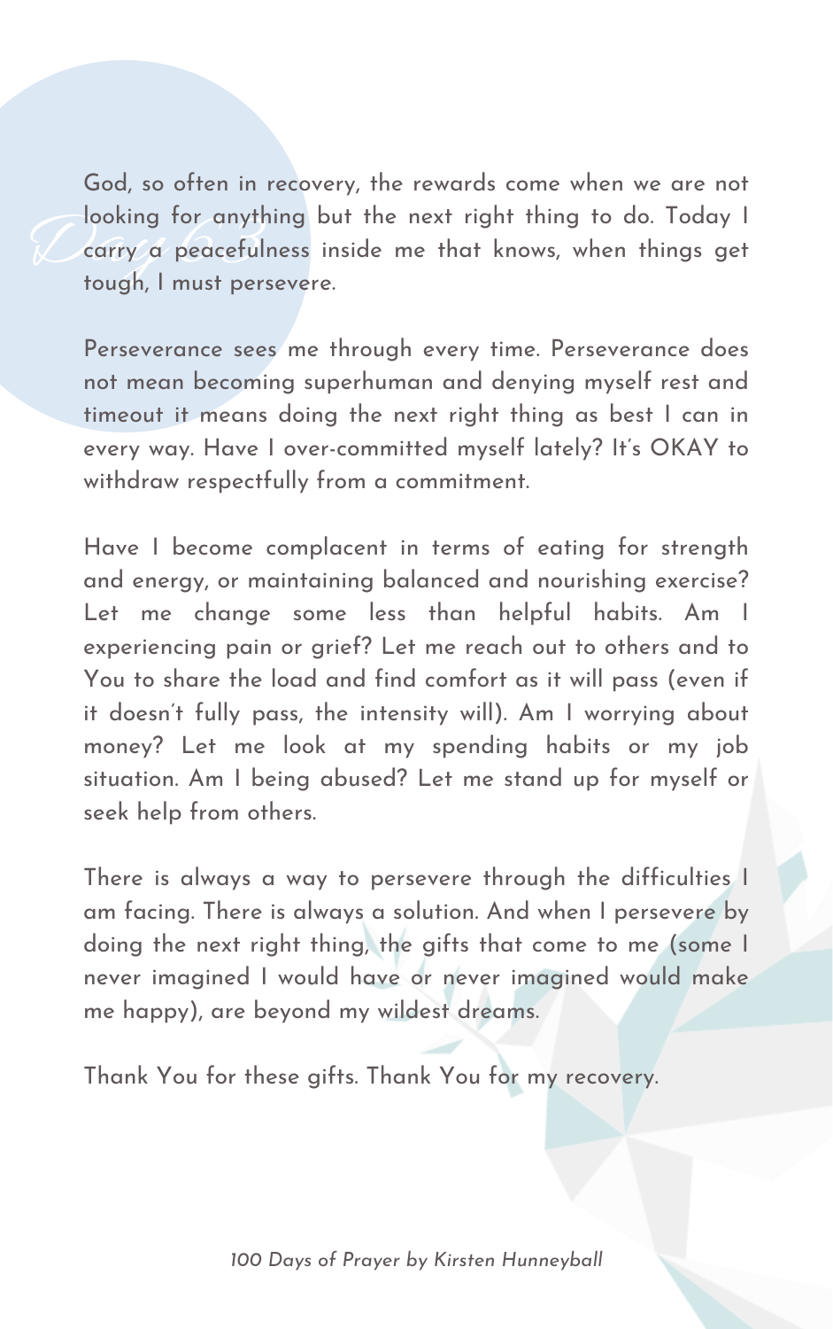# Day 63

God, so often in recovery, the rewards come when we are not looking for anything but the next right thing to do. Today I carry a peacefulness inside me that knows, when things get tough, I must persevere.

Perseverance sees me through every time. Perseverance does not mean becoming superhuman and denying myself rest and timeout it means doing the next right thing as best I can in every way. Have I over-committed myself lately? It's OKAY to withdraw respectfully from a commitment.

Have I become complacent in terms of eating for strength and energy, or maintaining balanced and nourishing exercise? Let me change some less than helpful habits. Am I experiencing pain or grief? Let me reach out to others and to You to share the load and find comfort as it will pass (even if it doesn't fully pass, the intensity will). Am I worrying about money? Let me look at my spending habits or my job situation. Am I being abused? Let me stand up for myself or seek help from others.

There is always a way to persevere through the difficulties I am facing. There is always a solution. And when I persevere by doing the next right thing, the gifts that come to me (some I never imagined I would have or never imagined would make me happy), are beyond my wildest dreams.

Thank You for these gifts. Thank You for my recovery.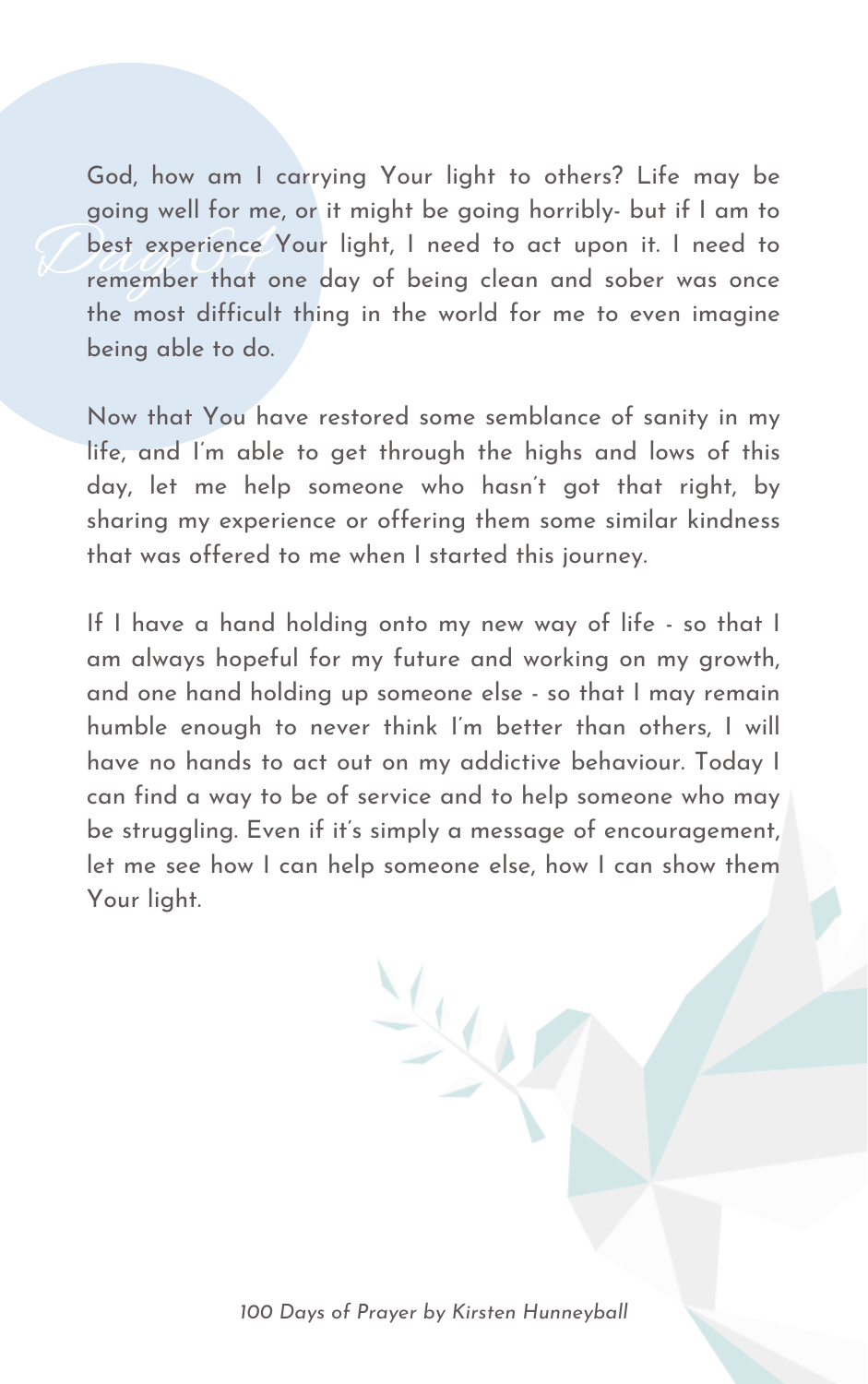## Day 64

God, how am I carrying Your light to others? Life may be going well for me, or it might be going horribly- but if I am to best experience Your light, I need to act upon it. I need to remember that one day of being clean and sober was once the most difficult thing in the world for me to even imagine being able to do.

Now that You have restored some semblance of sanity in my life, and I'm able to get through the highs and lows of this day, let me help someone who hasn't got that right, by sharing my experience or offering them some similar kindness that was offered to me when I started this journey.

If I have a hand holding onto my new way of life - so that I am always hopeful for my future and working on my growth, and one hand holding up someone else - so that I may remain humble enough to never think I'm better than others, I will have no hands to act out on my addictive behaviour. Today I can find a way to be of service and to help someone who may be struggling. Even if it's simply a message of encouragement, let me see how I can help someone else, how I can show them Your light.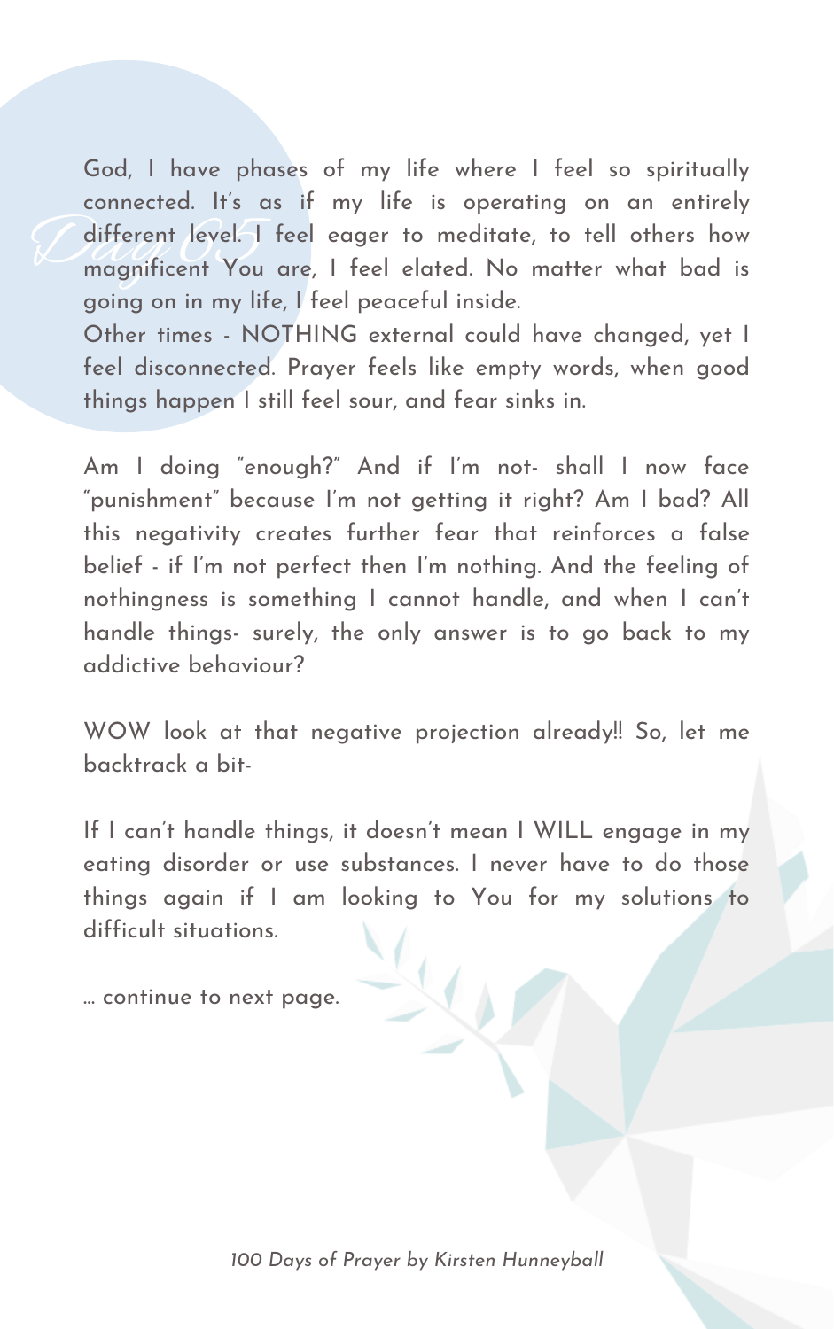## Day 65

God, I have phases of my life where I feel so spiritually connected. It's as if my life is operating on an entirely different level. I feel eager to meditate, to tell others how magnificent You are, I feel elated. No matter what bad is going on in my life, I feel peaceful inside.

Other times - NOTHING external could have changed, yet I feel disconnected. Prayer feels like empty words, when good things happen I still feel sour, and fear sinks in.

Am I doing "enough?" And if I'm not- shall I now face "punishment" because I'm not getting it right? Am I bad? All this negativity creates further fear that reinforces a false belief - if I'm not perfect then I'm nothing. And the feeling of nothingness is something I cannot handle, and when I can't handle things- surely, the only answer is to go back to my addictive behaviour?

WOW look at that negative projection already!! So, let me backtrack a bit-

If I can't handle things, it doesn't mean I WILL engage in my eating disorder or use substances. I never have to do those things again if I am looking to You for my solutions to difficult situations.

... continue to next page.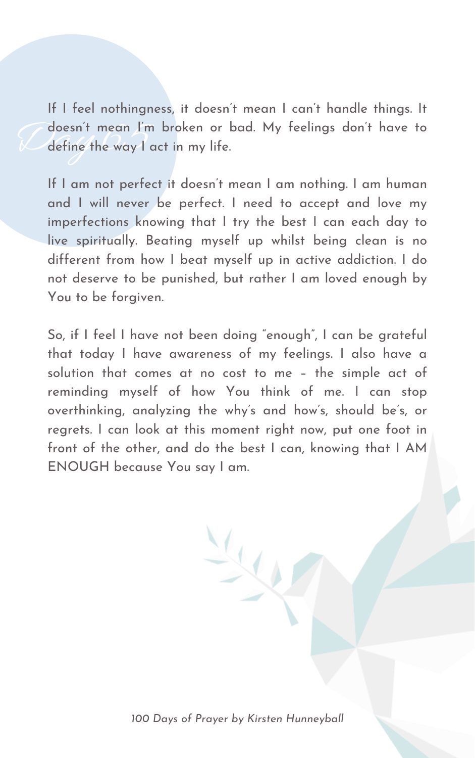# Day 62

If I feel nothingness, it doesn't mean I can't handle things. It doesn't mean I'm broken or bad. My feelings don't have to define the way I act in my life.

If I am not perfect it doesn't mean I am nothing. I am human and I will never be perfect. I need to accept and love my imperfections knowing that I try the best I can each day to live spiritually. Beating myself up whilst being clean is no different from how I beat myself up in active addiction. I do not deserve to be punished, but rather I am loved enough by You to be forgiven.

So, if I feel I have not been doing "enough", I can be grateful that today I have awareness of my feelings. I also have a solution that comes at no cost to me – the simple act of reminding myself of how You think of me. I can stop overthinking, analyzing the why's and how's, should be's, or regrets. I can look at this moment right now, put one foot in front of the other, and do the best I can, knowing that I AM ENOUGH because You say I am.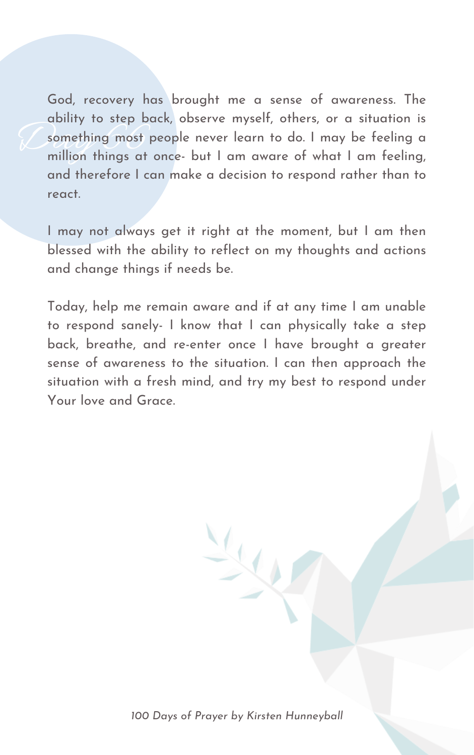# Day 66

God, recovery has brought me a sense of awareness. The ability to step back, observe myself, others, or a situation is something most people never learn to do. I may be feeling a million things at once- but I am aware of what I am feeling, and therefore I can make a decision to respond rather than to react.

I may not always get it right at the moment, but I am then blessed with the ability to reflect on my thoughts and actions and change things if needs be.

Today, help me remain aware and if at any time I am unable to respond sanely- I know that I can physically take a step back, breathe, and re-enter once I have brought a greater sense of awareness to the situation. I can then approach the situation with a fresh mind, and try my best to respond under Your love and Grace.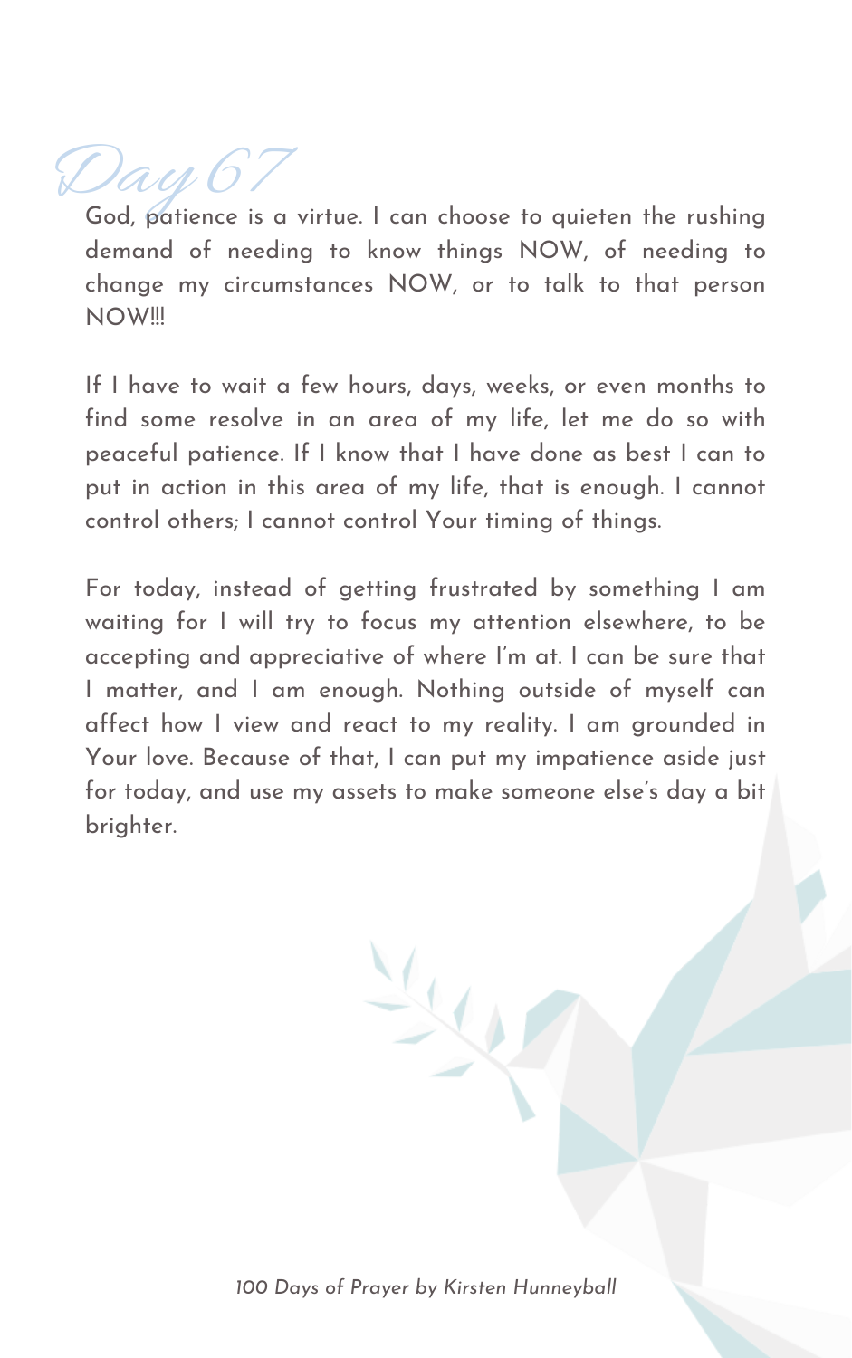# Day 67

God, patience is a virtue. I can choose to quieten the rushing demand of needing to know things NOW, of needing to change my circumstances NOW, or to talk to that person NOW!!!

If I have to wait a few hours, days, weeks, or even months to find some resolve in an area of my life, let me do so with peaceful patience. If I know that I have done as best I can to put in action in this area of my life, that is enough. I cannot control others; I cannot control Your timing of things.

For today, instead of getting frustrated by something I am waiting for I will try to focus my attention elsewhere, to be accepting and appreciative of where I'm at. I can be sure that I matter, and I am enough. Nothing outside of myself can affect how I view and react to my reality. I am grounded in Your love. Because of that, I can put my impatience aside just for today, and use my assets to make someone else's day a bit brighter.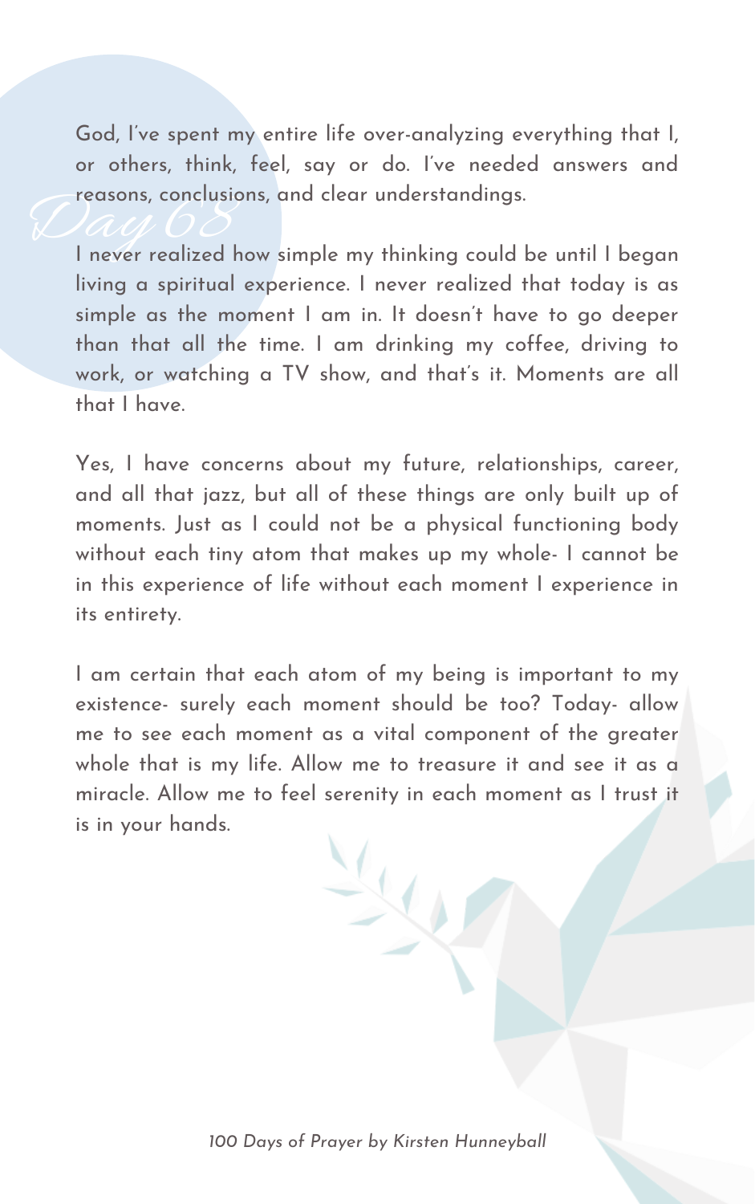## Day 68

God, I've spent my entire life over-analyzing everything that I, or others, think, feel, say or do. I've needed answers and reasons, conclusions, and clear understandings.

I never realized how simple my thinking could be until I began living a spiritual experience. I never realized that today is as simple as the moment I am in. It doesn't have to go deeper than that all the time. I am drinking my coffee, driving to work, or watching a TV show, and that's it. Moments are all that I have.

Yes, I have concerns about my future, relationships, career, and all that jazz, but all of these things are only built up of moments. Just as I could not be a physical functioning body without each tiny atom that makes up my whole- I cannot be in this experience of life without each moment I experience in its entirety.

I am certain that each atom of my being is important to my existence- surely each moment should be too? Today- allow me to see each moment as a vital component of the greater whole that is my life. Allow me to treasure it and see it as a miracle. Allow me to feel serenity in each moment as I trust it is in your hands.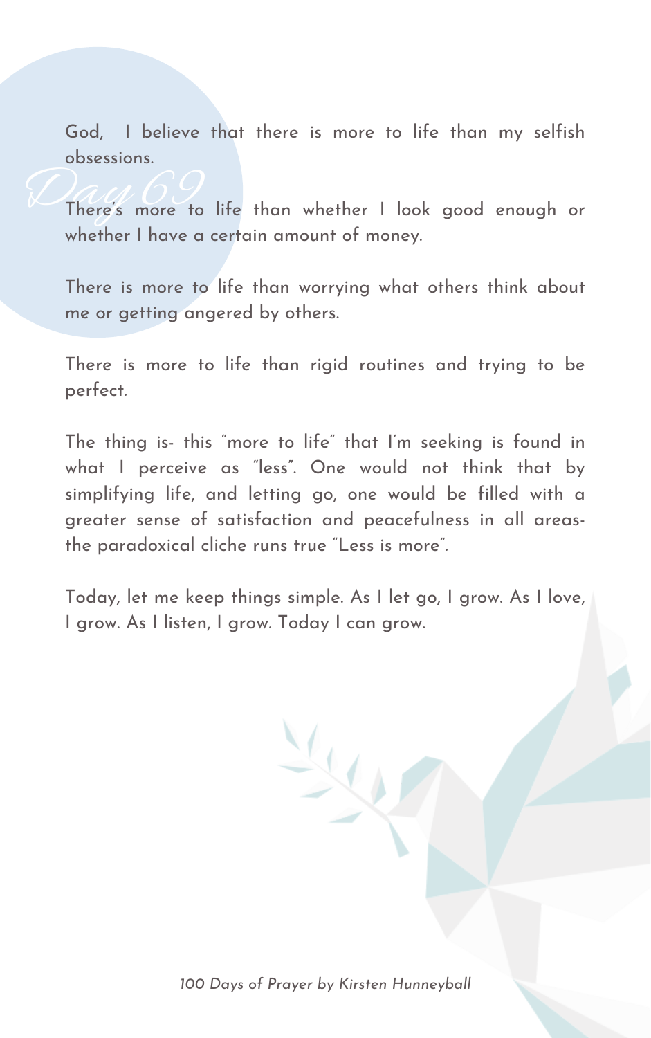## Day 69

God, I believe that there is more to life than my selfish obsessions.

There's more to life than whether I look good enough or whether I have a certain amount of money.

There is more to life than worrying what others think about me or getting angered by others.

There is more to life than rigid routines and trying to be perfect.

The thing is- this "more to life" that I'm seeking is found in what I perceive as "less". One would not think that by simplifying life, and letting go, one would be filled with a greater sense of satisfaction and peacefulness in all areas- the paradoxical cliche runs true "Less is more".

Today, let me keep things simple. As I let go, I grow. As I love, I grow. As I listen, I grow. Today I can grow.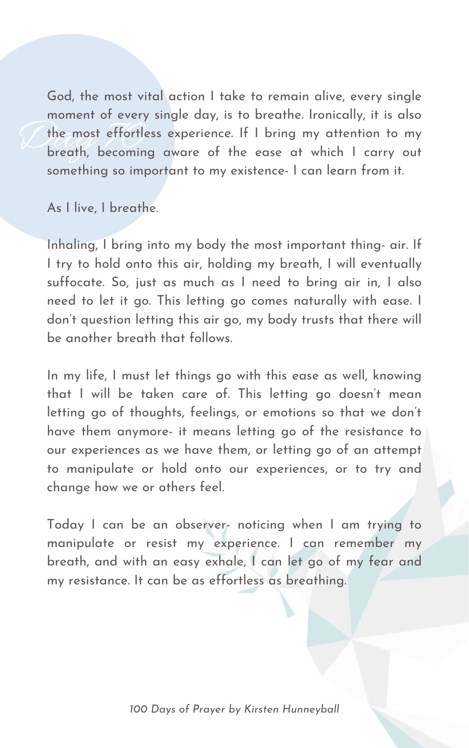# Day 70

God, the most vital action I take to remain alive, every single moment of every single day, is to breathe. Ironically, it is also the most effortless experience. If I bring my attention to my breath, becoming aware of the ease at which I carry out something so important to my existence- I can learn from it.

As I live, I breathe.

Inhaling, I bring into my body the most important thing- air. If I try to hold onto this air, holding my breath, I will eventually suffocate. So, just as much as I need to bring air in, I also need to let it go. This letting go comes naturally with ease. I don't question letting this air go, my body trusts that there will be another breath that follows.

In my life, I must let things go with this ease as well, knowing that I will be taken care of. This letting go doesn't mean letting go of thoughts, feelings, or emotions so that we don't have them anymore- it means letting go of the resistance to our experiences as we have them, or letting go of an attempt to manipulate or hold onto our experiences, or to try and change how we or others feel.

Today I can be an observer- noticing when I am trying to manipulate or resist my experience. I can remember my breath, and with an easy exhale, I can let go of my fear and my resistance. It can be as effortless as breathing.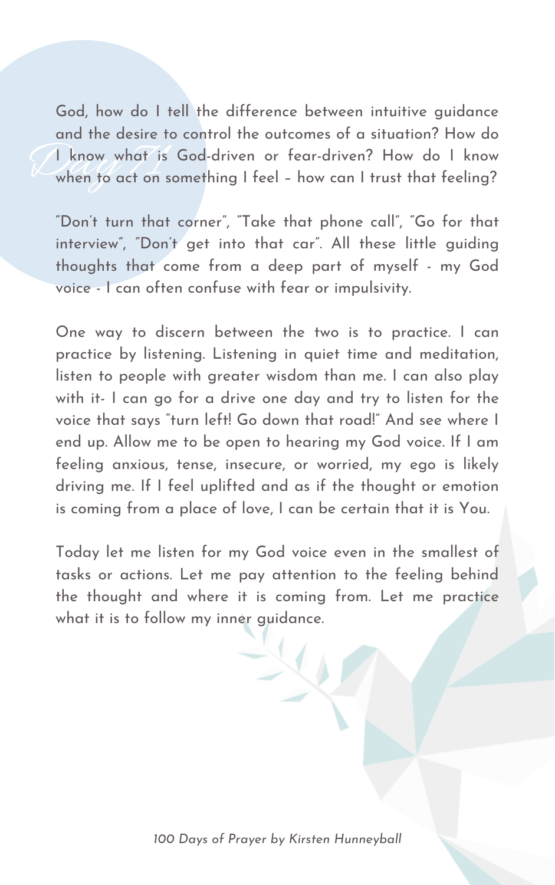# Day 71

God, how do I tell the difference between intuitive guidance and the desire to control the outcomes of a situation? How do I know what is God-driven or fear-driven? How do I know when to act on something I feel – how can I trust that feeling?

"Don't turn that corner", "Take that phone call", "Go for that interview", "Don't get into that car". All these little guiding thoughts that come from a deep part of myself - my God voice - I can often confuse with fear or impulsivity.

One way to discern between the two is to practice. I can practice by listening. Listening in quiet time and meditation, listen to people with greater wisdom than me. I can also play with it- I can go for a drive one day and try to listen for the voice that says "turn left! Go down that road!" And see where I end up. Allow me to be open to hearing my God voice. If I am feeling anxious, tense, insecure, or worried, my ego is likely driving me. If I feel uplifted and as if the thought or emotion is coming from a place of love, I can be certain that it is You.

Today let me listen for my God voice even in the smallest of tasks or actions. Let me pay attention to the feeling behind the thought and where it is coming from. Let me practice what it is to follow my inner guidance.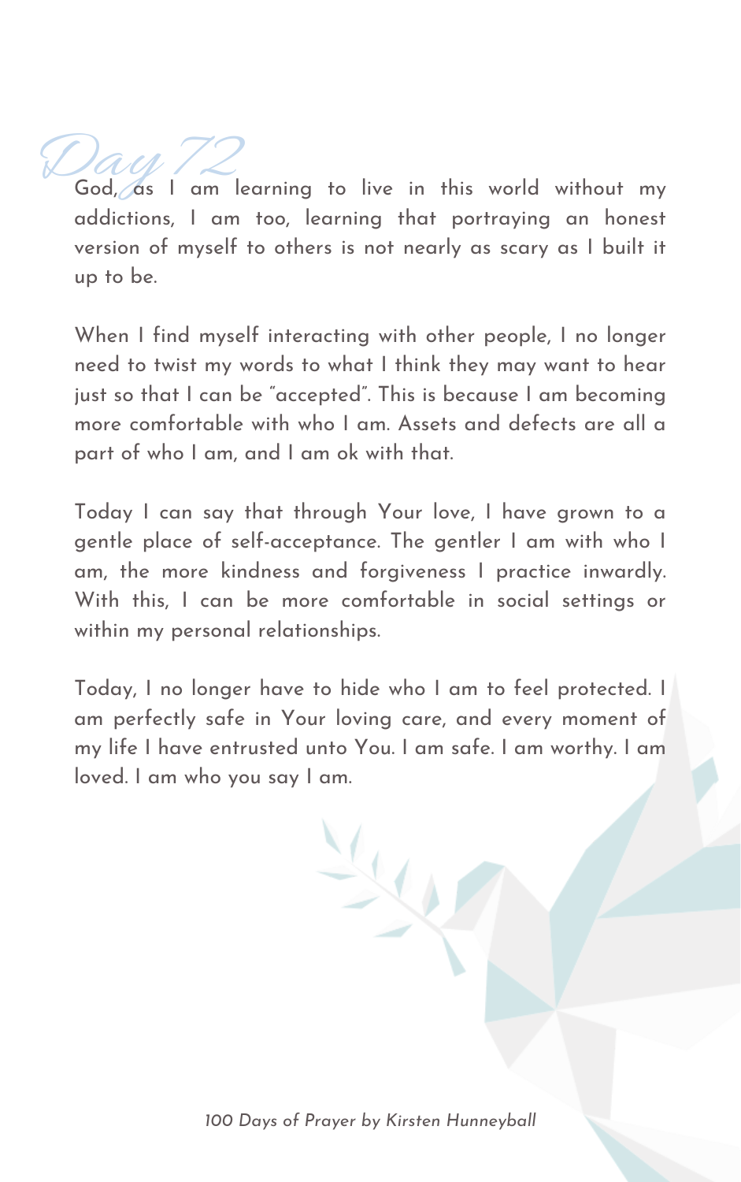# Day 72

God, as I am learning to live in this world without my addictions, I am too, learning that portraying an honest version of myself to others is not nearly as scary as I built it up to be.

When I find myself interacting with other people, I no longer need to twist my words to what I think they may want to hear just so that I can be "accepted". This is because I am becoming more comfortable with who I am. Assets and defects are all a part of who I am, and I am ok with that.

Today I can say that through Your love, I have grown to a gentle place of self-acceptance. The gentler I am with who I am, the more kindness and forgiveness I practice inwardly. With this, I can be more comfortable in social settings or within my personal relationships.

Today, I no longer have to hide who I am to feel protected. I am perfectly safe in Your loving care, and every moment of my life I have entrusted unto You. I am safe. I am worthy. I am loved. I am who you say I am.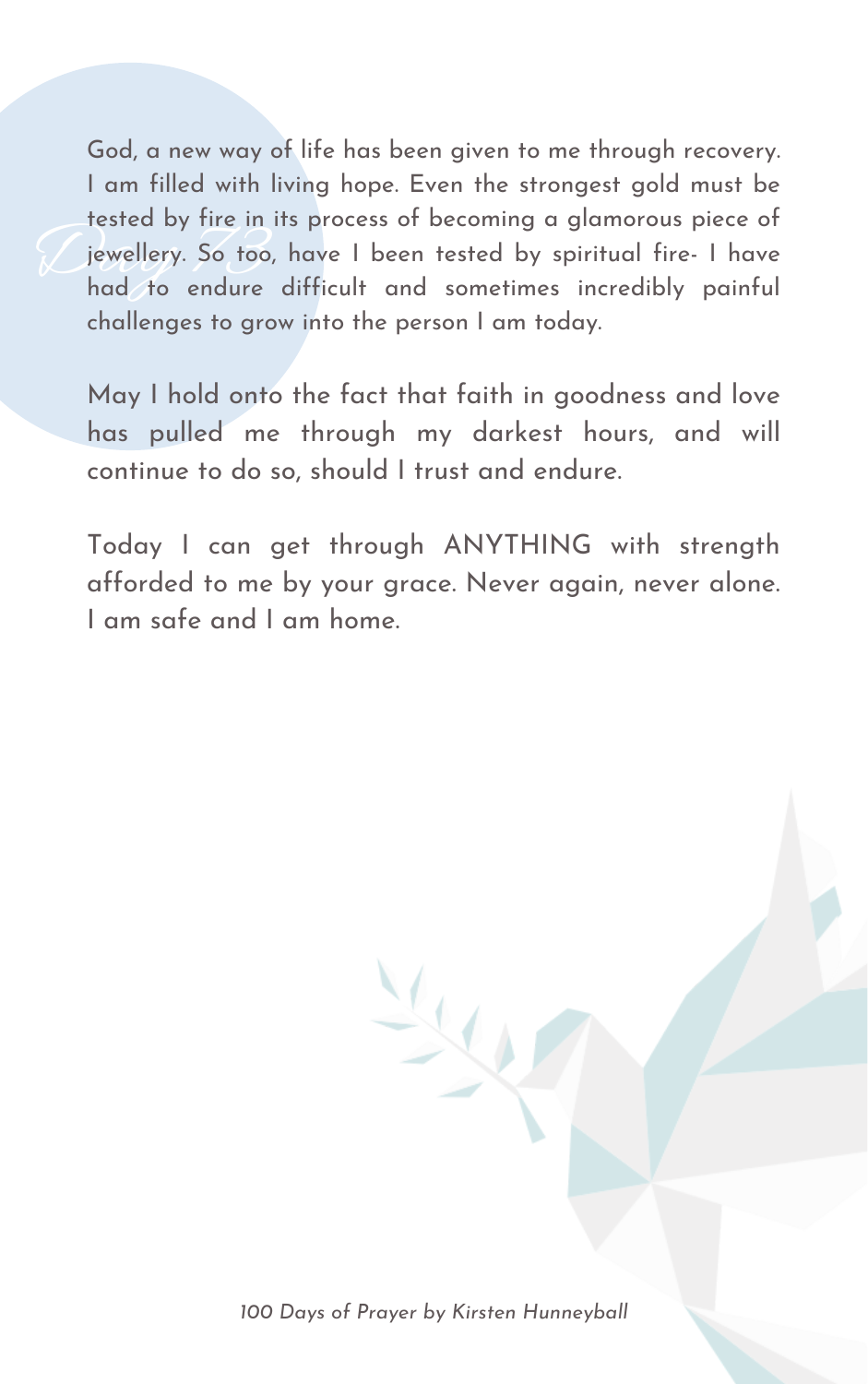## Day 73

God, a new way of life has been given to me through recovery. I am filled with living hope. Even the strongest gold must be tested by fire in its process of becoming a glamorous piece of jewellery. So too, have I been tested by spiritual fire- I have had to endure difficult and sometimes incredibly painful challenges to grow into the person I am today.

May I hold onto the fact that faith in goodness and love has pulled me through my darkest hours, and will continue to do so, should I trust and endure.

Today I can get through ANYTHING with strength afforded to me by your grace. Never again, never alone. I am safe and I am home.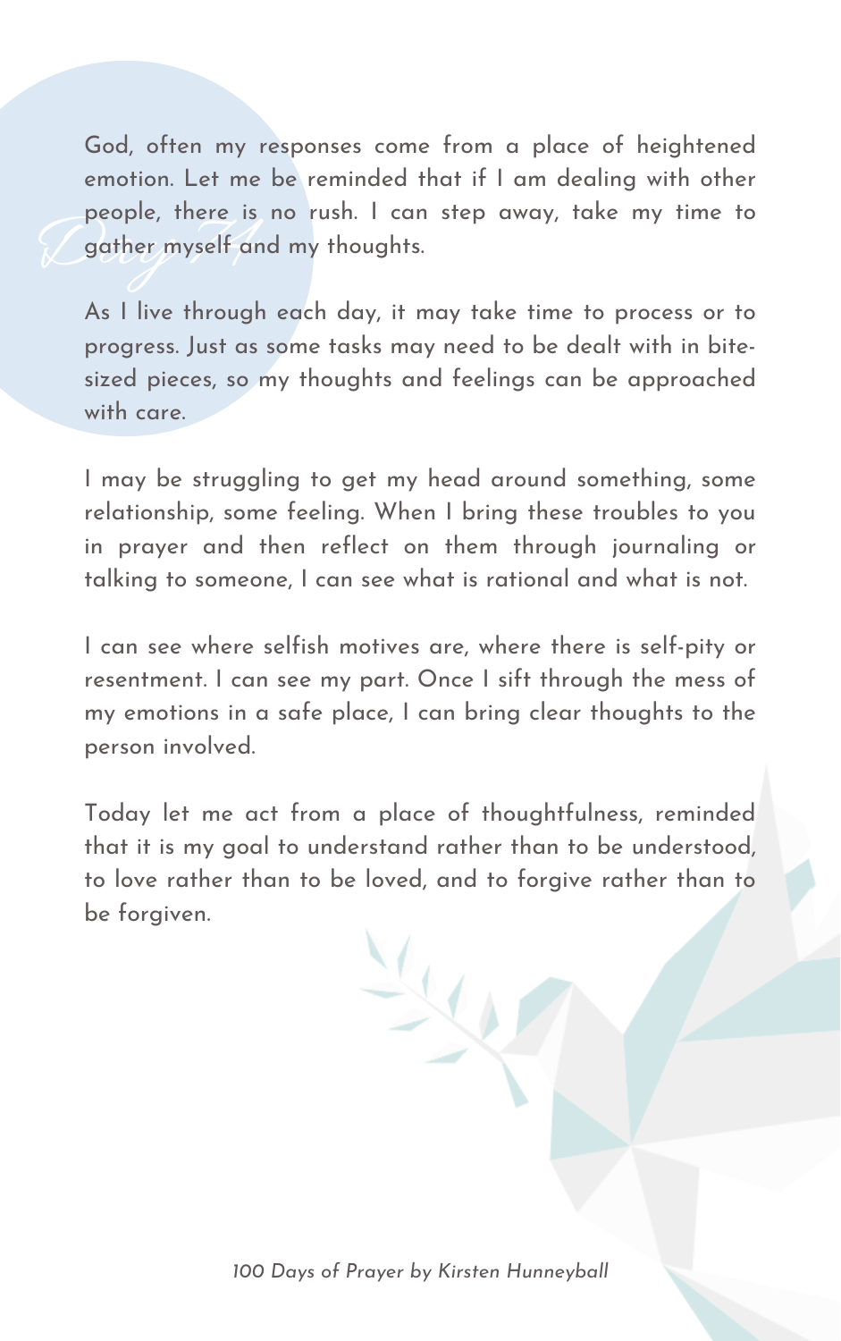# Day 71

God, often my responses come from a place of heightened emotion. Let me be reminded that if I am dealing with other people, there is no rush. I can step away, take my time to gather myself and my thoughts.

As I live through each day, it may take time to process or to progress. Just as some tasks may need to be dealt with in bite-sized pieces, so my thoughts and feelings can be approached with care.

I may be struggling to get my head around something, some relationship, some feeling. When I bring these troubles to you in prayer and then reflect on them through journaling or talking to someone, I can see what is rational and what is not.

I can see where selfish motives are, where there is self-pity or resentment. I can see my part. Once I sift through the mess of my emotions in a safe place, I can bring clear thoughts to the person involved.

Today let me act from a place of thoughtfulness, reminded that it is my goal to understand rather than to be understood, to love rather than to be loved, and to forgive rather than to be forgiven.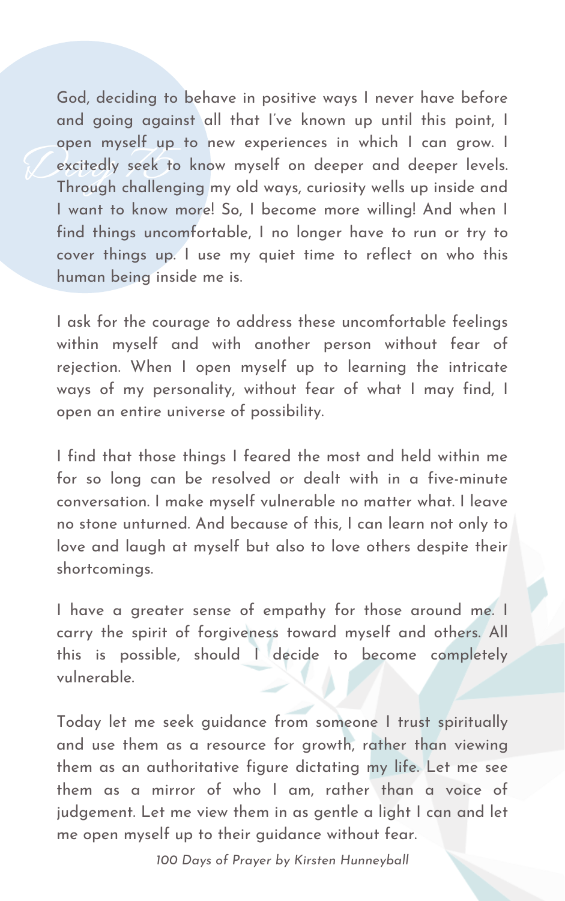God, deciding to behave in positive ways I never have before and going against all that I've known up until this point, I open myself up to new experiences in which I can grow. I excitedly seek to know myself on deeper and deeper levels. Through challenging my old ways, curiosity wells up inside and I want to know more! So, I become more willing! And when I find things uncomfortable, I no longer have to run or try to cover things up. I use my quiet time to reflect on who this human being inside me is.

I ask for the courage to address these uncomfortable feelings within myself and with another person without fear of rejection. When I open myself up to learning the intricate ways of my personality, without fear of what I may find, I open an entire universe of possibility.

I find that those things I feared the most and held within me for so long can be resolved or dealt with in a five-minute conversation. I make myself vulnerable no matter what. I leave no stone unturned. And because of this, I can learn not only to love and laugh at myself but also to love others despite their shortcomings.

I have a greater sense of empathy for those around me. I carry the spirit of forgiveness toward myself and others. All this is possible, should I decide to become completely vulnerable.

Today let me seek guidance from someone I trust spiritually and use them as a resource for growth, rather than viewing them as an authoritative figure dictating my life. Let me see them as a mirror of who I am, rather than a voice of judgement. Let me view them in as gentle a light I can and let me open myself up to their guidance without fear.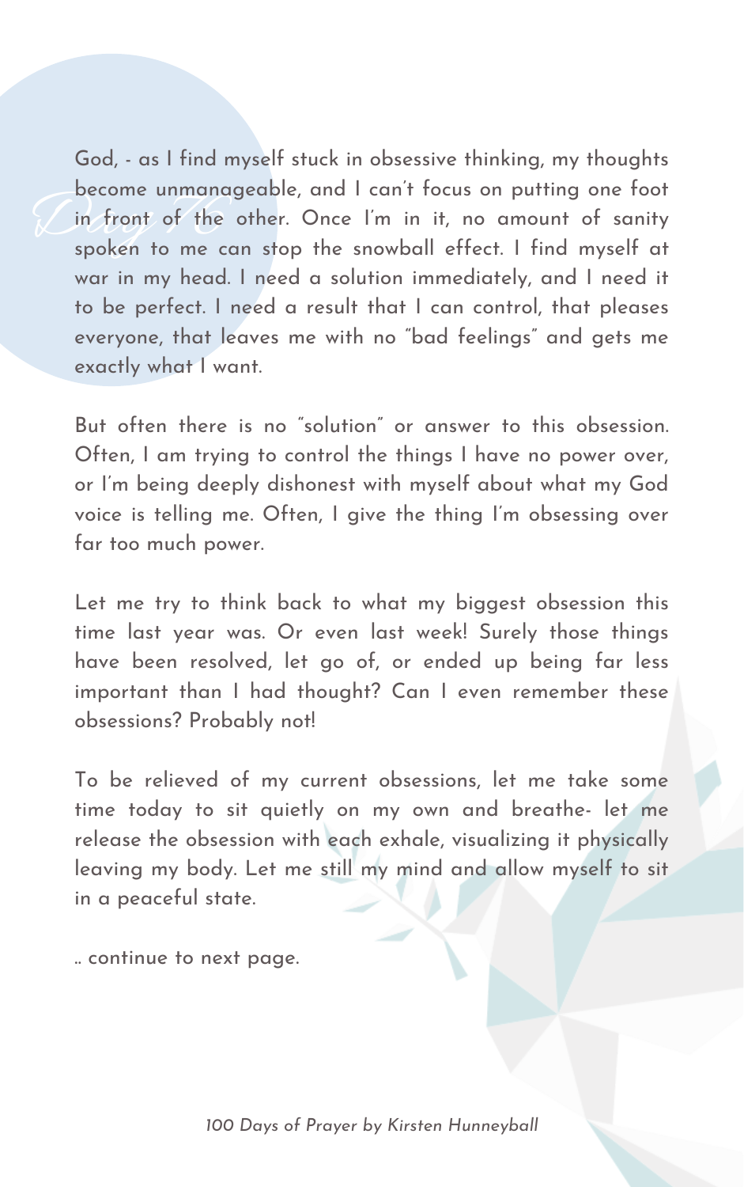Day 76

God, - as I find myself stuck in obsessive thinking, my thoughts become unmanageable, and I can't focus on putting one foot in front of the other. Once I'm in it, no amount of sanity spoken to me can stop the snowball effect. I find myself at war in my head. I need a solution immediately, and I need it to be perfect. I need a result that I can control, that pleases everyone, that leaves me with no "bad feelings" and gets me exactly what I want.

But often there is no "solution" or answer to this obsession. Often, I am trying to control the things I have no power over, or I'm being deeply dishonest with myself about what my God voice is telling me. Often, I give the thing I'm obsessing over far too much power.

Let me try to think back to what my biggest obsession this time last year was. Or even last week! Surely those things have been resolved, let go of, or ended up being far less important than I had thought? Can I even remember these obsessions? Probably not!

To be relieved of my current obsessions, let me take some time today to sit quietly on my own and breathe- let me release the obsession with each exhale, visualizing it physically leaving my body. Let me still my mind and allow myself to sit in a peaceful state.

.. continue to next page.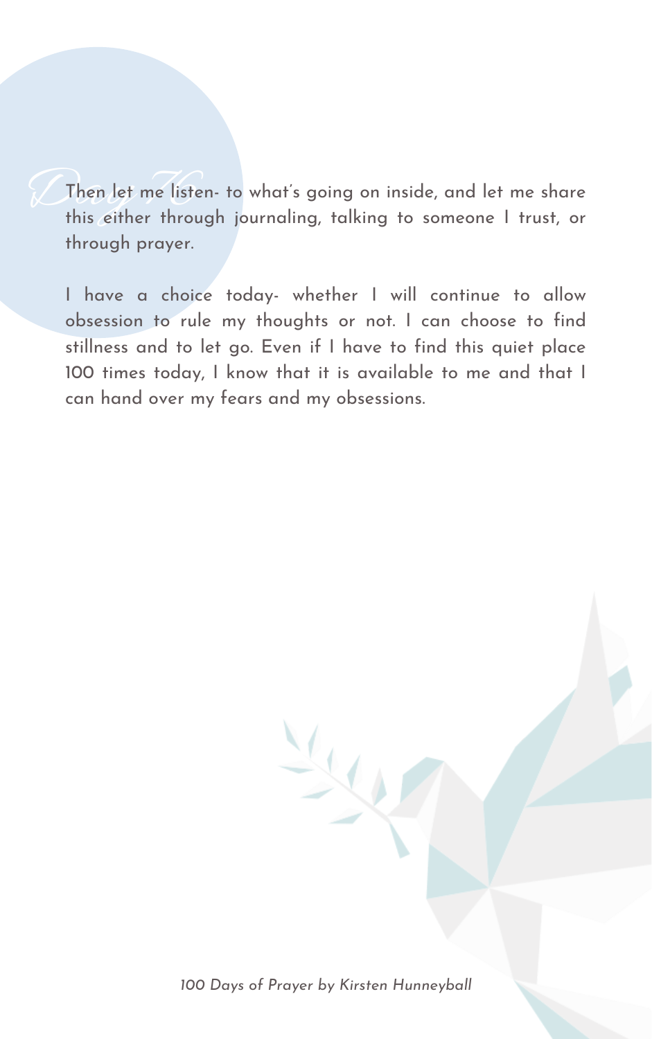Then let me listen- to what's going on inside, and let me share this either through journaling, talking to someone I trust, or through prayer.

I have a choice today- whether I will continue to allow obsession to rule my thoughts or not. I can choose to find stillness and to let go. Even if I have to find this quiet place 100 times today, I know that it is available to me and that I can hand over my fears and my obsessions.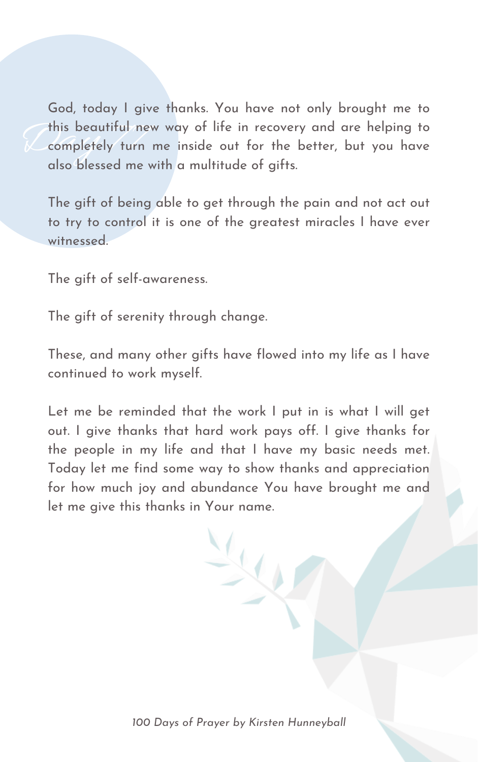God, today I give thanks. You have not only brought me to this beautiful new way of life in recovery and are helping to completely turn me inside out for the better, but you have also blessed me with a multitude of gifts.

The gift of being able to get through the pain and not act out to try to control it is one of the greatest miracles I have ever witnessed.

The gift of self-awareness.

The gift of serenity through change.

These, and many other gifts have flowed into my life as I have continued to work myself.

Let me be reminded that the work I put in is what I will get out. I give thanks that hard work pays off. I give thanks for the people in my life and that I have my basic needs met. Today let me find some way to show thanks and appreciation for how much joy and abundance You have brought me and let me give this thanks in Your name.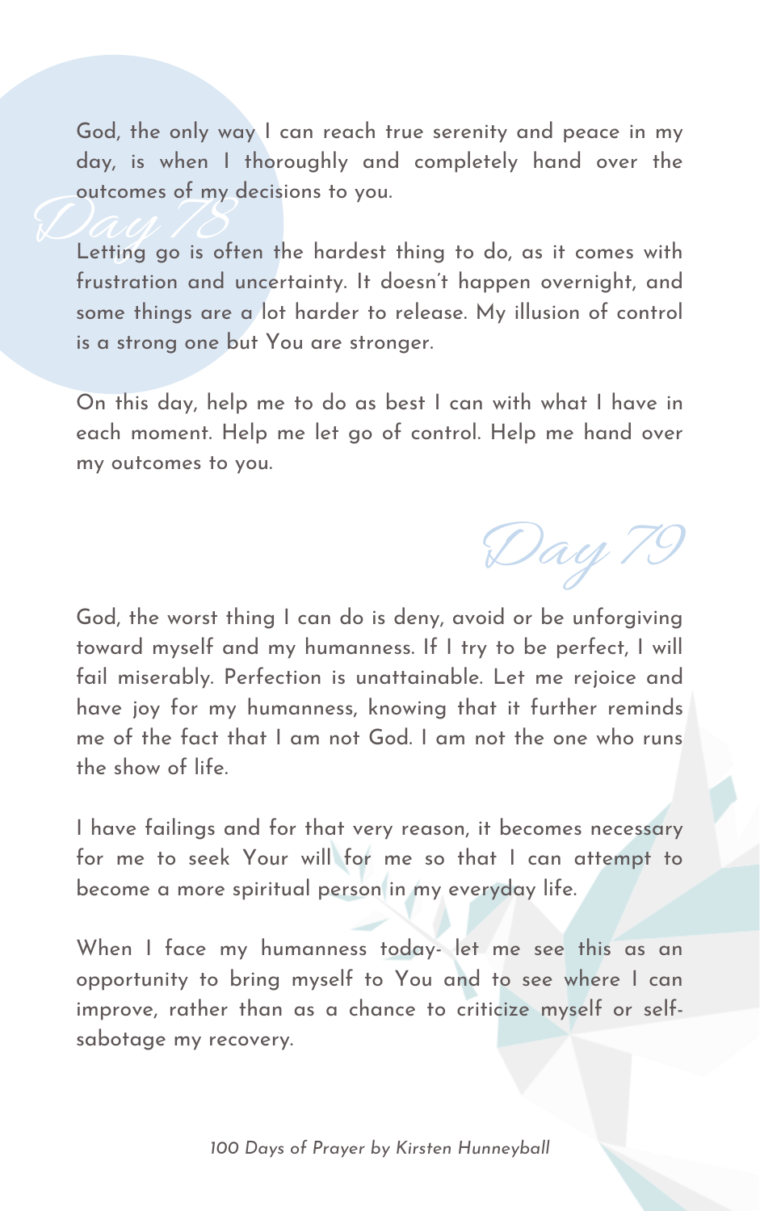## Day 78

God, the only way I can reach true serenity and peace in my day, is when I thoroughly and completely hand over the outcomes of my decisions to you.

Letting go is often the hardest thing to do, as it comes with frustration and uncertainty. It doesn't happen overnight, and some things are a lot harder to release. My illusion of control is a strong one but You are stronger.

On this day, help me to do as best I can with what I have in each moment. Help me let go of control. Help me hand over my outcomes to you.

## Day 79

God, the worst thing I can do is deny, avoid or be unforgiving toward myself and my humanness. If I try to be perfect, I will fail miserably. Perfection is unattainable. Let me rejoice and have joy for my humanness, knowing that it further reminds me of the fact that I am not God. I am not the one who runs the show of life.

I have failings and for that very reason, it becomes necessary for me to seek Your will for me so that I can attempt to become a more spiritual person in my everyday life.

When I face my humanness today- let me see this as an opportunity to bring myself to You and to see where I can improve, rather than as a chance to criticize myself or self-sabotage my recovery.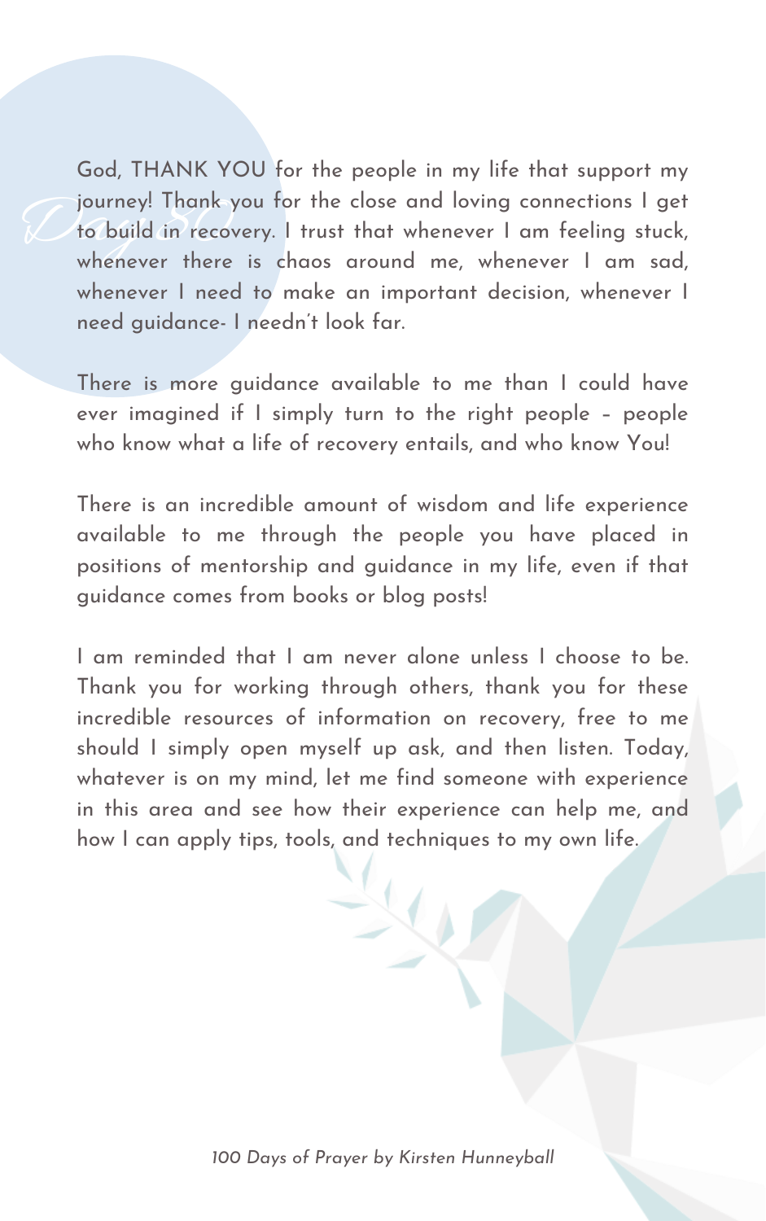Day 80

God, THANK YOU for the people in my life that support my journey! Thank you for the close and loving connections I get to build in recovery. I trust that whenever I am feeling stuck, whenever there is chaos around me, whenever I am sad, whenever I need to make an important decision, whenever I need guidance- I needn't look far.

There is more guidance available to me than I could have ever imagined if I simply turn to the right people – people who know what a life of recovery entails, and who know You!

There is an incredible amount of wisdom and life experience available to me through the people you have placed in positions of mentorship and guidance in my life, even if that guidance comes from books or blog posts!

I am reminded that I am never alone unless I choose to be. Thank you for working through others, thank you for these incredible resources of information on recovery, free to me should I simply open myself up ask, and then listen. Today, whatever is on my mind, let me find someone with experience in this area and see how their experience can help me, and how I can apply tips, tools, and techniques to my own life.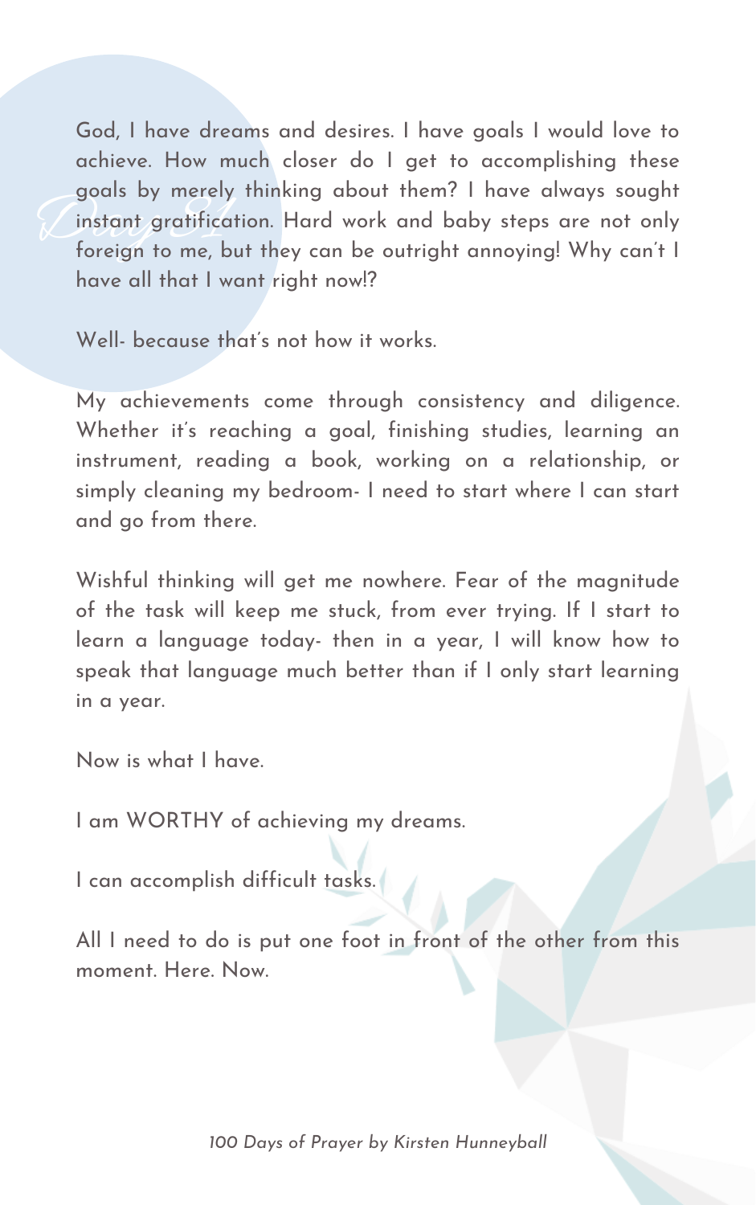# Day 81

God, I have dreams and desires. I have goals I would love to achieve. How much closer do I get to accomplishing these goals by merely thinking about them? I have always sought instant gratification. Hard work and baby steps are not only foreign to me, but they can be outright annoying! Why can't I have all that I want right now!?

Well- because that's not how it works.

My achievements come through consistency and diligence. Whether it's reaching a goal, finishing studies, learning an instrument, reading a book, working on a relationship, or simply cleaning my bedroom- I need to start where I can start and go from there.

Wishful thinking will get me nowhere. Fear of the magnitude of the task will keep me stuck, from ever trying. If I start to learn a language today- then in a year, I will know how to speak that language much better than if I only start learning in a year.

Now is what I have.

I am WORTHY of achieving my dreams.

I can accomplish difficult tasks.

All I need to do is put one foot in front of the other from this moment. Here. Now.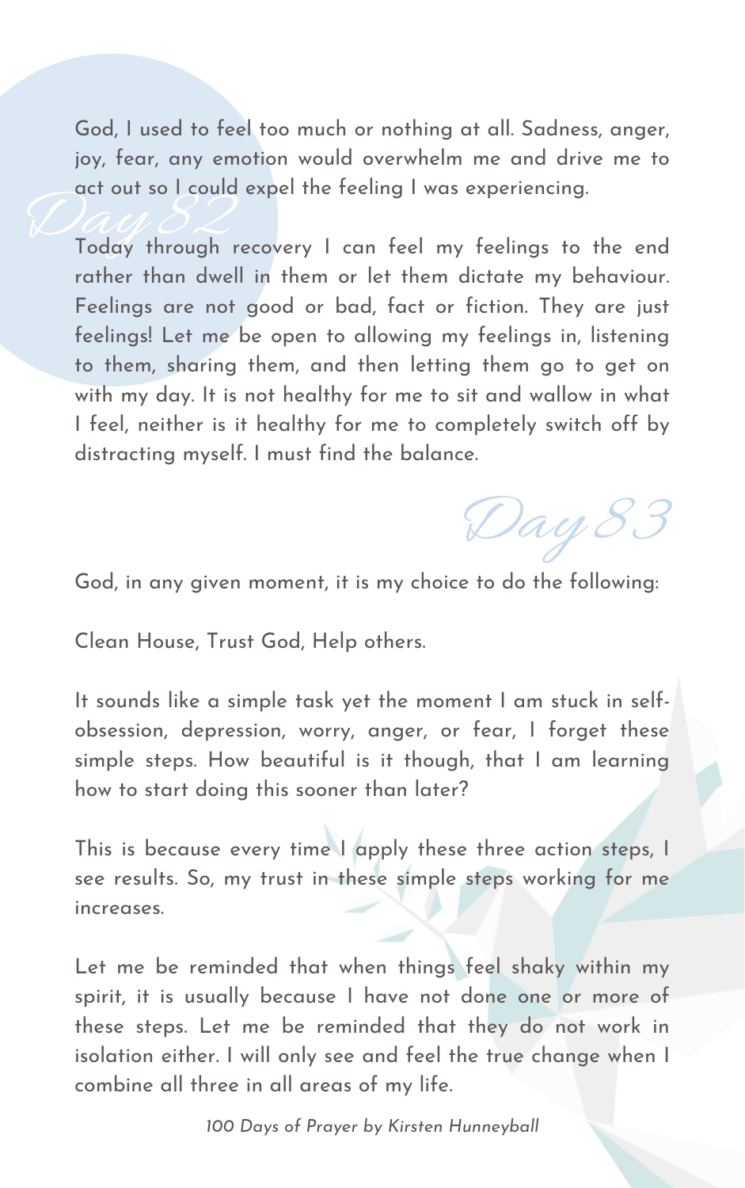## Day 82

God, I used to feel too much or nothing at all. Sadness, anger, joy, fear, any emotion would overwhelm me and drive me to act out so I could expel the feeling I was experiencing.

Today through recovery I can feel my feelings to the end rather than dwell in them or let them dictate my behaviour. Feelings are not good or bad, fact or fiction. They are just feelings! Let me be open to allowing my feelings in, listening to them, sharing them, and then letting them go to get on with my day. It is not healthy for me to sit and wallow in what I feel, neither is it healthy for me to completely switch off by distracting myself. I must find the balance.

## Day 83

God, in any given moment, it is my choice to do the following:

Clean House, Trust God, Help others.

It sounds like a simple task yet the moment I am stuck in self-obsession, depression, worry, anger, or fear, I forget these simple steps. How beautiful is it though, that I am learning how to start doing this sooner than later?

This is because every time I apply these three action steps, I see results. So, my trust in these simple steps working for me increases.

Let me be reminded that when things feel shaky within my spirit, it is usually because I have not done one or more of these steps. Let me be reminded that they do not work in isolation either. I will only see and feel the true change when I combine all three in all areas of my life.

*100 Days of Prayer by Kirsten Hunneyball*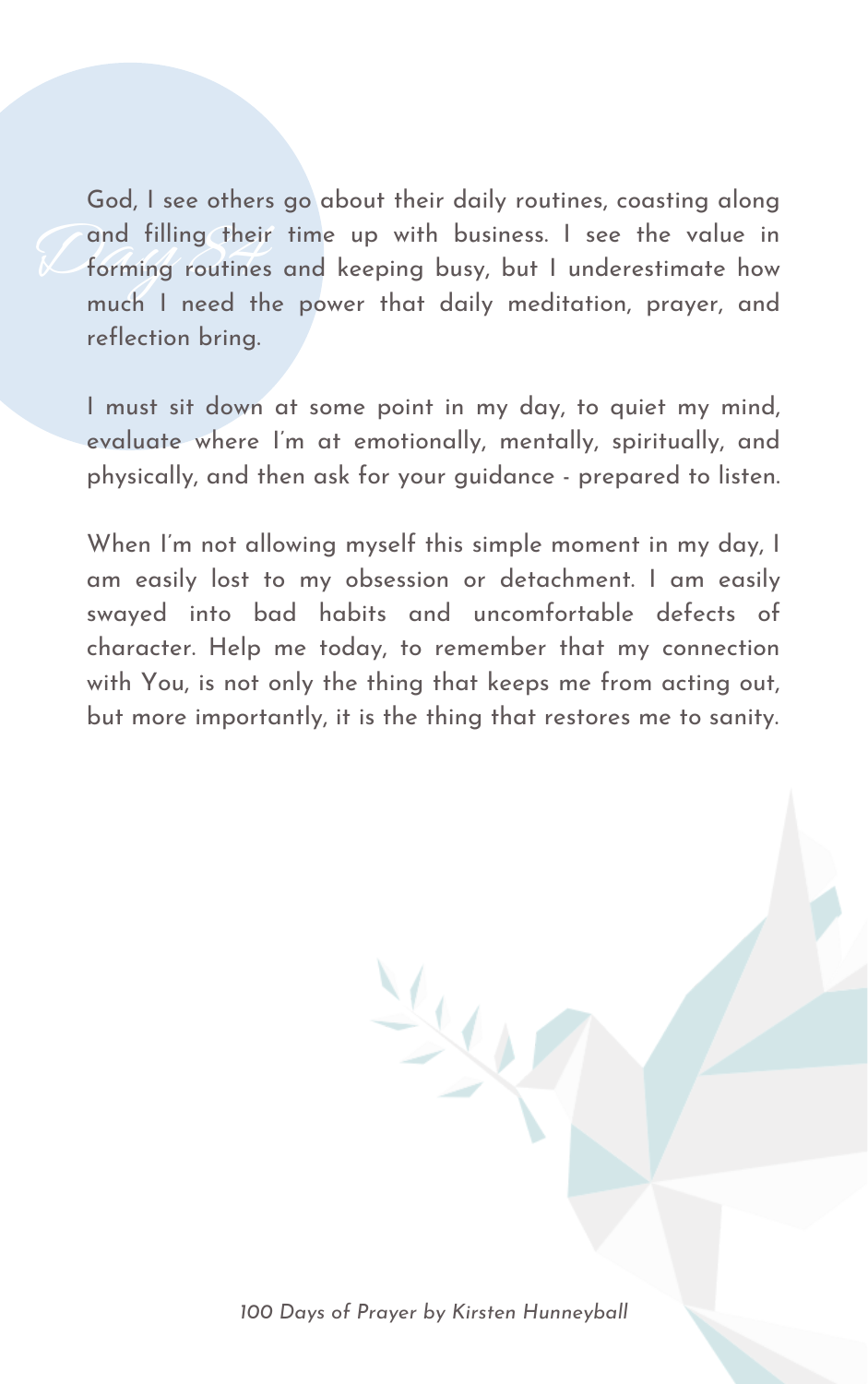*Day 84*

God, I see others go about their daily routines, coasting along and filling their time up with business. I see the value in forming routines and keeping busy, but I underestimate how much I need the power that daily meditation, prayer, and reflection bring.

I must sit down at some point in my day, to quiet my mind, evaluate where I'm at emotionally, mentally, spiritually, and physically, and then ask for your guidance - prepared to listen.

When I'm not allowing myself this simple moment in my day, I am easily lost to my obsession or detachment. I am easily swayed into bad habits and uncomfortable defects of character. Help me today, to remember that my connection with You, is not only the thing that keeps me from acting out, but more importantly, it is the thing that restores me to sanity.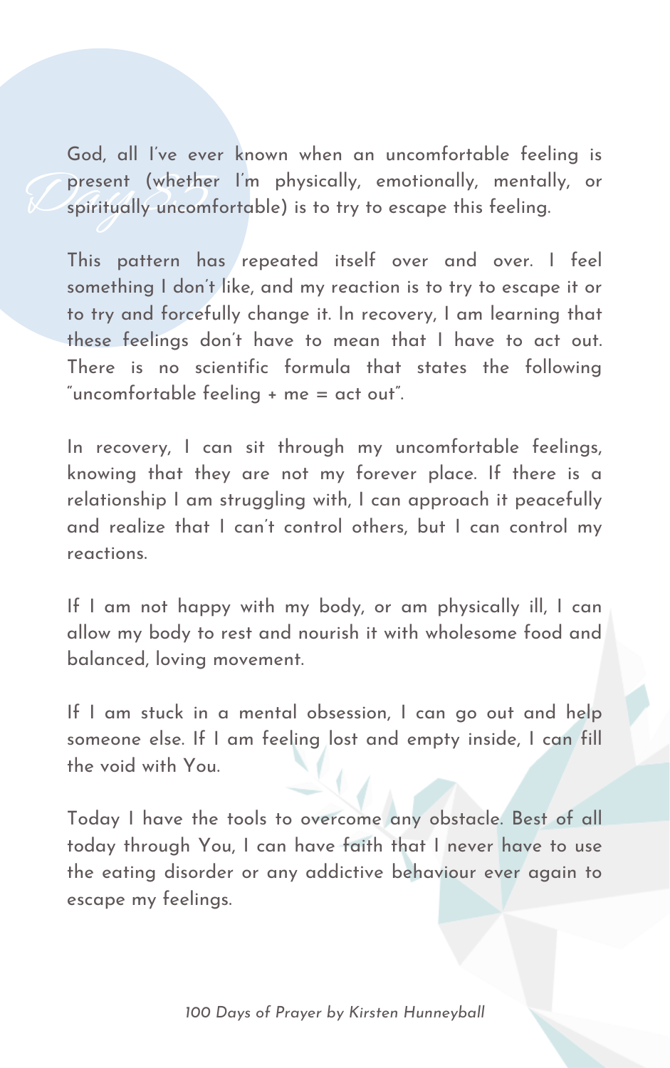*Day 55*

God, all I've ever known when an uncomfortable feeling is present (whether I'm physically, emotionally, mentally, or spiritually uncomfortable) is to try to escape this feeling.

This pattern has repeated itself over and over. I feel something I don't like, and my reaction is to try to escape it or to try and forcefully change it. In recovery, I am learning that these feelings don't have to mean that I have to act out. There is no scientific formula that states the following "uncomfortable feeling + me = act out".

In recovery, I can sit through my uncomfortable feelings, knowing that they are not my forever place. If there is a relationship I am struggling with, I can approach it peacefully and realize that I can't control others, but I can control my reactions.

If I am not happy with my body, or am physically ill, I can allow my body to rest and nourish it with wholesome food and balanced, loving movement.

If I am stuck in a mental obsession, I can go out and help someone else. If I am feeling lost and empty inside, I can fill the void with You.

Today I have the tools to overcome any obstacle. Best of all today through You, I can have faith that I never have to use the eating disorder or any addictive behaviour ever again to escape my feelings.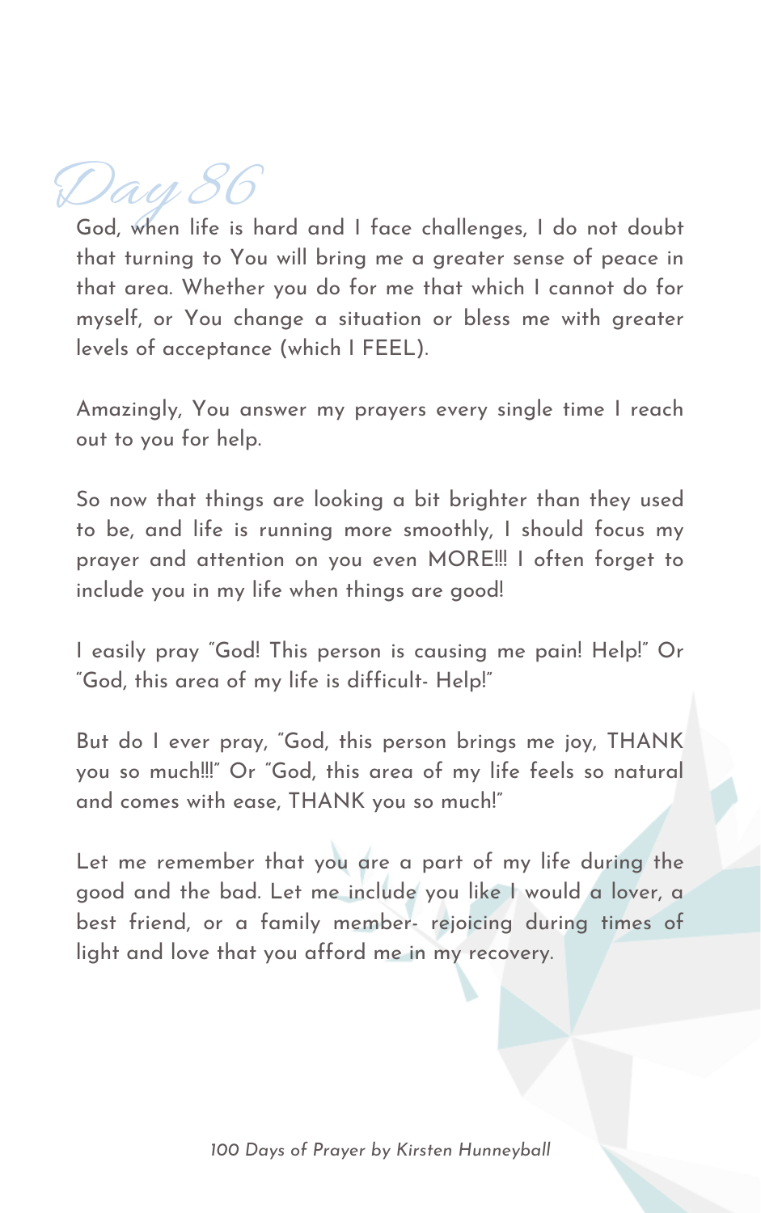# Day 86

God, when life is hard and I face challenges, I do not doubt that turning to You will bring me a greater sense of peace in that area. Whether you do for me that which I cannot do for myself, or You change a situation or bless me with greater levels of acceptance (which I FEEL).

Amazingly, You answer my prayers every single time I reach out to you for help.

So now that things are looking a bit brighter than they used to be, and life is running more smoothly, I should focus my prayer and attention on you even MORE!!! I often forget to include you in my life when things are good!

I easily pray "God! This person is causing me pain! Help!" Or "God, this area of my life is difficult- Help!"

But do I ever pray, "God, this person brings me joy, THANK you so much!!!" Or "God, this area of my life feels so natural and comes with ease, THANK you so much!"

Let me remember that you are a part of my life during the good and the bad. Let me include you like I would a lover, a best friend, or a family member- rejoicing during times of light and love that you afford me in my recovery.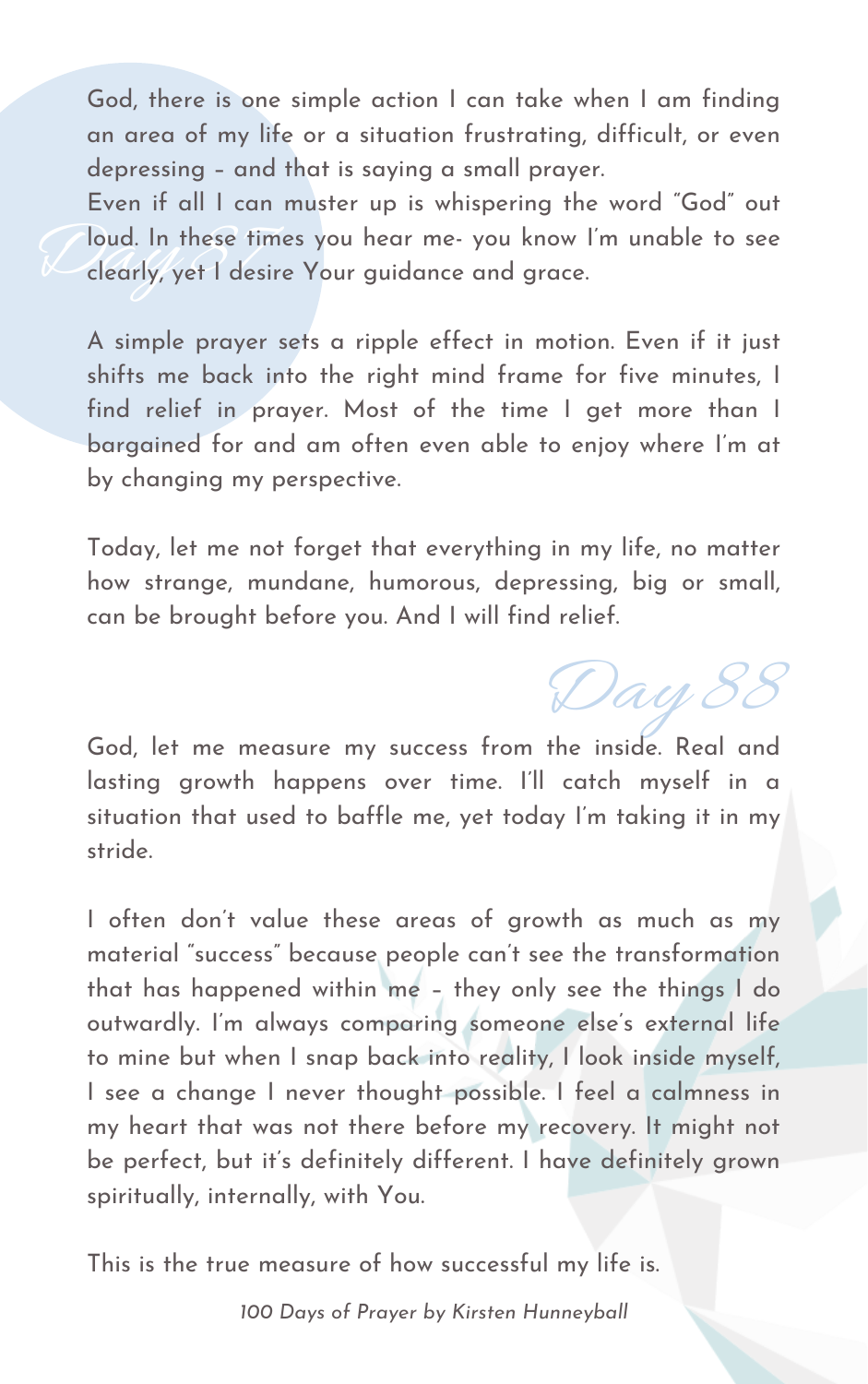## Day 87

God, there is one simple action I can take when I am finding an area of my life or a situation frustrating, difficult, or even depressing – and that is saying a small prayer.

Even if all I can muster up is whispering the word "God" out loud. In these times you hear me- you know I'm unable to see clearly, yet I desire Your guidance and grace.

A simple prayer sets a ripple effect in motion. Even if it just shifts me back into the right mind frame for five minutes, I find relief in prayer. Most of the time I get more than I bargained for and am often even able to enjoy where I'm at by changing my perspective.

Today, let me not forget that everything in my life, no matter how strange, mundane, humorous, depressing, big or small, can be brought before you. And I will find relief.

## Day 88

God, let me measure my success from the inside. Real and lasting growth happens over time. I'll catch myself in a situation that used to baffle me, yet today I'm taking it in my stride.

I often don't value these areas of growth as much as my material "success" because people can't see the transformation that has happened within me – they only see the things I do outwardly. I'm always comparing someone else's external life to mine but when I snap back into reality, I look inside myself, I see a change I never thought possible. I feel a calmness in my heart that was not there before my recovery. It might not be perfect, but it's definitely different. I have definitely grown spiritually, internally, with You.

This is the true measure of how successful my life is.

*100 Days of Prayer by Kirsten Hunneyball*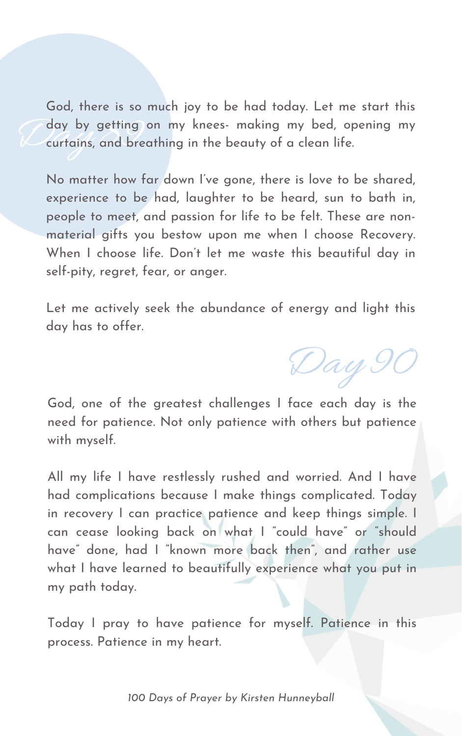## Day 89

God, there is so much joy to be had today. Let me start this day by getting on my knees- making my bed, opening my curtains, and breathing in the beauty of a clean life.

No matter how far down I've gone, there is love to be shared, experience to be had, laughter to be heard, sun to bath in, people to meet, and passion for life to be felt. These are non-material gifts you bestow upon me when I choose Recovery. When I choose life. Don't let me waste this beautiful day in self-pity, regret, fear, or anger.

Let me actively seek the abundance of energy and light this day has to offer.

## Day 90

God, one of the greatest challenges I face each day is the need for patience. Not only patience with others but patience with myself.

All my life I have restlessly rushed and worried. And I have had complications because I make things complicated. Today in recovery I can practice patience and keep things simple. I can cease looking back on what I "could have" or "should have" done, had I "known more back then", and rather use what I have learned to beautifully experience what you put in my path today.

Today I pray to have patience for myself. Patience in this process. Patience in my heart.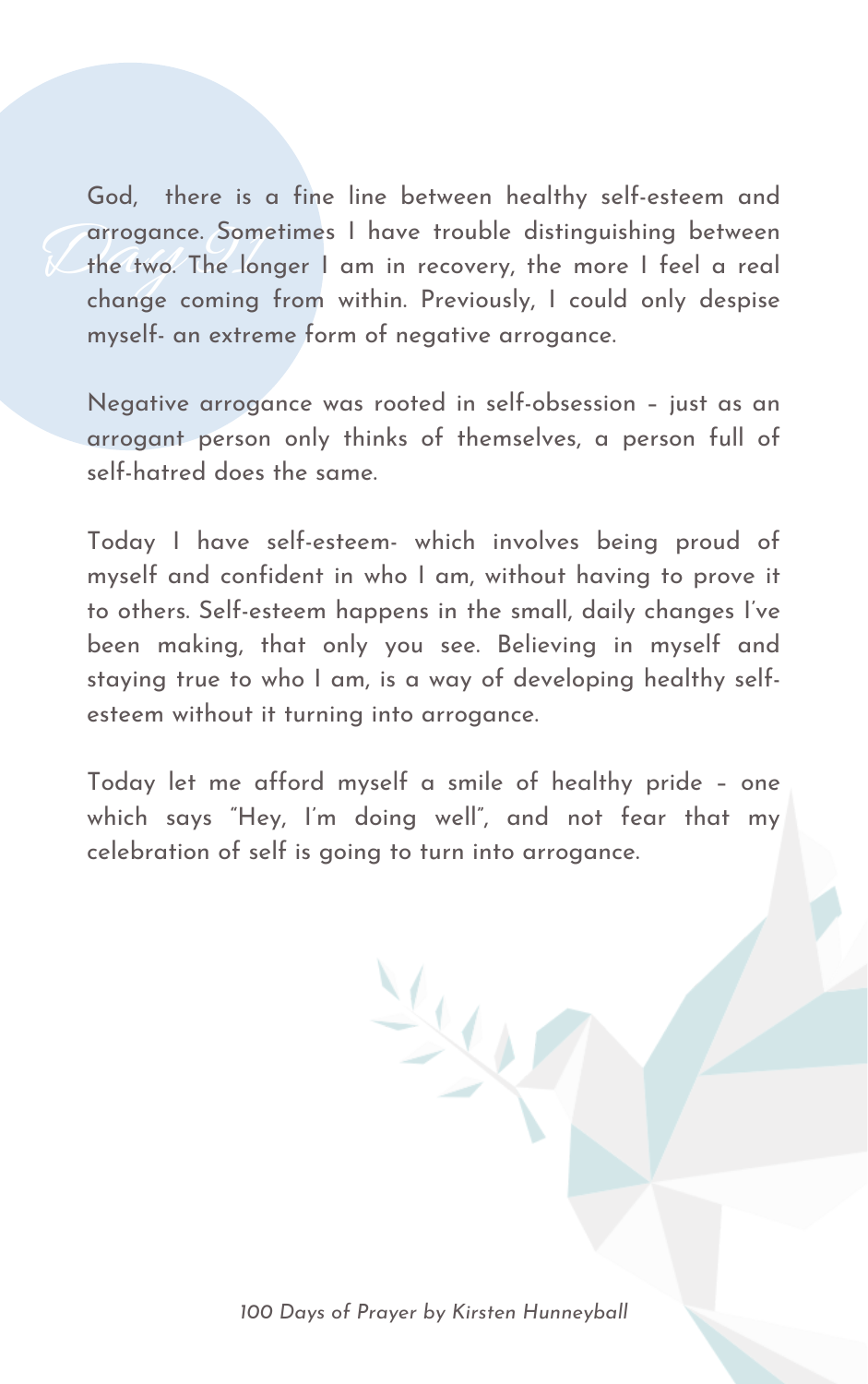God, there is a fine line between healthy self-esteem and arrogance. Sometimes I have trouble distinguishing between the two. The longer I am in recovery, the more I feel a real change coming from within. Previously, I could only despise myself- an extreme form of negative arrogance.

Negative arrogance was rooted in self-obsession – just as an arrogant person only thinks of themselves, a person full of self-hatred does the same.

Today I have self-esteem- which involves being proud of myself and confident in who I am, without having to prove it to others. Self-esteem happens in the small, daily changes I've been making, that only you see. Believing in myself and staying true to who I am, is a way of developing healthy self-esteem without it turning into arrogance.

Today let me afford myself a smile of healthy pride – one which says "Hey, I'm doing well", and not fear that my celebration of self is going to turn into arrogance.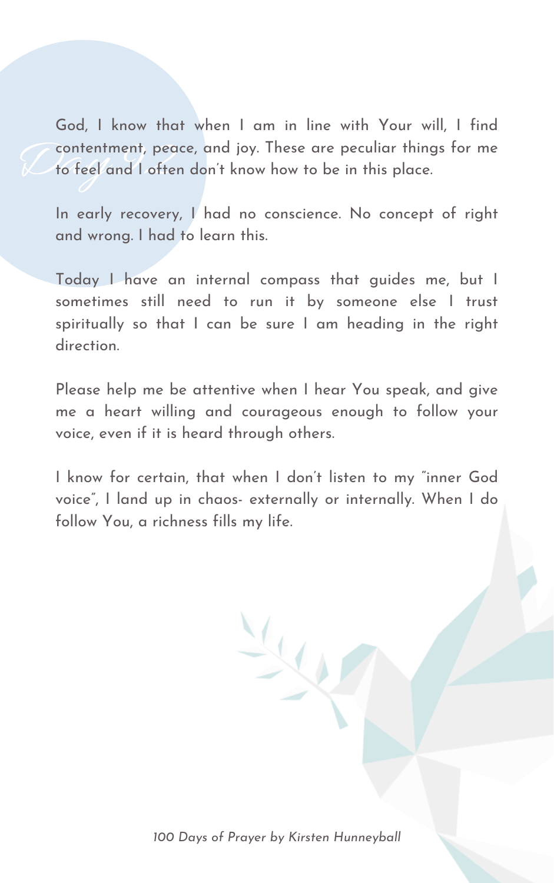God, I know that when I am in line with Your will, I find contentment, peace, and joy. These are peculiar things for me to feel and I often don't know how to be in this place.

In early recovery, I had no conscience. No concept of right and wrong. I had to learn this.

Today I have an internal compass that guides me, but I sometimes still need to run it by someone else I trust spiritually so that I can be sure I am heading in the right direction.

Please help me be attentive when I hear You speak, and give me a heart willing and courageous enough to follow your voice, even if it is heard through others.

I know for certain, that when I don't listen to my "inner God voice", I land up in chaos- externally or internally. When I do follow You, a richness fills my life.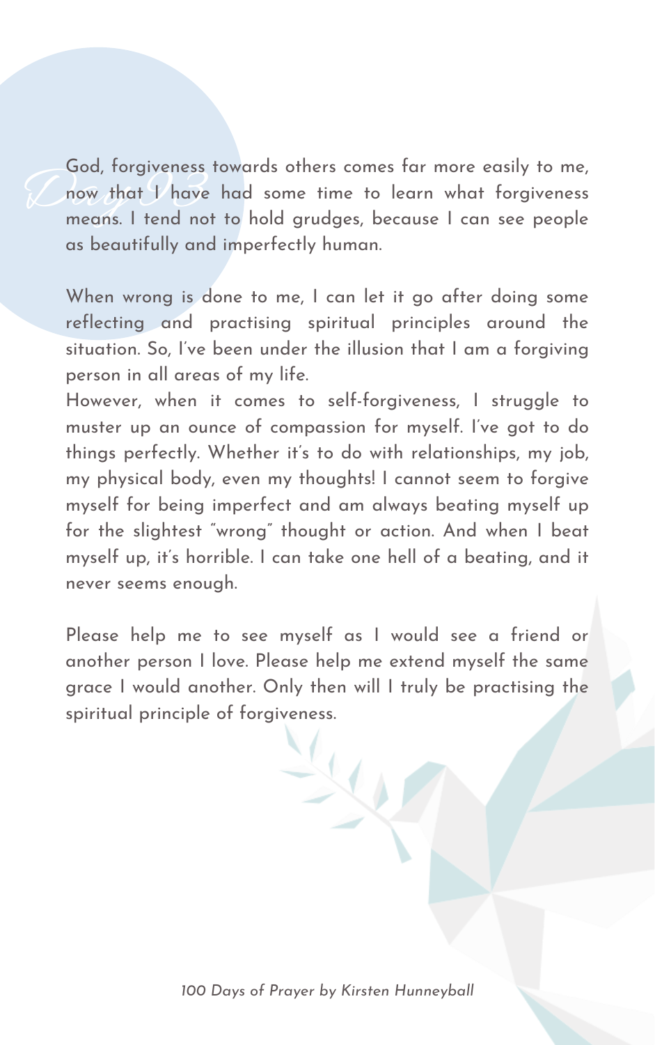# Day 93

God, forgiveness towards others comes far more easily to me, now that I have had some time to learn what forgiveness means. I tend not to hold grudges, because I can see people as beautifully and imperfectly human.

When wrong is done to me, I can let it go after doing some reflecting and practising spiritual principles around the situation. So, I've been under the illusion that I am a forgiving person in all areas of my life.
However, when it comes to self-forgiveness, I struggle to muster up an ounce of compassion for myself. I've got to do things perfectly. Whether it's to do with relationships, my job, my physical body, even my thoughts! I cannot seem to forgive myself for being imperfect and am always beating myself up for the slightest "wrong" thought or action. And when I beat myself up, it's horrible. I can take one hell of a beating, and it never seems enough.

Please help me to see myself as I would see a friend or another person I love. Please help me extend myself the same grace I would another. Only then will I truly be practising the spiritual principle of forgiveness.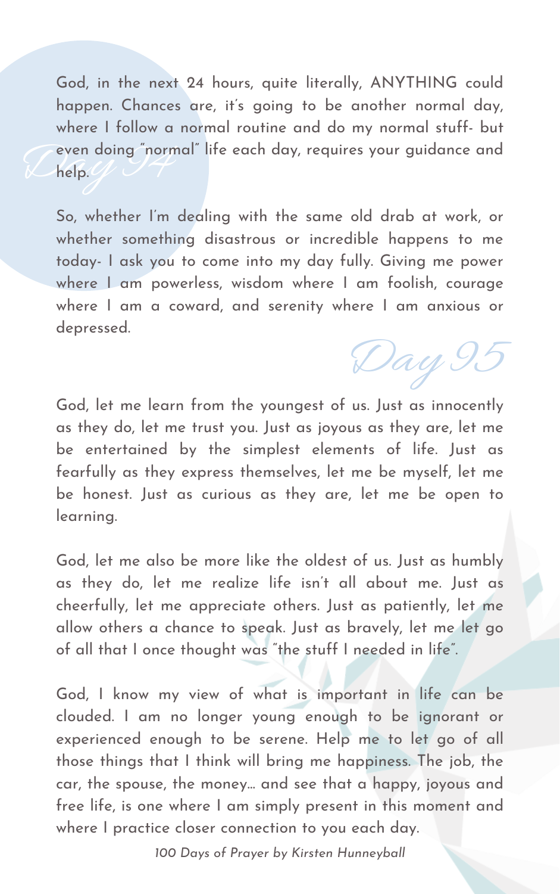## Day 94

God, in the next 24 hours, quite literally, ANYTHING could happen. Chances are, it's going to be another normal day, where I follow a normal routine and do my normal stuff- but even doing "normal" life each day, requires your guidance and help.

So, whether I'm dealing with the same old drab at work, or whether something disastrous or incredible happens to me today- I ask you to come into my day fully. Giving me power where I am powerless, wisdom where I am foolish, courage where I am a coward, and serenity where I am anxious or depressed.

## Day 95

God, let me learn from the youngest of us. Just as innocently as they do, let me trust you. Just as joyous as they are, let me be entertained by the simplest elements of life. Just as fearfully as they express themselves, let me be myself, let me be honest. Just as curious as they are, let me be open to learning.

God, let me also be more like the oldest of us. Just as humbly as they do, let me realize life isn't all about me. Just as cheerfully, let me appreciate others. Just as patiently, let me allow others a chance to speak. Just as bravely, let me let go of all that I once thought was "the stuff I needed in life".

God, I know my view of what is important in life can be clouded. I am no longer young enough to be ignorant or experienced enough to be serene. Help me to let go of all those things that I think will bring me happiness. The job, the car, the spouse, the money... and see that a happy, joyous and free life, is one where I am simply present in this moment and where I practice closer connection to you each day.

*100 Days of Prayer by Kirsten Hunneyball*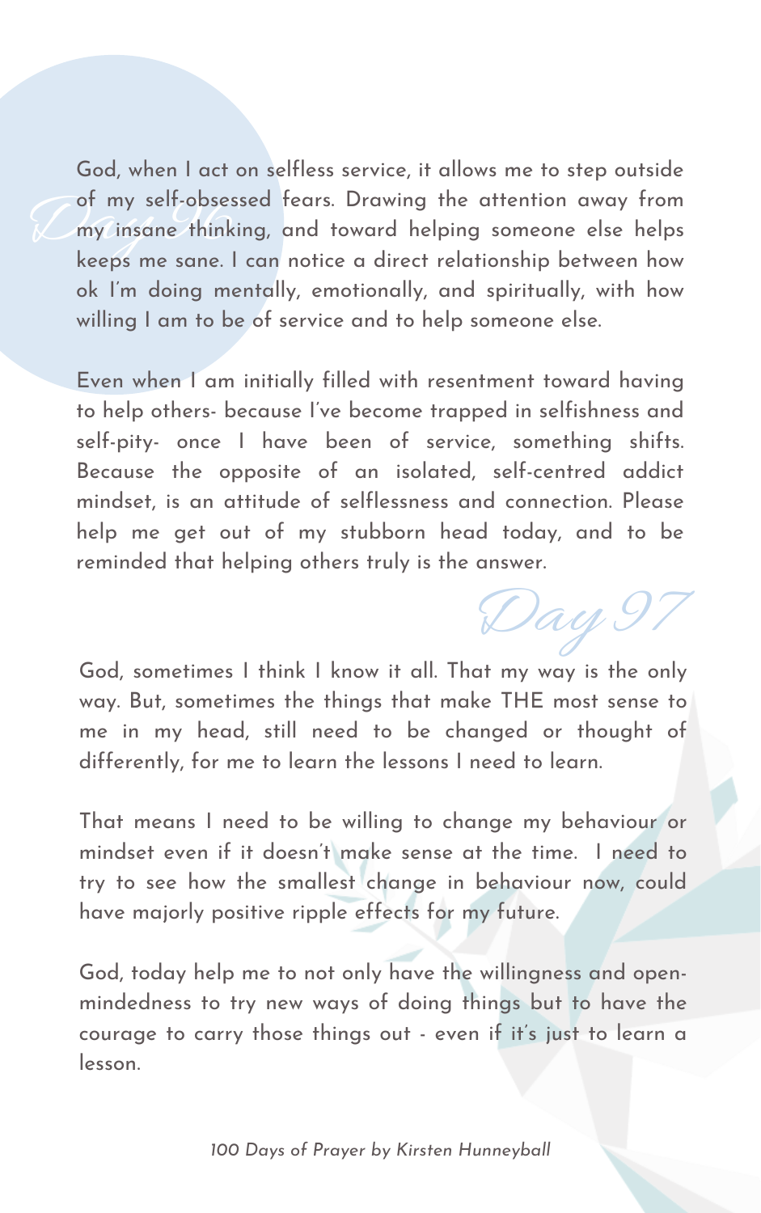## Day 96

God, when I act on selfless service, it allows me to step outside of my self-obsessed fears. Drawing the attention away from my insane thinking, and toward helping someone else helps keeps me sane. I can notice a direct relationship between how ok I'm doing mentally, emotionally, and spiritually, with how willing I am to be of service and to help someone else.

Even when I am initially filled with resentment toward having to help others- because I've become trapped in selfishness and self-pity- once I have been of service, something shifts. Because the opposite of an isolated, self-centred addict mindset, is an attitude of selflessness and connection. Please help me get out of my stubborn head today, and to be reminded that helping others truly is the answer.

## Day 97

God, sometimes I think I know it all. That my way is the only way. But, sometimes the things that make THE most sense to me in my head, still need to be changed or thought of differently, for me to learn the lessons I need to learn.

That means I need to be willing to change my behaviour or mindset even if it doesn't make sense at the time. I need to try to see how the smallest change in behaviour now, could have majorly positive ripple effects for my future.

God, today help me to not only have the willingness and open-mindedness to try new ways of doing things but to have the courage to carry those things out - even if it's just to learn a lesson.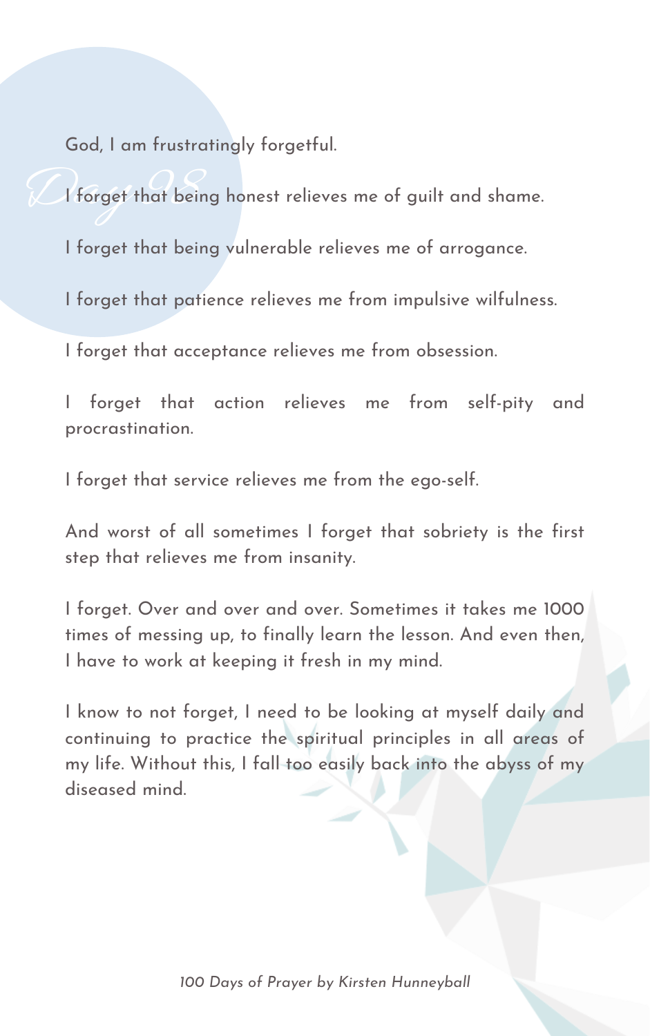# Day 98

God, I am frustratingly forgetful.

I forget that being honest relieves me of guilt and shame.

I forget that being vulnerable relieves me of arrogance.

I forget that patience relieves me from impulsive wilfulness.

I forget that acceptance relieves me from obsession.

I forget that action relieves me from self-pity and procrastination.

I forget that service relieves me from the ego-self.

And worst of all sometimes I forget that sobriety is the first step that relieves me from insanity.

I forget. Over and over and over. Sometimes it takes me 1000 times of messing up, to finally learn the lesson. And even then, I have to work at keeping it fresh in my mind.

I know to not forget, I need to be looking at myself daily and continuing to practice the spiritual principles in all areas of my life. Without this, I fall too easily back into the abyss of my diseased mind.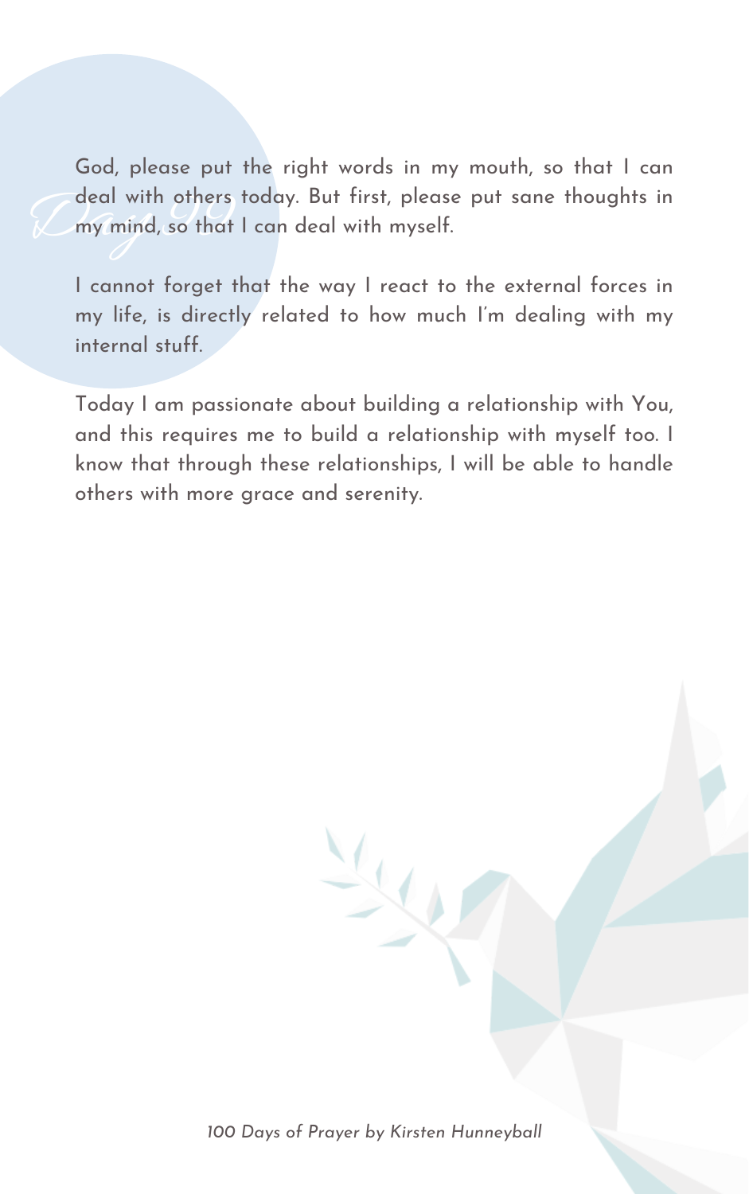# Day 99

God, please put the right words in my mouth, so that I can deal with others today. But first, please put sane thoughts in my mind, so that I can deal with myself.

I cannot forget that the way I react to the external forces in my life, is directly related to how much I'm dealing with my internal stuff.

Today I am passionate about building a relationship with You, and this requires me to build a relationship with myself too. I know that through these relationships, I will be able to handle others with more grace and serenity.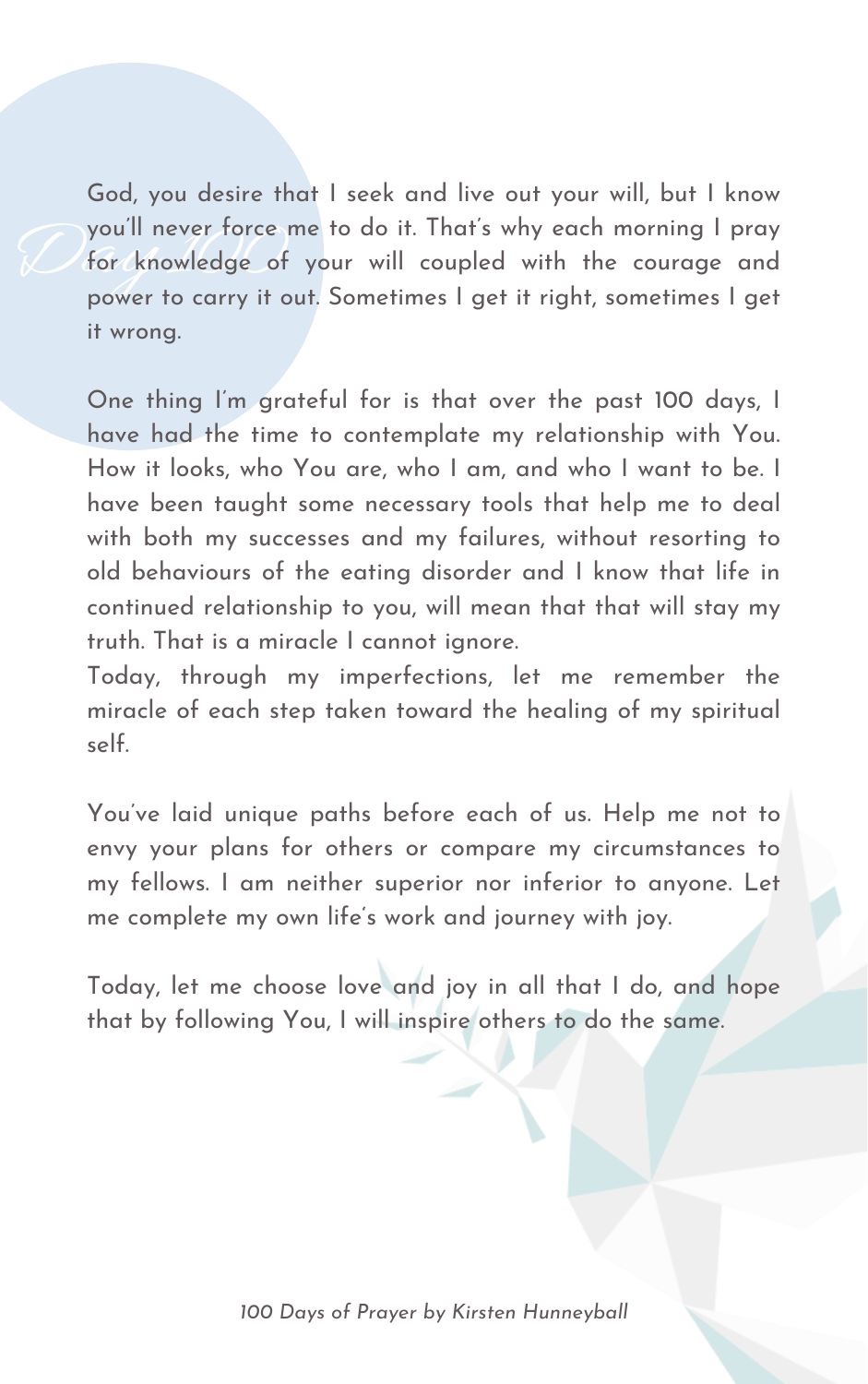# Day 100

God, you desire that I seek and live out your will, but I know you'll never force me to do it. That's why each morning I pray for knowledge of your will coupled with the courage and power to carry it out. Sometimes I get it right, sometimes I get it wrong.

One thing I'm grateful for is that over the past 100 days, I have had the time to contemplate my relationship with You. How it looks, who You are, who I am, and who I want to be. I have been taught some necessary tools that help me to deal with both my successes and my failures, without resorting to old behaviours of the eating disorder and I know that life in continued relationship to you, will mean that that will stay my truth. That is a miracle I cannot ignore.
Today, through my imperfections, let me remember the miracle of each step taken toward the healing of my spiritual self.

You've laid unique paths before each of us. Help me not to envy your plans for others or compare my circumstances to my fellows. I am neither superior nor inferior to anyone. Let me complete my own life's work and journey with joy.

Today, let me choose love and joy in all that I do, and hope that by following You, I will inspire others to do the same.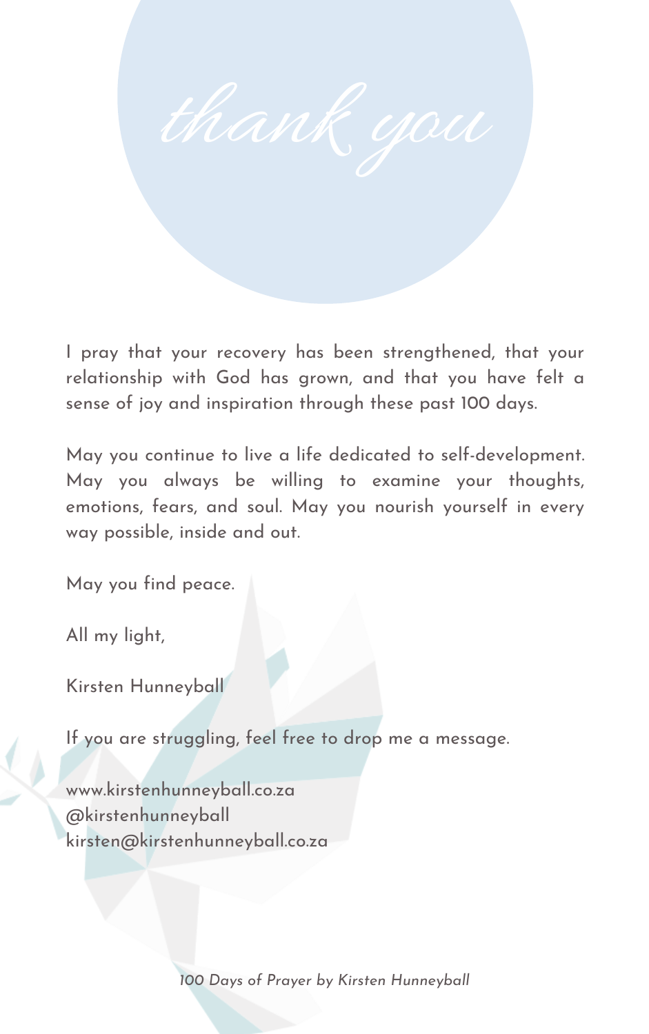# thank you

I pray that your recovery has been strengthened, that your relationship with God has grown, and that you have felt a sense of joy and inspiration through these past 100 days.

May you continue to live a life dedicated to self-development. May you always be willing to examine your thoughts, emotions, fears, and soul. May you nourish yourself in every way possible, inside and out.

May you find peace.

All my light,

Kirsten Hunneyball

If you are struggling, feel free to drop me a message.

www.kirstenhunneyball.co.za
@kirstenhunneyball
kirsten@kirstenhunneyball.co.za